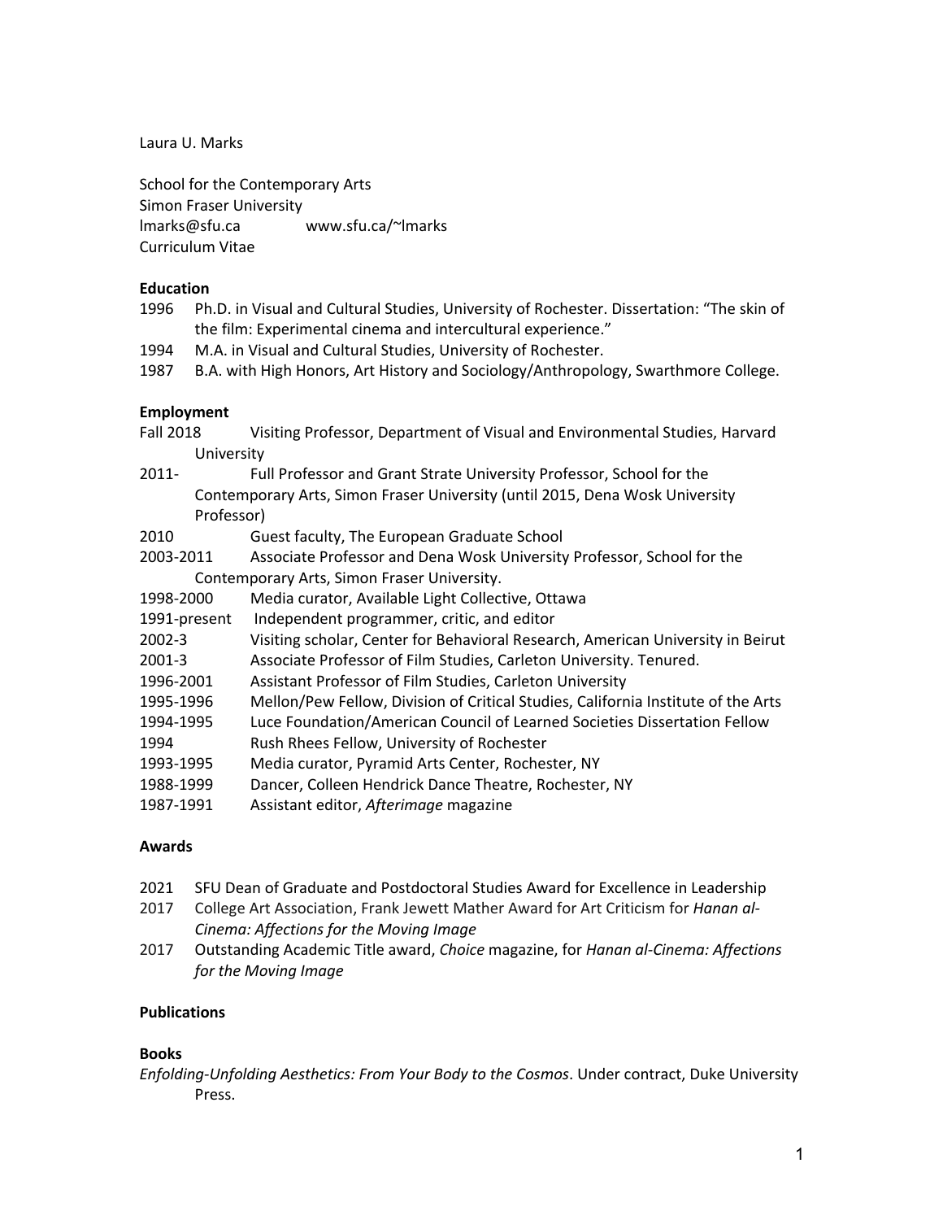Laura U. Marks

School for the Contemporary Arts
Simon Fraser University
lmarks@sfu.ca www.sfu.ca/~lmarks
Curriculum Vitae

## Education

1996 Ph.D. in Visual and Cultural Studies, University of Rochester. Dissertation: "The skin of the film: Experimental cinema and intercultural experience."

1994 M.A. in Visual and Cultural Studies, University of Rochester.

1987 B.A. with High Honors, Art History and Sociology/Anthropology, Swarthmore College.

## Employment

Fall 2018 Visiting Professor, Department of Visual and Environmental Studies, Harvard University

2011- Full Professor and Grant Strate University Professor, School for the Contemporary Arts, Simon Fraser University (until 2015, Dena Wosk University Professor)

2010 Guest faculty, The European Graduate School

2003-2011 Associate Professor and Dena Wosk University Professor, School for the Contemporary Arts, Simon Fraser University.

1998-2000 Media curator, Available Light Collective, Ottawa

1991-present Independent programmer, critic, and editor

2002-3 Visiting scholar, Center for Behavioral Research, American University in Beirut

2001-3 Associate Professor of Film Studies, Carleton University. Tenured.

1996-2001 Assistant Professor of Film Studies, Carleton University

1995-1996 Mellon/Pew Fellow, Division of Critical Studies, California Institute of the Arts

1994-1995 Luce Foundation/American Council of Learned Societies Dissertation Fellow

1994 Rush Rhees Fellow, University of Rochester

1993-1995 Media curator, Pyramid Arts Center, Rochester, NY

1988-1999 Dancer, Colleen Hendrick Dance Theatre, Rochester, NY

1987-1991 Assistant editor, *Afterimage* magazine

## Awards

2021 SFU Dean of Graduate and Postdoctoral Studies Award for Excellence in Leadership

2017 College Art Association, Frank Jewett Mather Award for Art Criticism for *Hanan al-Cinema: Affections for the Moving Image*

2017 Outstanding Academic Title award, *Choice* magazine, for *Hanan al-Cinema: Affections for the Moving Image*

## Publications

### Books

*Enfolding-Unfolding Aesthetics: From Your Body to the Cosmos*. Under contract, Duke University Press.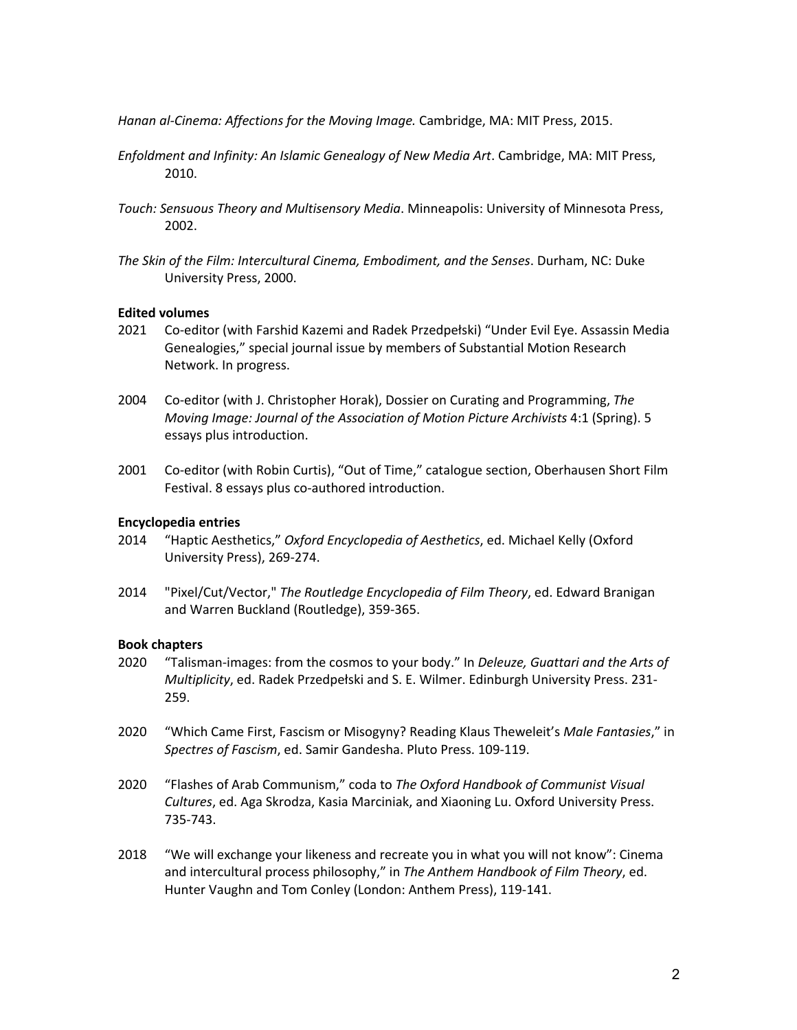*Hanan al-Cinema: Affections for the Moving Image.* Cambridge, MA: MIT Press, 2015.

*Enfoldment and Infinity: An Islamic Genealogy of New Media Art*. Cambridge, MA: MIT Press, 2010.

*Touch: Sensuous Theory and Multisensory Media*. Minneapolis: University of Minnesota Press, 2002.

*The Skin of the Film: Intercultural Cinema, Embodiment, and the Senses*. Durham, NC: Duke University Press, 2000.

**Edited volumes**

2021 Co-editor (with Farshid Kazemi and Radek Przedpełski) "Under Evil Eye. Assassin Media Genealogies," special journal issue by members of Substantial Motion Research Network. In progress.

2004 Co-editor (with J. Christopher Horak), Dossier on Curating and Programming, *The Moving Image: Journal of the Association of Motion Picture Archivists* 4:1 (Spring). 5 essays plus introduction.

2001 Co-editor (with Robin Curtis), "Out of Time," catalogue section, Oberhausen Short Film Festival. 8 essays plus co-authored introduction.

**Encyclopedia entries**

2014 "Haptic Aesthetics," *Oxford Encyclopedia of Aesthetics*, ed. Michael Kelly (Oxford University Press), 269-274.

2014 "Pixel/Cut/Vector," *The Routledge Encyclopedia of Film Theory*, ed. Edward Branigan and Warren Buckland (Routledge), 359-365.

**Book chapters**

2020 "Talisman-images: from the cosmos to your body." In *Deleuze, Guattari and the Arts of Multiplicity*, ed. Radek Przedpełski and S. E. Wilmer. Edinburgh University Press. 231-259.

2020 "Which Came First, Fascism or Misogyny? Reading Klaus Theweleit's *Male Fantasies*," in *Spectres of Fascism*, ed. Samir Gandesha. Pluto Press. 109-119.

2020 "Flashes of Arab Communism," coda to *The Oxford Handbook of Communist Visual Cultures*, ed. Aga Skrodza, Kasia Marciniak, and Xiaoning Lu. Oxford University Press. 735-743.

2018 "We will exchange your likeness and recreate you in what you will not know": Cinema and intercultural process philosophy," in *The Anthem Handbook of Film Theory*, ed. Hunter Vaughn and Tom Conley (London: Anthem Press), 119-141.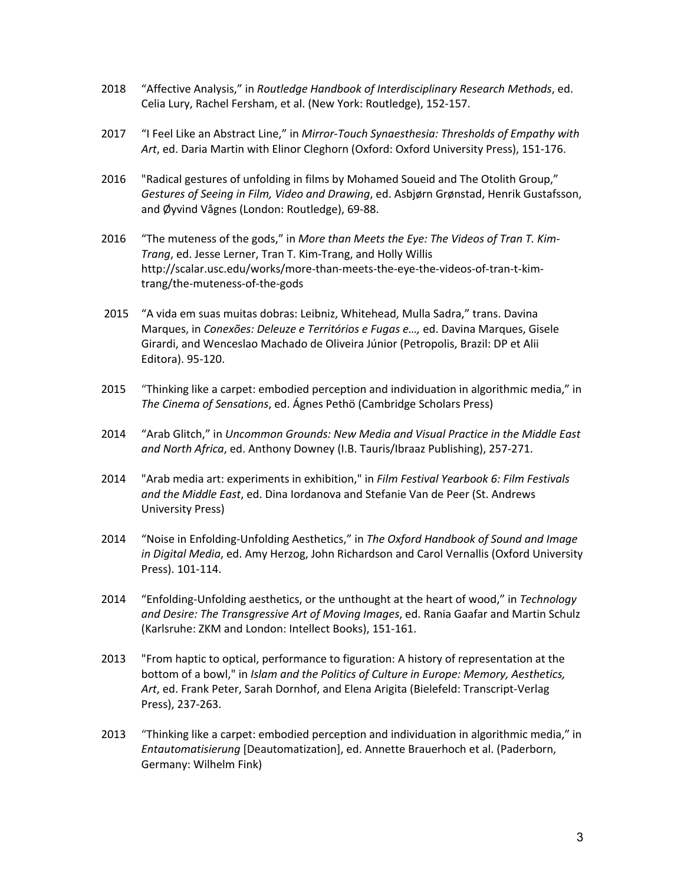2018 "Affective Analysis," in *Routledge Handbook of Interdisciplinary Research Methods*, ed. Celia Lury, Rachel Fersham, et al. (New York: Routledge), 152-157.

2017 "I Feel Like an Abstract Line," in *Mirror-Touch Synaesthesia: Thresholds of Empathy with Art*, ed. Daria Martin with Elinor Cleghorn (Oxford: Oxford University Press), 151-176.

2016 "Radical gestures of unfolding in films by Mohamed Soueid and The Otolith Group," *Gestures of Seeing in Film, Video and Drawing*, ed. Asbjørn Grønstad, Henrik Gustafsson, and Øyvind Vågnes (London: Routledge), 69-88.

2016 "The muteness of the gods," in *More than Meets the Eye: The Videos of Tran T. Kim-Trang*, ed. Jesse Lerner, Tran T. Kim-Trang, and Holly Willis http://scalar.usc.edu/works/more-than-meets-the-eye-the-videos-of-tran-t-kim-trang/the-muteness-of-the-gods

2015 "A vida em suas muitas dobras: Leibniz, Whitehead, Mulla Sadra," trans. Davina Marques, in *Conexões: Deleuze e Territórios e Fugas e…,* ed. Davina Marques, Gisele Girardi, and Wenceslao Machado de Oliveira Júnior (Petropolis, Brazil: DP et Alii Editora). 95-120.

2015 "Thinking like a carpet: embodied perception and individuation in algorithmic media," in *The Cinema of Sensations*, ed. Ágnes Pethö (Cambridge Scholars Press)

2014 "Arab Glitch," in *Uncommon Grounds: New Media and Visual Practice in the Middle East and North Africa*, ed. Anthony Downey (I.B. Tauris/Ibraaz Publishing), 257-271.

2014 "Arab media art: experiments in exhibition," in *Film Festival Yearbook 6: Film Festivals and the Middle East*, ed. Dina Iordanova and Stefanie Van de Peer (St. Andrews University Press)

2014 "Noise in Enfolding-Unfolding Aesthetics," in *The Oxford Handbook of Sound and Image in Digital Media*, ed. Amy Herzog, John Richardson and Carol Vernallis (Oxford University Press). 101-114.

2014 "Enfolding-Unfolding aesthetics, or the unthought at the heart of wood," in *Technology and Desire: The Transgressive Art of Moving Images*, ed. Rania Gaafar and Martin Schulz (Karlsruhe: ZKM and London: Intellect Books), 151-161.

2013 "From haptic to optical, performance to figuration: A history of representation at the bottom of a bowl," in *Islam and the Politics of Culture in Europe: Memory, Aesthetics, Art*, ed. Frank Peter, Sarah Dornhof, and Elena Arigita (Bielefeld: Transcript-Verlag Press), 237-263.

2013 "Thinking like a carpet: embodied perception and individuation in algorithmic media," in *Entautomatisierung* [Deautomatization], ed. Annette Brauerhoch et al. (Paderborn, Germany: Wilhelm Fink)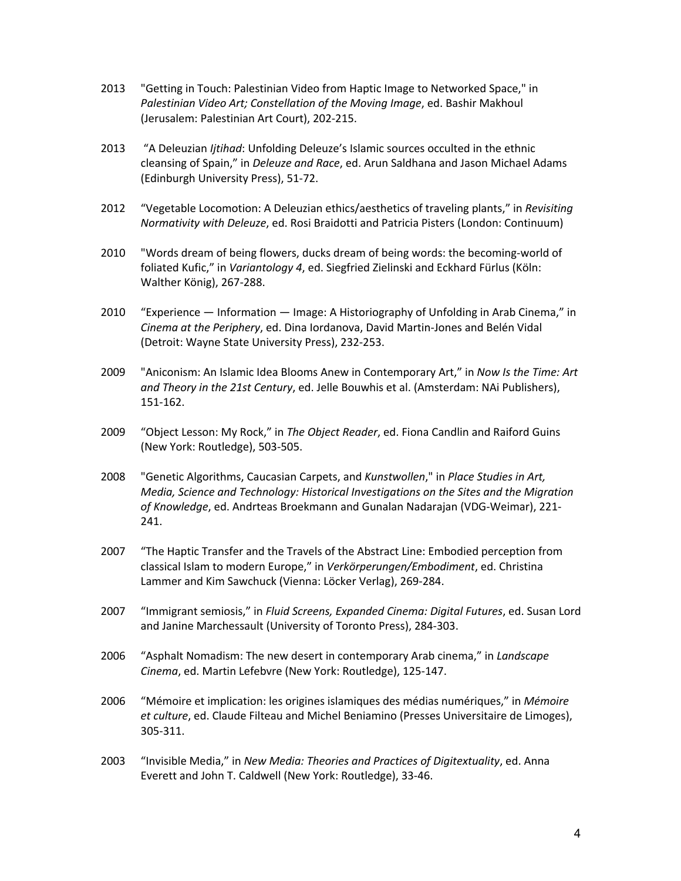2013 "Getting in Touch: Palestinian Video from Haptic Image to Networked Space," in *Palestinian Video Art; Constellation of the Moving Image*, ed. Bashir Makhoul (Jerusalem: Palestinian Art Court), 202-215.

2013 "A Deleuzian *Ijtihad*: Unfolding Deleuze's Islamic sources occulted in the ethnic cleansing of Spain," in *Deleuze and Race*, ed. Arun Saldhana and Jason Michael Adams (Edinburgh University Press), 51-72.

2012 "Vegetable Locomotion: A Deleuzian ethics/aesthetics of traveling plants," in *Revisiting Normativity with Deleuze*, ed. Rosi Braidotti and Patricia Pisters (London: Continuum)

2010 "Words dream of being flowers, ducks dream of being words: the becoming-world of foliated Kufic," in *Variantology 4*, ed. Siegfried Zielinski and Eckhard Fürlus (Köln: Walther König), 267-288.

2010 "Experience — Information — Image: A Historiography of Unfolding in Arab Cinema," in *Cinema at the Periphery*, ed. Dina Iordanova, David Martin-Jones and Belén Vidal (Detroit: Wayne State University Press), 232-253.

2009 "Aniconism: An Islamic Idea Blooms Anew in Contemporary Art," in *Now Is the Time: Art and Theory in the 21st Century*, ed. Jelle Bouwhis et al. (Amsterdam: NAi Publishers), 151-162.

2009 "Object Lesson: My Rock," in *The Object Reader*, ed. Fiona Candlin and Raiford Guins (New York: Routledge), 503-505.

2008 "Genetic Algorithms, Caucasian Carpets, and *Kunstwollen*," in *Place Studies in Art, Media, Science and Technology: Historical Investigations on the Sites and the Migration of Knowledge*, ed. Andrteas Broekmann and Gunalan Nadarajan (VDG-Weimar), 221-241.

2007 "The Haptic Transfer and the Travels of the Abstract Line: Embodied perception from classical Islam to modern Europe," in *Verkörperungen/Embodiment*, ed. Christina Lammer and Kim Sawchuck (Vienna: Löcker Verlag), 269-284.

2007 "Immigrant semiosis," in *Fluid Screens, Expanded Cinema: Digital Futures*, ed. Susan Lord and Janine Marchessault (University of Toronto Press), 284-303.

2006 "Asphalt Nomadism: The new desert in contemporary Arab cinema," in *Landscape Cinema*, ed. Martin Lefebvre (New York: Routledge), 125-147.

2006 "Mémoire et implication: les origines islamiques des médias numériques," in *Mémoire et culture*, ed. Claude Filteau and Michel Beniamino (Presses Universitaire de Limoges), 305-311.

2003 "Invisible Media," in *New Media: Theories and Practices of Digitextuality*, ed. Anna Everett and John T. Caldwell (New York: Routledge), 33-46.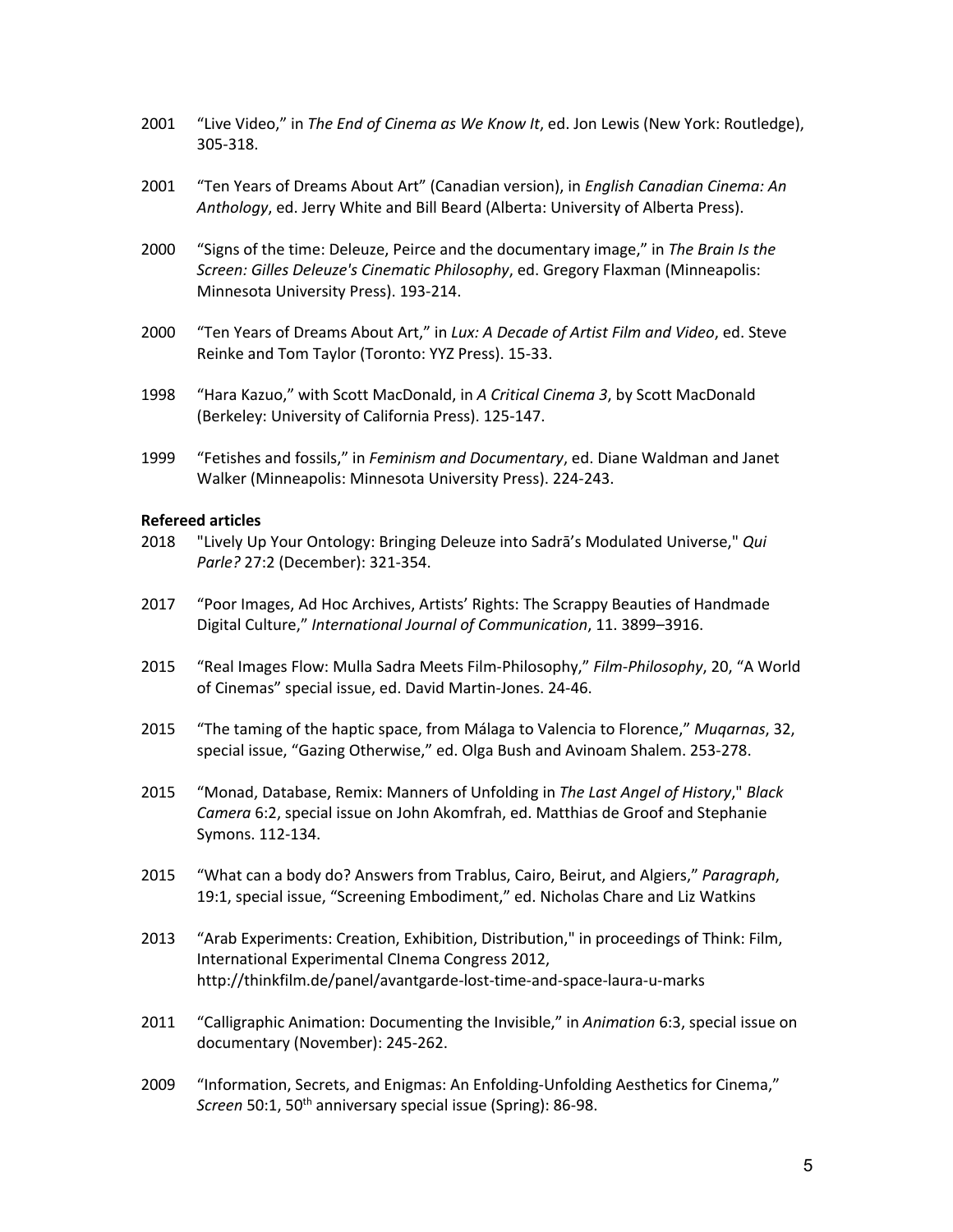2001 "Live Video," in *The End of Cinema as We Know It*, ed. Jon Lewis (New York: Routledge), 305-318.

2001 "Ten Years of Dreams About Art" (Canadian version), in *English Canadian Cinema: An Anthology*, ed. Jerry White and Bill Beard (Alberta: University of Alberta Press).

2000 "Signs of the time: Deleuze, Peirce and the documentary image," in *The Brain Is the Screen: Gilles Deleuze's Cinematic Philosophy*, ed. Gregory Flaxman (Minneapolis: Minnesota University Press). 193-214.

2000 "Ten Years of Dreams About Art," in *Lux: A Decade of Artist Film and Video*, ed. Steve Reinke and Tom Taylor (Toronto: YYZ Press). 15-33.

1998 "Hara Kazuo," with Scott MacDonald, in *A Critical Cinema 3*, by Scott MacDonald (Berkeley: University of California Press). 125-147.

1999 "Fetishes and fossils," in *Feminism and Documentary*, ed. Diane Waldman and Janet Walker (Minneapolis: Minnesota University Press). 224-243.

**Refereed articles**

2018 "Lively Up Your Ontology: Bringing Deleuze into Sadrā's Modulated Universe," *Qui Parle?* 27:2 (December): 321-354.

2017 "Poor Images, Ad Hoc Archives, Artists' Rights: The Scrappy Beauties of Handmade Digital Culture," *International Journal of Communication*, 11. 3899–3916.

2015 "Real Images Flow: Mulla Sadra Meets Film-Philosophy," *Film-Philosophy*, 20, "A World of Cinemas" special issue, ed. David Martin-Jones. 24-46.

2015 "The taming of the haptic space, from Málaga to Valencia to Florence," *Muqarnas*, 32, special issue, "Gazing Otherwise," ed. Olga Bush and Avinoam Shalem. 253-278.

2015 "Monad, Database, Remix: Manners of Unfolding in *The Last Angel of History*," *Black Camera* 6:2, special issue on John Akomfrah, ed. Matthias de Groof and Stephanie Symons. 112-134.

2015 "What can a body do? Answers from Trablus, Cairo, Beirut, and Algiers," *Paragraph*, 19:1, special issue, "Screening Embodiment," ed. Nicholas Chare and Liz Watkins

2013 "Arab Experiments: Creation, Exhibition, Distribution," in proceedings of Think: Film, International Experimental CInema Congress 2012, http://thinkfilm.de/panel/avantgarde-lost-time-and-space-laura-u-marks

2011 "Calligraphic Animation: Documenting the Invisible," in *Animation* 6:3, special issue on documentary (November): 245-262.

2009 "Information, Secrets, and Enigmas: An Enfolding-Unfolding Aesthetics for Cinema," *Screen* 50:1, 50th anniversary special issue (Spring): 86-98.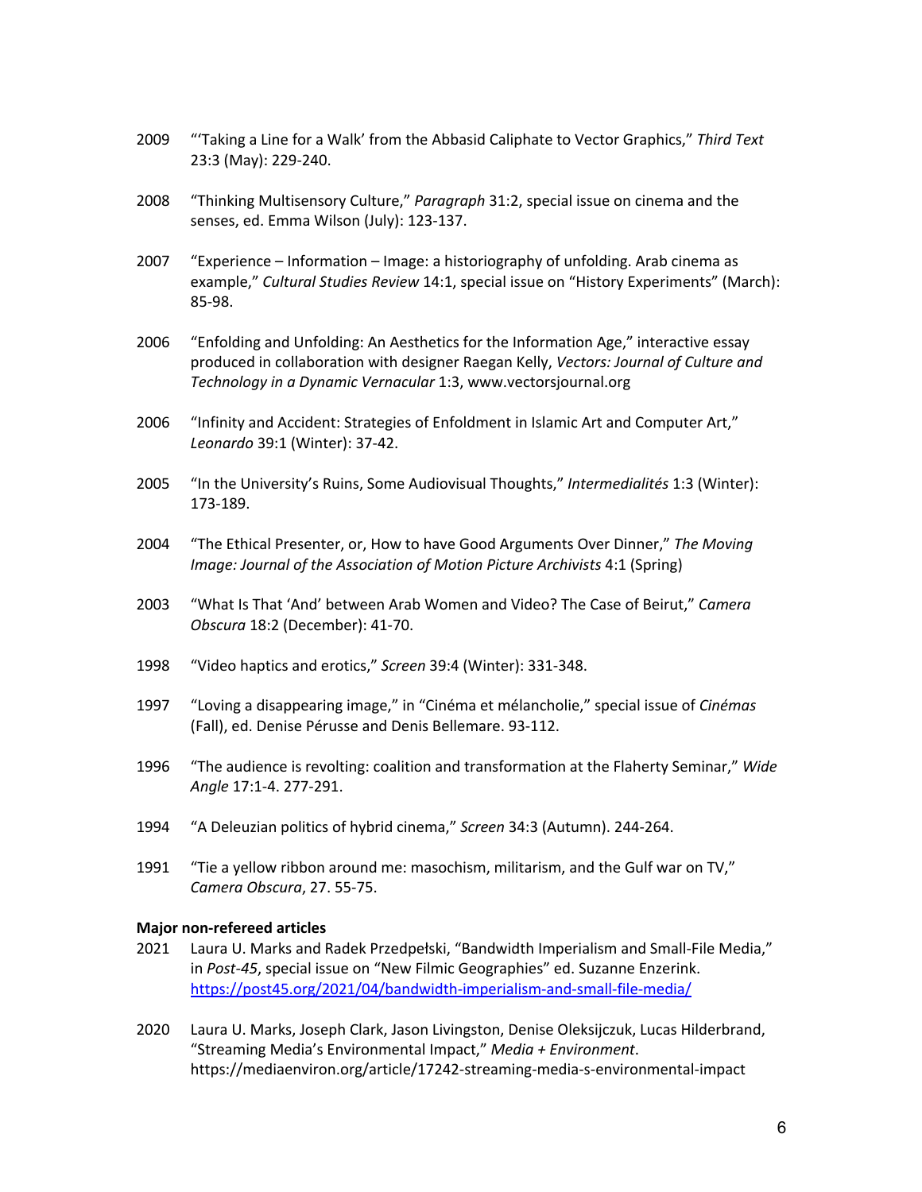2009 "'Taking a Line for a Walk' from the Abbasid Caliphate to Vector Graphics," *Third Text* 23:3 (May): 229-240.

2008 "Thinking Multisensory Culture," *Paragraph* 31:2, special issue on cinema and the senses, ed. Emma Wilson (July): 123-137.

2007 "Experience – Information – Image: a historiography of unfolding. Arab cinema as example," *Cultural Studies Review* 14:1, special issue on "History Experiments" (March): 85-98.

2006 "Enfolding and Unfolding: An Aesthetics for the Information Age," interactive essay produced in collaboration with designer Raegan Kelly, *Vectors: Journal of Culture and Technology in a Dynamic Vernacular* 1:3, www.vectorsjournal.org

2006 "Infinity and Accident: Strategies of Enfoldment in Islamic Art and Computer Art," *Leonardo* 39:1 (Winter): 37-42.

2005 "In the University's Ruins, Some Audiovisual Thoughts," *Intermedialités* 1:3 (Winter): 173-189.

2004 "The Ethical Presenter, or, How to have Good Arguments Over Dinner," *The Moving Image: Journal of the Association of Motion Picture Archivists* 4:1 (Spring)

2003 "What Is That 'And' between Arab Women and Video? The Case of Beirut," *Camera Obscura* 18:2 (December): 41-70.

1998 "Video haptics and erotics," *Screen* 39:4 (Winter): 331-348.

1997 "Loving a disappearing image," in "Cinéma et mélancholie," special issue of *Cinémas* (Fall), ed. Denise Pérusse and Denis Bellemare. 93-112.

1996 "The audience is revolting: coalition and transformation at the Flaherty Seminar," *Wide Angle* 17:1-4. 277-291.

1994 "A Deleuzian politics of hybrid cinema," *Screen* 34:3 (Autumn). 244-264.

1991 "Tie a yellow ribbon around me: masochism, militarism, and the Gulf war on TV," *Camera Obscura*, 27. 55-75.

**Major non-refereed articles**

2021 Laura U. Marks and Radek Przedpełski, "Bandwidth Imperialism and Small-File Media," in *Post-45*, special issue on "New Filmic Geographies" ed. Suzanne Enzerink. https://post45.org/2021/04/bandwidth-imperialism-and-small-file-media/

2020 Laura U. Marks, Joseph Clark, Jason Livingston, Denise Oleksijczuk, Lucas Hilderbrand, "Streaming Media's Environmental Impact," *Media + Environment*. https://mediaenviron.org/article/17242-streaming-media-s-environmental-impact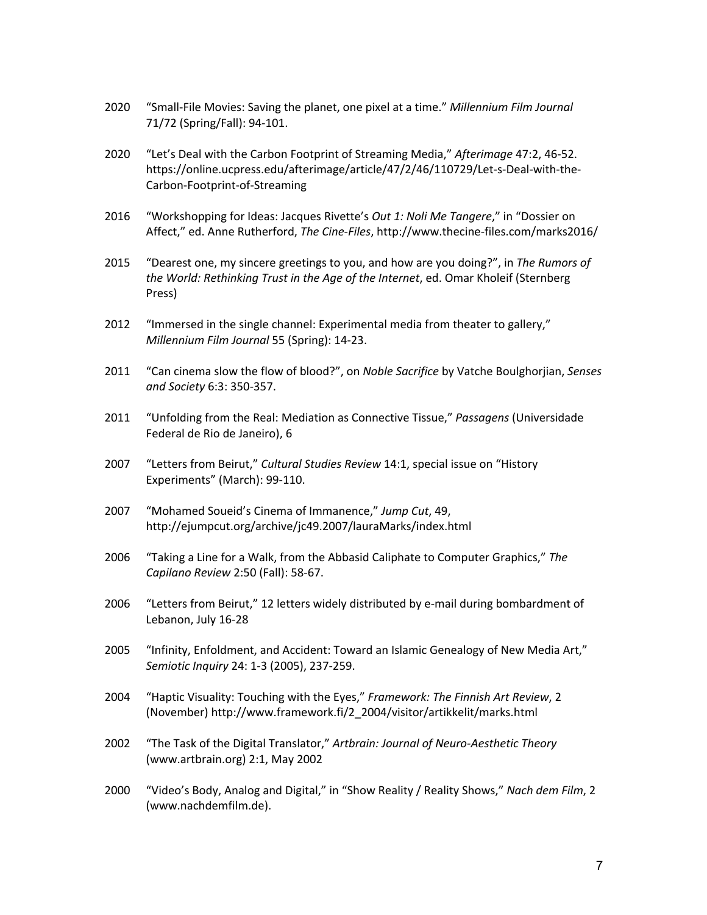2020 "Small-File Movies: Saving the planet, one pixel at a time." *Millennium Film Journal* 71/72 (Spring/Fall): 94-101.

2020 "Let's Deal with the Carbon Footprint of Streaming Media," *Afterimage* 47:2, 46-52. https://online.ucpress.edu/afterimage/article/47/2/46/110729/Let-s-Deal-with-the-Carbon-Footprint-of-Streaming

2016 "Workshopping for Ideas: Jacques Rivette's *Out 1: Noli Me Tangere*," in "Dossier on Affect," ed. Anne Rutherford, *The Cine-Files*, http://www.thecine-files.com/marks2016/

2015 "Dearest one, my sincere greetings to you, and how are you doing?", in *The Rumors of the World: Rethinking Trust in the Age of the Internet*, ed. Omar Kholeif (Sternberg Press)

2012 "Immersed in the single channel: Experimental media from theater to gallery," *Millennium Film Journal* 55 (Spring): 14-23.

2011 "Can cinema slow the flow of blood?", on *Noble Sacrifice* by Vatche Boulghorjian, *Senses and Society* 6:3: 350-357.

2011 "Unfolding from the Real: Mediation as Connective Tissue," *Passagens* (Universidade Federal de Rio de Janeiro), 6

2007 "Letters from Beirut," *Cultural Studies Review* 14:1, special issue on "History Experiments" (March): 99-110.

2007 "Mohamed Soueid's Cinema of Immanence," *Jump Cut*, 49, http://ejumpcut.org/archive/jc49.2007/lauraMarks/index.html

2006 "Taking a Line for a Walk, from the Abbasid Caliphate to Computer Graphics," *The Capilano Review* 2:50 (Fall): 58-67.

2006 "Letters from Beirut," 12 letters widely distributed by e-mail during bombardment of Lebanon, July 16-28

2005 "Infinity, Enfoldment, and Accident: Toward an Islamic Genealogy of New Media Art," *Semiotic Inquiry* 24: 1-3 (2005), 237-259.

2004 "Haptic Visuality: Touching with the Eyes," *Framework: The Finnish Art Review*, 2 (November) http://www.framework.fi/2_2004/visitor/artikkelit/marks.html

2002 "The Task of the Digital Translator," *Artbrain: Journal of Neuro-Aesthetic Theory* (www.artbrain.org) 2:1, May 2002

2000 "Video's Body, Analog and Digital," in "Show Reality / Reality Shows," *Nach dem Film*, 2 (www.nachdemfilm.de).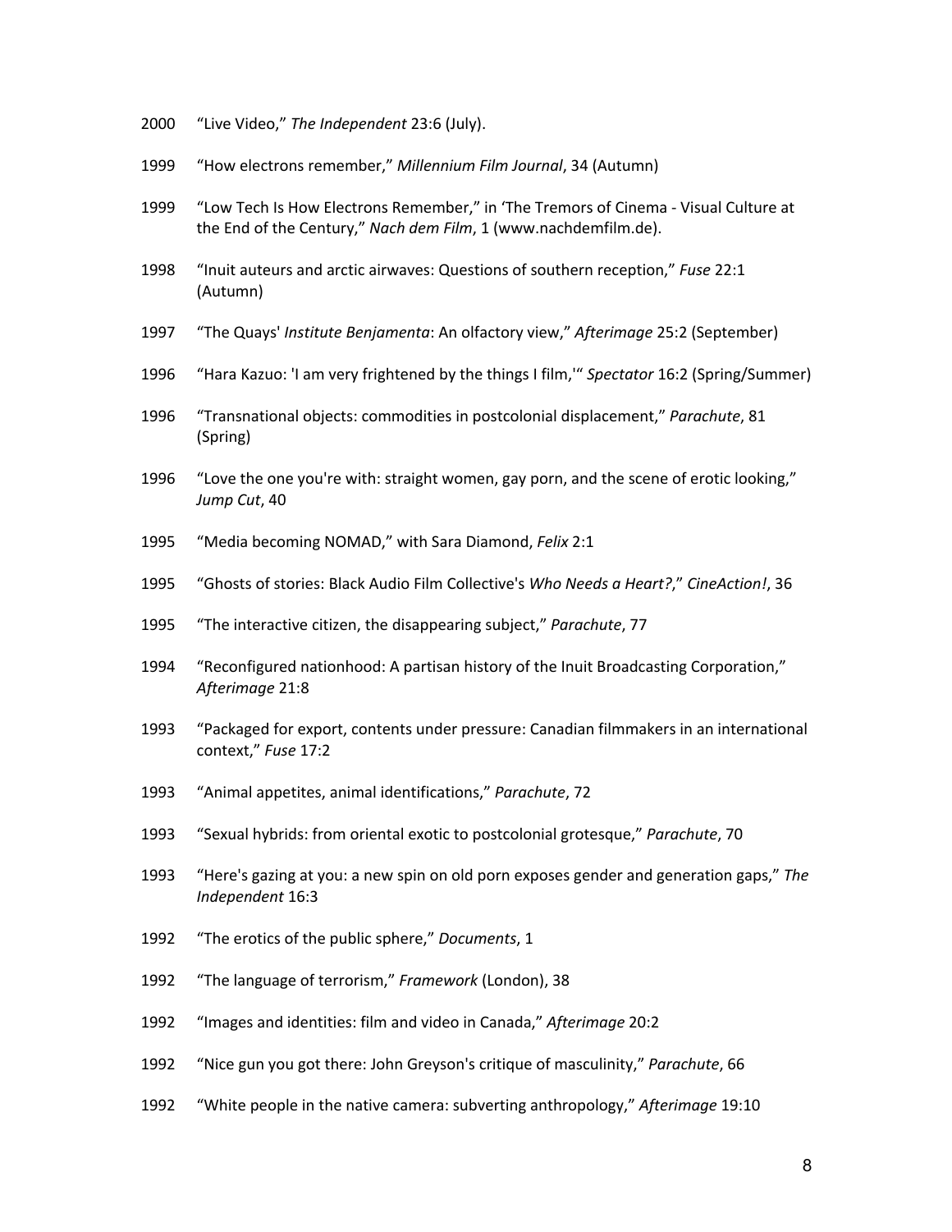2000 “Live Video,” *The Independent* 23:6 (July).

1999 “How electrons remember,” *Millennium Film Journal*, 34 (Autumn)

1999 “Low Tech Is How Electrons Remember,” in ‘The Tremors of Cinema - Visual Culture at the End of the Century,” *Nach dem Film*, 1 (www.nachdemfilm.de).

1998 “Inuit auteurs and arctic airwaves: Questions of southern reception,” *Fuse* 22:1 (Autumn)

1997 “The Quays' *Institute Benjamenta*: An olfactory view,” *Afterimage* 25:2 (September)

1996 “Hara Kazuo: 'I am very frightened by the things I film,'“ *Spectator* 16:2 (Spring/Summer)

1996 “Transnational objects: commodities in postcolonial displacement,” *Parachute*, 81 (Spring)

1996 “Love the one you're with: straight women, gay porn, and the scene of erotic looking,” *Jump Cut*, 40

1995 “Media becoming NOMAD,” with Sara Diamond, *Felix* 2:1

1995 “Ghosts of stories: Black Audio Film Collective's *Who Needs a Heart?*,” *CineAction!*, 36

1995 “The interactive citizen, the disappearing subject,” *Parachute*, 77

1994 “Reconfigured nationhood: A partisan history of the Inuit Broadcasting Corporation,” *Afterimage* 21:8

1993 “Packaged for export, contents under pressure: Canadian filmmakers in an international context,” *Fuse* 17:2

1993 “Animal appetites, animal identifications,” *Parachute*, 72

1993 “Sexual hybrids: from oriental exotic to postcolonial grotesque,” *Parachute*, 70

1993 “Here's gazing at you: a new spin on old porn exposes gender and generation gaps,” *The Independent* 16:3

1992 “The erotics of the public sphere,” *Documents*, 1

1992 “The language of terrorism,” *Framework* (London), 38

1992 “Images and identities: film and video in Canada,” *Afterimage* 20:2

1992 “Nice gun you got there: John Greyson's critique of masculinity,” *Parachute*, 66

1992 “White people in the native camera: subverting anthropology,” *Afterimage* 19:10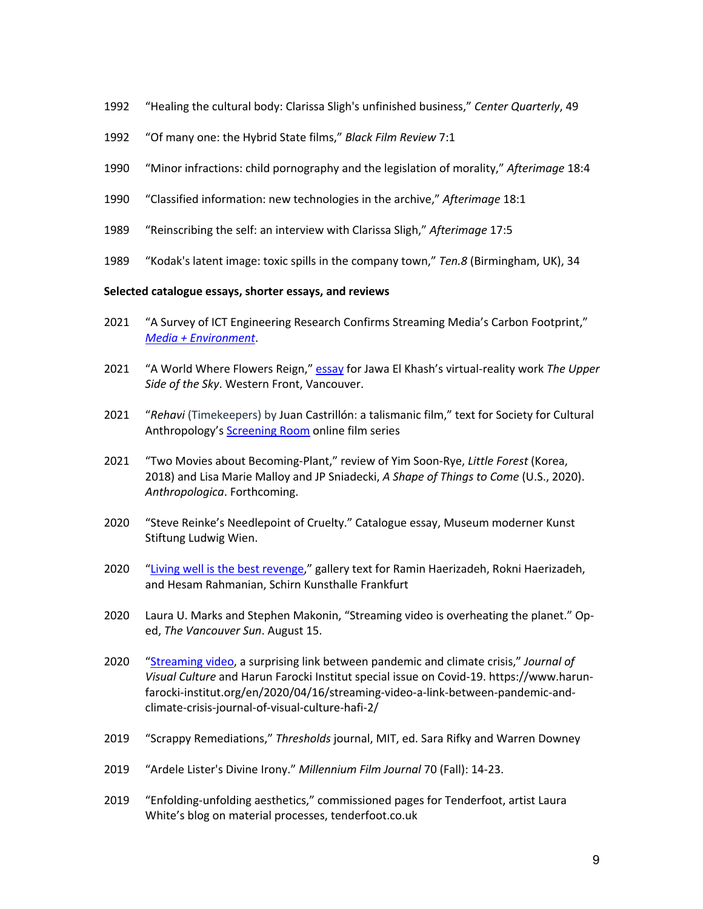1992 "Healing the cultural body: Clarissa Sligh's unfinished business," *Center Quarterly*, 49

1992 "Of many one: the Hybrid State films," *Black Film Review* 7:1

1990 "Minor infractions: child pornography and the legislation of morality," *Afterimage* 18:4

1990 "Classified information: new technologies in the archive," *Afterimage* 18:1

1989 "Reinscribing the self: an interview with Clarissa Sligh," *Afterimage* 17:5

1989 "Kodak's latent image: toxic spills in the company town," *Ten.8* (Birmingham, UK), 34

**Selected catalogue essays, shorter essays, and reviews**

2021 "A Survey of ICT Engineering Research Confirms Streaming Media's Carbon Footprint," *Media + Environment*.

2021 "A World Where Flowers Reign," essay for Jawa El Khash's virtual-reality work *The Upper Side of the Sky*. Western Front, Vancouver.

2021 "*Rehavi* (Timekeepers) by Juan Castrillón: a talismanic film," text for Society for Cultural Anthropology's Screening Room online film series

2021 "Two Movies about Becoming-Plant," review of Yim Soon-Rye, *Little Forest* (Korea, 2018) and Lisa Marie Malloy and JP Sniadecki, *A Shape of Things to Come* (U.S., 2020). *Anthropologica*. Forthcoming.

2020 "Steve Reinke's Needlepoint of Cruelty." Catalogue essay, Museum moderner Kunst Stiftung Ludwig Wien.

2020 "Living well is the best revenge," gallery text for Ramin Haerizadeh, Rokni Haerizadeh, and Hesam Rahmanian, Schirn Kunsthalle Frankfurt

2020 Laura U. Marks and Stephen Makonin, "Streaming video is overheating the planet." Op-ed, *The Vancouver Sun*. August 15.

2020 "Streaming video, a surprising link between pandemic and climate crisis," *Journal of Visual Culture* and Harun Farocki Institut special issue on Covid-19. https://www.harun-farocki-institut.org/en/2020/04/16/streaming-video-a-link-between-pandemic-and-climate-crisis-journal-of-visual-culture-hafi-2/

2019 "Scrappy Remediations," *Thresholds* journal, MIT, ed. Sara Rifky and Warren Downey

2019 "Ardele Lister's Divine Irony." *Millennium Film Journal* 70 (Fall): 14-23.

2019 "Enfolding-unfolding aesthetics," commissioned pages for Tenderfoot, artist Laura White's blog on material processes, tenderfoot.co.uk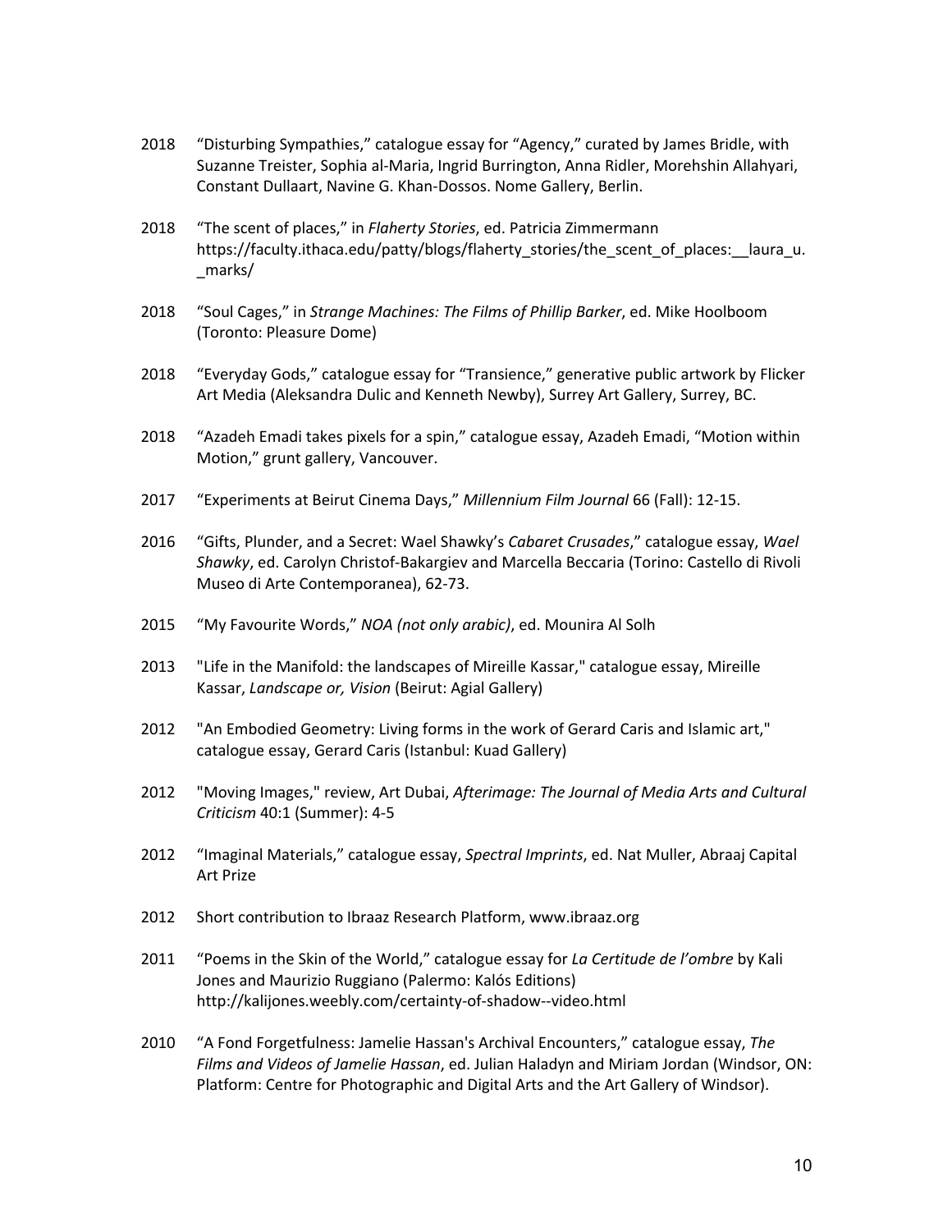2018 “Disturbing Sympathies,” catalogue essay for “Agency,” curated by James Bridle, with Suzanne Treister, Sophia al-Maria, Ingrid Burrington, Anna Ridler, Morehshin Allahyari, Constant Dullaart, Navine G. Khan-Dossos. Nome Gallery, Berlin.

2018 “The scent of places,” in *Flaherty Stories*, ed. Patricia Zimmermann https://faculty.ithaca.edu/patty/blogs/flaherty_stories/the_scent_of_places:__laura_u._marks/

2018 “Soul Cages,” in *Strange Machines: The Films of Phillip Barker*, ed. Mike Hoolboom (Toronto: Pleasure Dome)

2018 “Everyday Gods,” catalogue essay for “Transience,” generative public artwork by Flicker Art Media (Aleksandra Dulic and Kenneth Newby), Surrey Art Gallery, Surrey, BC.

2018 “Azadeh Emadi takes pixels for a spin,” catalogue essay, Azadeh Emadi, “Motion within Motion,” grunt gallery, Vancouver.

2017 “Experiments at Beirut Cinema Days,” *Millennium Film Journal* 66 (Fall): 12-15.

2016 “Gifts, Plunder, and a Secret: Wael Shawky’s *Cabaret Crusades*,” catalogue essay, *Wael Shawky*, ed. Carolyn Christof-Bakargiev and Marcella Beccaria (Torino: Castello di Rivoli Museo di Arte Contemporanea), 62-73.

2015 “My Favourite Words,” *NOA (not only arabic)*, ed. Mounira Al Solh

2013 "Life in the Manifold: the landscapes of Mireille Kassar," catalogue essay, Mireille Kassar, *Landscape or, Vision* (Beirut: Agial Gallery)

2012 "An Embodied Geometry: Living forms in the work of Gerard Caris and Islamic art," catalogue essay, Gerard Caris (Istanbul: Kuad Gallery)

2012 "Moving Images," review, Art Dubai, *Afterimage: The Journal of Media Arts and Cultural Criticism* 40:1 (Summer): 4-5

2012 “Imaginal Materials,” catalogue essay, *Spectral Imprints*, ed. Nat Muller, Abraaj Capital Art Prize

2012 Short contribution to Ibraaz Research Platform, www.ibraaz.org

2011 “Poems in the Skin of the World,” catalogue essay for *La Certitude de l’ombre* by Kali Jones and Maurizio Ruggiano (Palermo: Kalós Editions) http://kalijones.weebly.com/certainty-of-shadow--video.html

2010 “A Fond Forgetfulness: Jamelie Hassan's Archival Encounters,” catalogue essay, *The Films and Videos of Jamelie Hassan*, ed. Julian Haladyn and Miriam Jordan (Windsor, ON: Platform: Centre for Photographic and Digital Arts and the Art Gallery of Windsor).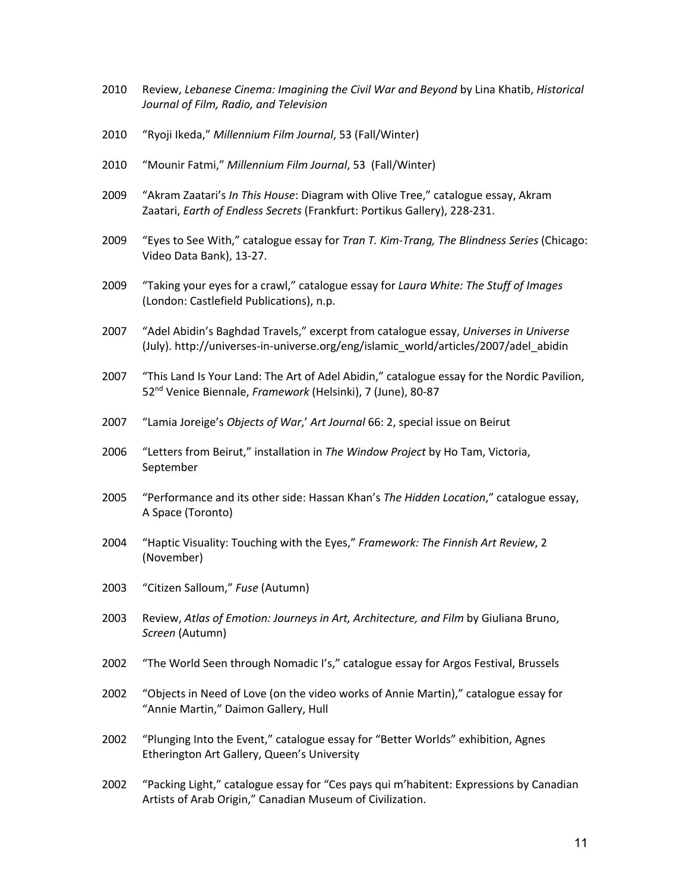2010 Review, *Lebanese Cinema: Imagining the Civil War and Beyond* by Lina Khatib, *Historical Journal of Film, Radio, and Television*

2010 "Ryoji Ikeda," *Millennium Film Journal*, 53 (Fall/Winter)

2010 "Mounir Fatmi," *Millennium Film Journal*, 53 (Fall/Winter)

2009 "Akram Zaatari's *In This House*: Diagram with Olive Tree," catalogue essay, Akram Zaatari, *Earth of Endless Secrets* (Frankfurt: Portikus Gallery), 228-231.

2009 "Eyes to See With," catalogue essay for *Tran T. Kim-Trang, The Blindness Series* (Chicago: Video Data Bank), 13-27.

2009 "Taking your eyes for a crawl," catalogue essay for *Laura White: The Stuff of Images* (London: Castlefield Publications), n.p.

2007 "Adel Abidin's Baghdad Travels," excerpt from catalogue essay, *Universes in Universe* (July). http://universes-in-universe.org/eng/islamic_world/articles/2007/adel_abidin

2007 "This Land Is Your Land: The Art of Adel Abidin," catalogue essay for the Nordic Pavilion, 52nd Venice Biennale, *Framework* (Helsinki), 7 (June), 80-87

2007 "Lamia Joreige's *Objects of War*,' *Art Journal* 66: 2, special issue on Beirut

2006 "Letters from Beirut," installation in *The Window Project* by Ho Tam, Victoria, September

2005 "Performance and its other side: Hassan Khan's *The Hidden Location*," catalogue essay, A Space (Toronto)

2004 "Haptic Visuality: Touching with the Eyes," *Framework: The Finnish Art Review*, 2 (November)

2003 "Citizen Salloum," *Fuse* (Autumn)

2003 Review, *Atlas of Emotion: Journeys in Art, Architecture, and Film* by Giuliana Bruno, *Screen* (Autumn)

2002 "The World Seen through Nomadic I's," catalogue essay for Argos Festival, Brussels

2002 "Objects in Need of Love (on the video works of Annie Martin)," catalogue essay for "Annie Martin," Daimon Gallery, Hull

2002 "Plunging Into the Event," catalogue essay for "Better Worlds" exhibition, Agnes Etherington Art Gallery, Queen's University

2002 "Packing Light," catalogue essay for "Ces pays qui m'habitent: Expressions by Canadian Artists of Arab Origin," Canadian Museum of Civilization.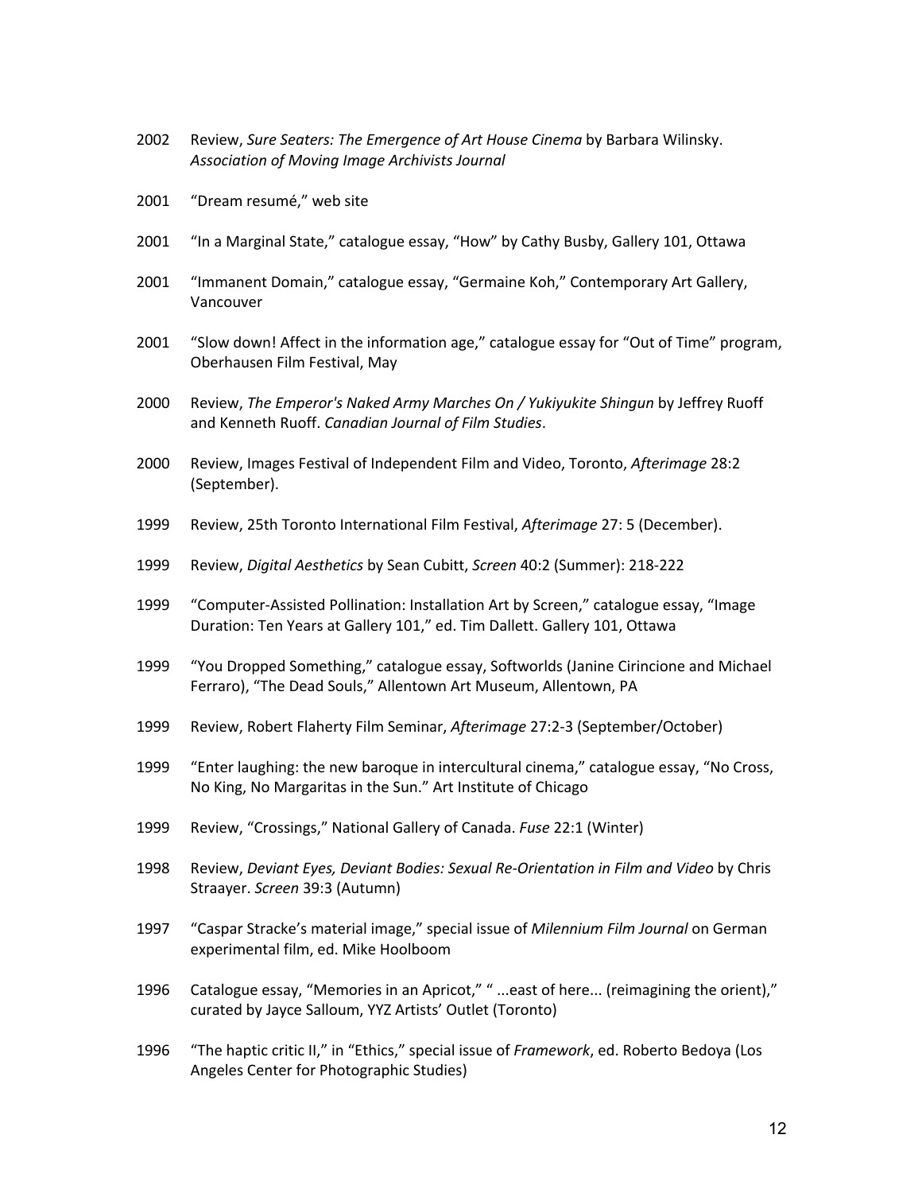2002 Review, *Sure Seaters: The Emergence of Art House Cinema* by Barbara Wilinsky. *Association of Moving Image Archivists Journal*

2001 “Dream resumé,” web site

2001 “In a Marginal State,” catalogue essay, “How” by Cathy Busby, Gallery 101, Ottawa

2001 “Immanent Domain,” catalogue essay, “Germaine Koh,” Contemporary Art Gallery, Vancouver

2001 “Slow down! Affect in the information age,” catalogue essay for “Out of Time” program, Oberhausen Film Festival, May

2000 Review, *The Emperor's Naked Army Marches On / Yukiyukite Shingun* by Jeffrey Ruoff and Kenneth Ruoff. *Canadian Journal of Film Studies*.

2000 Review, Images Festival of Independent Film and Video, Toronto, *Afterimage* 28:2 (September).

1999 Review, 25th Toronto International Film Festival, *Afterimage* 27: 5 (December).

1999 Review, *Digital Aesthetics* by Sean Cubitt, *Screen* 40:2 (Summer): 218-222

1999 “Computer-Assisted Pollination: Installation Art by Screen,” catalogue essay, “Image Duration: Ten Years at Gallery 101,” ed. Tim Dallett. Gallery 101, Ottawa

1999 “You Dropped Something,” catalogue essay, Softworlds (Janine Cirincione and Michael Ferraro), “The Dead Souls,” Allentown Art Museum, Allentown, PA

1999 Review, Robert Flaherty Film Seminar, *Afterimage* 27:2-3 (September/October)

1999 “Enter laughing: the new baroque in intercultural cinema,” catalogue essay, “No Cross, No King, No Margaritas in the Sun.” Art Institute of Chicago

1999 Review, “Crossings,” National Gallery of Canada. *Fuse* 22:1 (Winter)

1998 Review, *Deviant Eyes, Deviant Bodies: Sexual Re-Orientation in Film and Video* by Chris Straayer. *Screen* 39:3 (Autumn)

1997 “Caspar Stracke’s material image,” special issue of *Milennium Film Journal* on German experimental film, ed. Mike Hoolboom

1996 Catalogue essay, “Memories in an Apricot,” “ ...east of here... (reimagining the orient),” curated by Jayce Salloum, YYZ Artists’ Outlet (Toronto)

1996 “The haptic critic II,” in “Ethics,” special issue of *Framework*, ed. Roberto Bedoya (Los Angeles Center for Photographic Studies)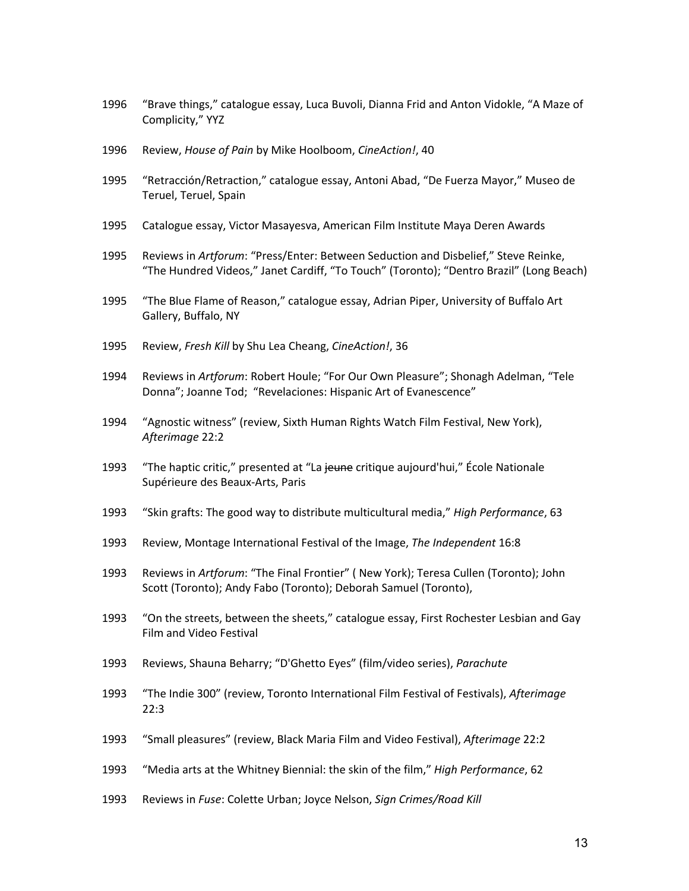1996 "Brave things," catalogue essay, Luca Buvoli, Dianna Frid and Anton Vidokle, "A Maze of Complicity," YYZ

1996 Review, *House of Pain* by Mike Hoolboom, *CineAction!*, 40

1995 "Retracción/Retraction," catalogue essay, Antoni Abad, "De Fuerza Mayor," Museo de Teruel, Teruel, Spain

1995 Catalogue essay, Victor Masayesva, American Film Institute Maya Deren Awards

1995 Reviews in *Artforum*: "Press/Enter: Between Seduction and Disbelief," Steve Reinke, "The Hundred Videos," Janet Cardiff, "To Touch" (Toronto); "Dentro Brazil" (Long Beach)

1995 "The Blue Flame of Reason," catalogue essay, Adrian Piper, University of Buffalo Art Gallery, Buffalo, NY

1995 Review, *Fresh Kill* by Shu Lea Cheang, *CineAction!*, 36

1994 Reviews in *Artforum*: Robert Houle; "For Our Own Pleasure"; Shonagh Adelman, "Tele Donna"; Joanne Tod; "Revelaciones: Hispanic Art of Evanescence"

1994 "Agnostic witness" (review, Sixth Human Rights Watch Film Festival, New York), *Afterimage* 22:2

1993 "The haptic critic," presented at "La ~~jeune~~ critique aujourd'hui," École Nationale Supérieure des Beaux-Arts, Paris

1993 "Skin grafts: The good way to distribute multicultural media," *High Performance*, 63

1993 Review, Montage International Festival of the Image, *The Independent* 16:8

1993 Reviews in *Artforum*: "The Final Frontier" ( New York); Teresa Cullen (Toronto); John Scott (Toronto); Andy Fabo (Toronto); Deborah Samuel (Toronto),

1993 "On the streets, between the sheets," catalogue essay, First Rochester Lesbian and Gay Film and Video Festival

1993 Reviews, Shauna Beharry; "D'Ghetto Eyes" (film/video series), *Parachute*

1993 "The Indie 300" (review, Toronto International Film Festival of Festivals), *Afterimage* 22:3

1993 "Small pleasures" (review, Black Maria Film and Video Festival), *Afterimage* 22:2

1993 "Media arts at the Whitney Biennial: the skin of the film," *High Performance*, 62

1993 Reviews in *Fuse*: Colette Urban; Joyce Nelson, *Sign Crimes/Road Kill*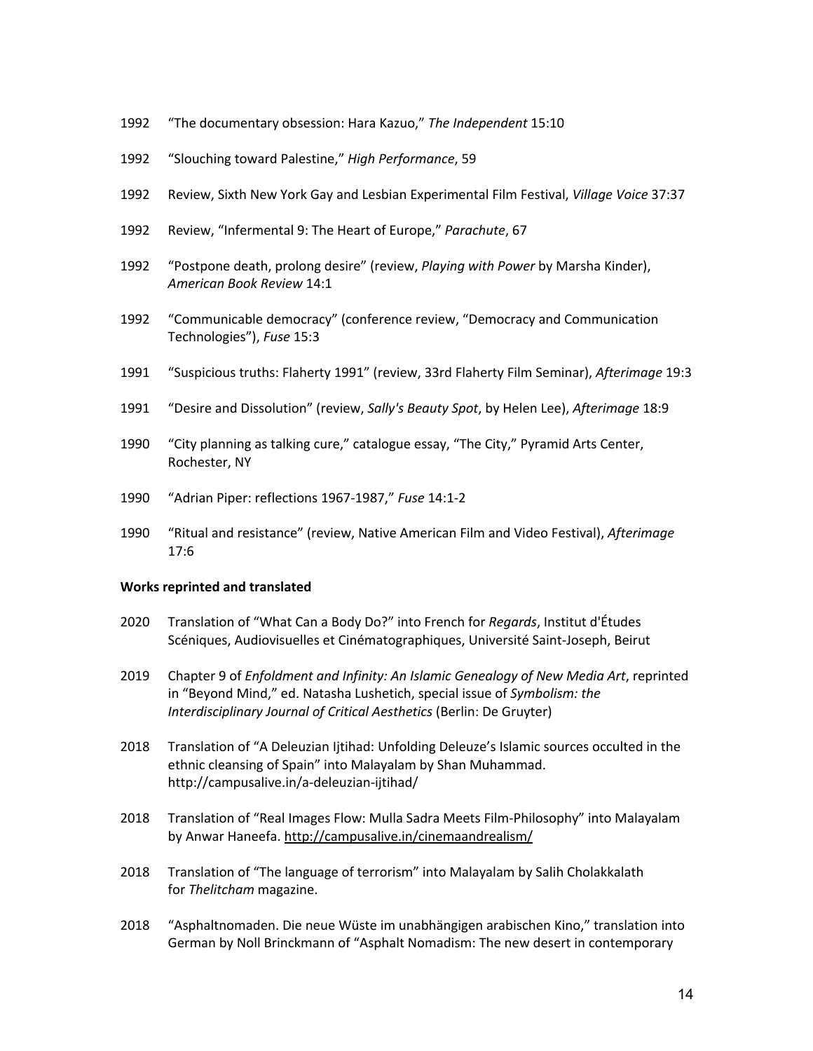1992 "The documentary obsession: Hara Kazuo," *The Independent* 15:10

1992 "Slouching toward Palestine," *High Performance*, 59

1992 Review, Sixth New York Gay and Lesbian Experimental Film Festival, *Village Voice* 37:37

1992 Review, "Infermental 9: The Heart of Europe," *Parachute*, 67

1992 "Postpone death, prolong desire" (review, *Playing with Power* by Marsha Kinder), *American Book Review* 14:1

1992 "Communicable democracy" (conference review, "Democracy and Communication Technologies"), *Fuse* 15:3

1991 "Suspicious truths: Flaherty 1991" (review, 33rd Flaherty Film Seminar), *Afterimage* 19:3

1991 "Desire and Dissolution" (review, *Sally's Beauty Spot*, by Helen Lee), *Afterimage* 18:9

1990 "City planning as talking cure," catalogue essay, "The City," Pyramid Arts Center, Rochester, NY

1990 "Adrian Piper: reflections 1967-1987," *Fuse* 14:1-2

1990 "Ritual and resistance" (review, Native American Film and Video Festival), *Afterimage* 17:6

**Works reprinted and translated**

2020 Translation of "What Can a Body Do?" into French for *Regards*, Institut d'Études Scéniques, Audiovisuelles et Cinématographiques, Université Saint-Joseph, Beirut

2019 Chapter 9 of *Enfoldment and Infinity: An Islamic Genealogy of New Media Art*, reprinted in "Beyond Mind," ed. Natasha Lushetich, special issue of *Symbolism: the Interdisciplinary Journal of Critical Aesthetics* (Berlin: De Gruyter)

2018 Translation of "A Deleuzian Ijtihad: Unfolding Deleuze's Islamic sources occulted in the ethnic cleansing of Spain" into Malayalam by Shan Muhammad. http://campusalive.in/a-deleuzian-ijtihad/

2018 Translation of "Real Images Flow: Mulla Sadra Meets Film-Philosophy" into Malayalam by Anwar Haneefa. http://campusalive.in/cinemaandrealism/

2018 Translation of "The language of terrorism" into Malayalam by Salih Cholakkalath for *Thelitcham* magazine.

2018 "Asphaltnomaden. Die neue Wüste im unabhängigen arabischen Kino," translation into German by Noll Brinckmann of "Asphalt Nomadism: The new desert in contemporary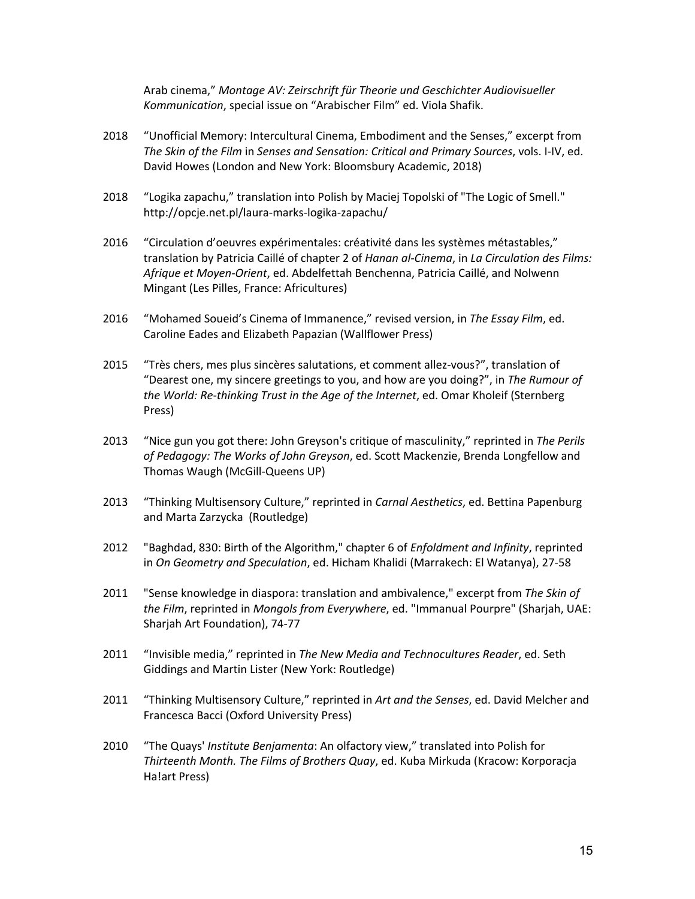Arab cinema," *Montage AV: Zeirschrift für Theorie und Geschichter Audiovisueller Kommunication*, special issue on "Arabischer Film" ed. Viola Shafik.

2018 "Unofficial Memory: Intercultural Cinema, Embodiment and the Senses," excerpt from *The Skin of the Film* in *Senses and Sensation: Critical and Primary Sources*, vols. I-IV, ed. David Howes (London and New York: Bloomsbury Academic, 2018)

2018 "Logika zapachu," translation into Polish by Maciej Topolski of "The Logic of Smell." http://opcje.net.pl/laura-marks-logika-zapachu/

2016 "Circulation d'oeuvres expérimentales: créativité dans les systèmes métastables," translation by Patricia Caillé of chapter 2 of *Hanan al-Cinema*, in *La Circulation des Films: Afrique et Moyen-Orient*, ed. Abdelfettah Benchenna, Patricia Caillé, and Nolwenn Mingant (Les Pilles, France: Africultures)

2016 "Mohamed Soueid's Cinema of Immanence," revised version, in *The Essay Film*, ed. Caroline Eades and Elizabeth Papazian (Wallflower Press)

2015 "Très chers, mes plus sincères salutations, et comment allez-vous?", translation of "Dearest one, my sincere greetings to you, and how are you doing?", in *The Rumour of the World: Re-thinking Trust in the Age of the Internet*, ed. Omar Kholeif (Sternberg Press)

2013 "Nice gun you got there: John Greyson's critique of masculinity," reprinted in *The Perils of Pedagogy: The Works of John Greyson*, ed. Scott Mackenzie, Brenda Longfellow and Thomas Waugh (McGill-Queens UP)

2013 "Thinking Multisensory Culture," reprinted in *Carnal Aesthetics*, ed. Bettina Papenburg and Marta Zarzycka (Routledge)

2012 "Baghdad, 830: Birth of the Algorithm," chapter 6 of *Enfoldment and Infinity*, reprinted in *On Geometry and Speculation*, ed. Hicham Khalidi (Marrakech: El Watanya), 27-58

2011 "Sense knowledge in diaspora: translation and ambivalence," excerpt from *The Skin of the Film*, reprinted in *Mongols from Everywhere*, ed. "Immanual Pourpre" (Sharjah, UAE: Sharjah Art Foundation), 74-77

2011 "Invisible media," reprinted in *The New Media and Technocultures Reader*, ed. Seth Giddings and Martin Lister (New York: Routledge)

2011 "Thinking Multisensory Culture," reprinted in *Art and the Senses*, ed. David Melcher and Francesca Bacci (Oxford University Press)

2010 "The Quays' *Institute Benjamenta*: An olfactory view," translated into Polish for *Thirteenth Month. The Films of Brothers Quay*, ed. Kuba Mirkuda (Kracow: Korporacja Ha!art Press)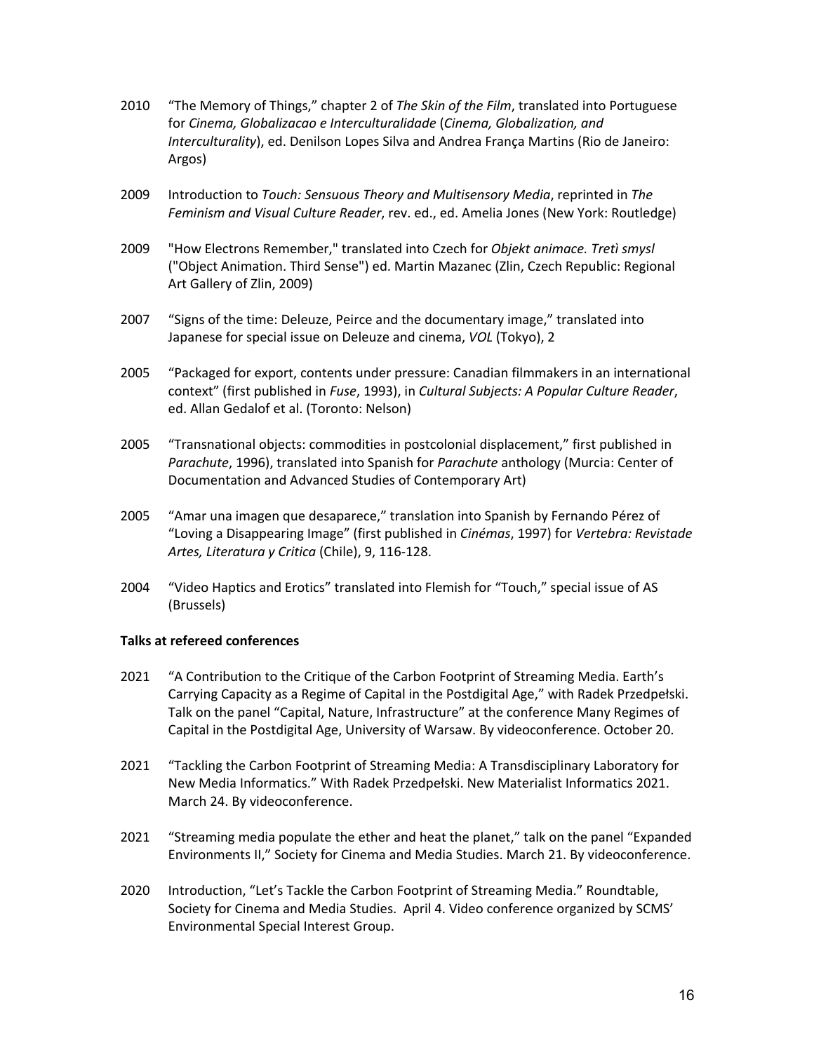2010 "The Memory of Things," chapter 2 of *The Skin of the Film*, translated into Portuguese for *Cinema, Globalizacao e Interculturalidade* (*Cinema, Globalization, and Interculturality*), ed. Denilson Lopes Silva and Andrea França Martins (Rio de Janeiro: Argos)

2009 Introduction to *Touch: Sensuous Theory and Multisensory Media*, reprinted in *The Feminism and Visual Culture Reader*, rev. ed., ed. Amelia Jones (New York: Routledge)

2009 "How Electrons Remember," translated into Czech for *Objekt animace. Tretì smysl* ("Object Animation. Third Sense") ed. Martin Mazanec (Zlin, Czech Republic: Regional Art Gallery of Zlin, 2009)

2007 "Signs of the time: Deleuze, Peirce and the documentary image," translated into Japanese for special issue on Deleuze and cinema, *VOL* (Tokyo), 2

2005 "Packaged for export, contents under pressure: Canadian filmmakers in an international context" (first published in *Fuse*, 1993), in *Cultural Subjects: A Popular Culture Reader*, ed. Allan Gedalof et al. (Toronto: Nelson)

2005 "Transnational objects: commodities in postcolonial displacement," first published in *Parachute*, 1996), translated into Spanish for *Parachute* anthology (Murcia: Center of Documentation and Advanced Studies of Contemporary Art)

2005 "Amar una imagen que desaparece," translation into Spanish by Fernando Pérez of "Loving a Disappearing Image" (first published in *Cinémas*, 1997) for *Vertebra: Revistade Artes, Literatura y Critica* (Chile), 9, 116-128.

2004 "Video Haptics and Erotics" translated into Flemish for "Touch," special issue of AS (Brussels)

**Talks at refereed conferences**

2021 "A Contribution to the Critique of the Carbon Footprint of Streaming Media. Earth's Carrying Capacity as a Regime of Capital in the Postdigital Age," with Radek Przedpełski. Talk on the panel "Capital, Nature, Infrastructure" at the conference Many Regimes of Capital in the Postdigital Age, University of Warsaw. By videoconference. October 20.

2021 "Tackling the Carbon Footprint of Streaming Media: A Transdisciplinary Laboratory for New Media Informatics." With Radek Przedpełski. New Materialist Informatics 2021. March 24. By videoconference.

2021 "Streaming media populate the ether and heat the planet," talk on the panel "Expanded Environments II," Society for Cinema and Media Studies. March 21. By videoconference.

2020 Introduction, "Let's Tackle the Carbon Footprint of Streaming Media." Roundtable, Society for Cinema and Media Studies. April 4. Video conference organized by SCMS' Environmental Special Interest Group.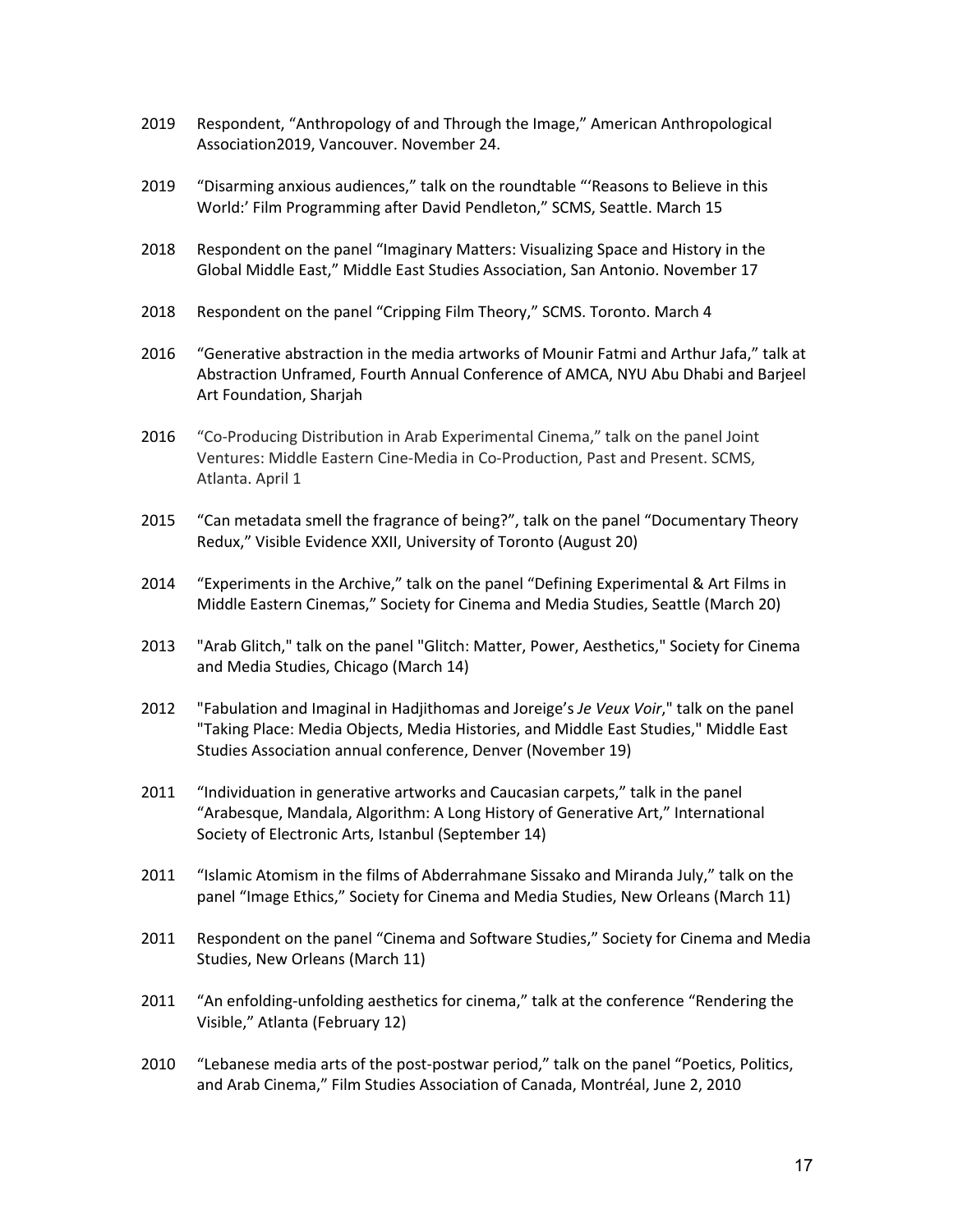2019 Respondent, "Anthropology of and Through the Image," American Anthropological Association2019, Vancouver. November 24.

2019 "Disarming anxious audiences," talk on the roundtable "'Reasons to Believe in this World:' Film Programming after David Pendleton," SCMS, Seattle. March 15

2018 Respondent on the panel "Imaginary Matters: Visualizing Space and History in the Global Middle East," Middle East Studies Association, San Antonio. November 17

2018 Respondent on the panel "Cripping Film Theory," SCMS. Toronto. March 4

2016 "Generative abstraction in the media artworks of Mounir Fatmi and Arthur Jafa," talk at Abstraction Unframed, Fourth Annual Conference of AMCA, NYU Abu Dhabi and Barjeel Art Foundation, Sharjah

2016 "Co-Producing Distribution in Arab Experimental Cinema," talk on the panel Joint Ventures: Middle Eastern Cine-Media in Co-Production, Past and Present. SCMS, Atlanta. April 1

2015 "Can metadata smell the fragrance of being?", talk on the panel "Documentary Theory Redux," Visible Evidence XXII, University of Toronto (August 20)

2014 "Experiments in the Archive," talk on the panel "Defining Experimental & Art Films in Middle Eastern Cinemas," Society for Cinema and Media Studies, Seattle (March 20)

2013 "Arab Glitch," talk on the panel "Glitch: Matter, Power, Aesthetics," Society for Cinema and Media Studies, Chicago (March 14)

2012 "Fabulation and Imaginal in Hadjithomas and Joreige's *Je Veux Voir*," talk on the panel "Taking Place: Media Objects, Media Histories, and Middle East Studies," Middle East Studies Association annual conference, Denver (November 19)

2011 "Individuation in generative artworks and Caucasian carpets," talk in the panel "Arabesque, Mandala, Algorithm: A Long History of Generative Art," International Society of Electronic Arts, Istanbul (September 14)

2011 "Islamic Atomism in the films of Abderrahmane Sissako and Miranda July," talk on the panel "Image Ethics," Society for Cinema and Media Studies, New Orleans (March 11)

2011 Respondent on the panel "Cinema and Software Studies," Society for Cinema and Media Studies, New Orleans (March 11)

2011 "An enfolding-unfolding aesthetics for cinema," talk at the conference "Rendering the Visible," Atlanta (February 12)

2010 "Lebanese media arts of the post-postwar period," talk on the panel "Poetics, Politics, and Arab Cinema," Film Studies Association of Canada, Montréal, June 2, 2010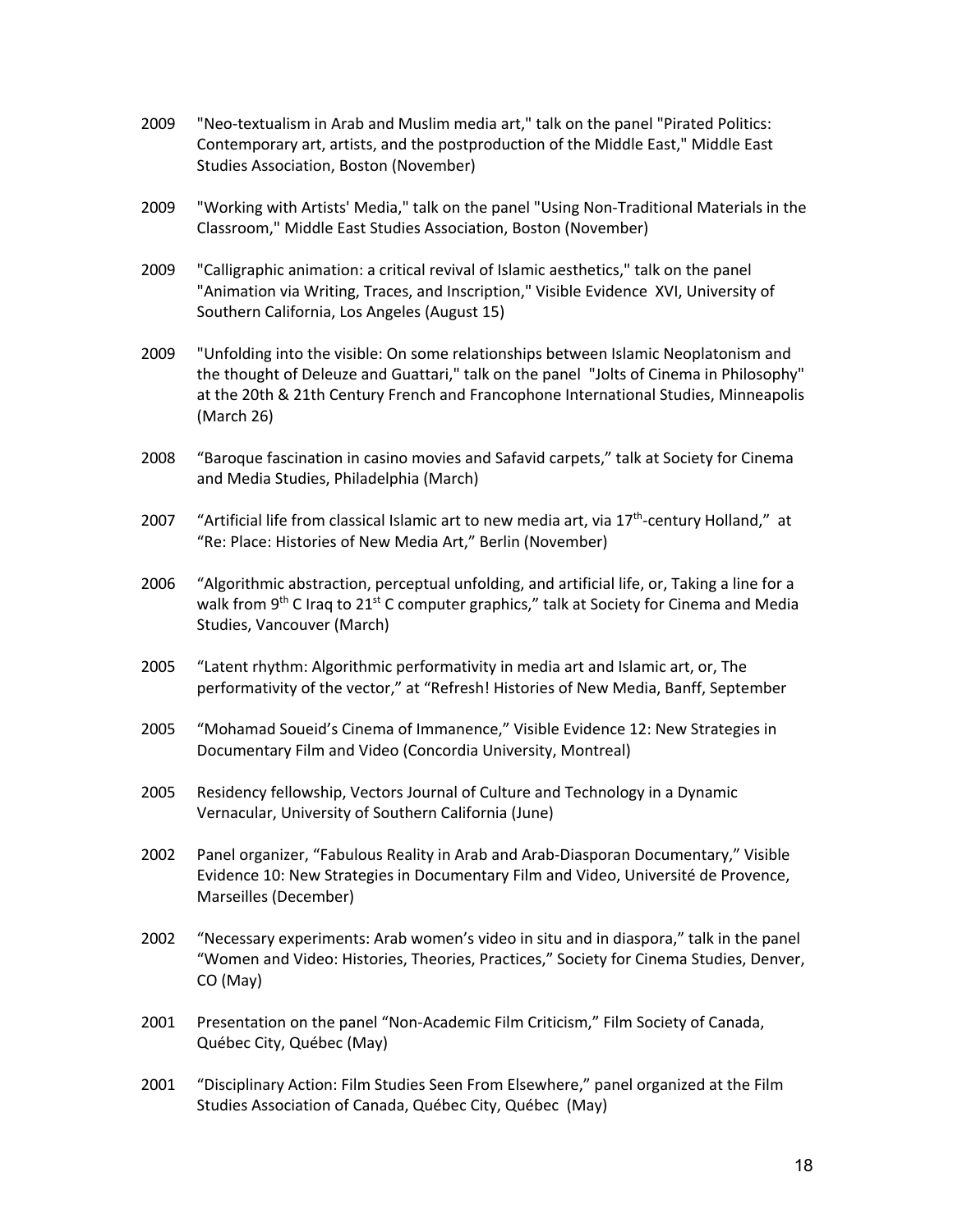2009 "Neo-textualism in Arab and Muslim media art," talk on the panel "Pirated Politics: Contemporary art, artists, and the postproduction of the Middle East," Middle East Studies Association, Boston (November)

2009 "Working with Artists' Media," talk on the panel "Using Non-Traditional Materials in the Classroom," Middle East Studies Association, Boston (November)

2009 "Calligraphic animation: a critical revival of Islamic aesthetics," talk on the panel "Animation via Writing, Traces, and Inscription," Visible Evidence XVI, University of Southern California, Los Angeles (August 15)

2009 "Unfolding into the visible: On some relationships between Islamic Neoplatonism and the thought of Deleuze and Guattari," talk on the panel "Jolts of Cinema in Philosophy" at the 20th & 21th Century French and Francophone International Studies, Minneapolis (March 26)

2008 "Baroque fascination in casino movies and Safavid carpets," talk at Society for Cinema and Media Studies, Philadelphia (March)

2007 "Artificial life from classical Islamic art to new media art, via 17th-century Holland," at "Re: Place: Histories of New Media Art," Berlin (November)

2006 "Algorithmic abstraction, perceptual unfolding, and artificial life, or, Taking a line for a walk from 9th C Iraq to 21st C computer graphics," talk at Society for Cinema and Media Studies, Vancouver (March)

2005 "Latent rhythm: Algorithmic performativity in media art and Islamic art, or, The performativity of the vector," at "Refresh! Histories of New Media, Banff, September

2005 "Mohamad Soueid's Cinema of Immanence," Visible Evidence 12: New Strategies in Documentary Film and Video (Concordia University, Montreal)

2005 Residency fellowship, Vectors Journal of Culture and Technology in a Dynamic Vernacular, University of Southern California (June)

2002 Panel organizer, "Fabulous Reality in Arab and Arab-Diasporan Documentary," Visible Evidence 10: New Strategies in Documentary Film and Video, Université de Provence, Marseilles (December)

2002 "Necessary experiments: Arab women's video in situ and in diaspora," talk in the panel "Women and Video: Histories, Theories, Practices," Society for Cinema Studies, Denver, CO (May)

2001 Presentation on the panel "Non-Academic Film Criticism," Film Society of Canada, Québec City, Québec (May)

2001 "Disciplinary Action: Film Studies Seen From Elsewhere," panel organized at the Film Studies Association of Canada, Québec City, Québec (May)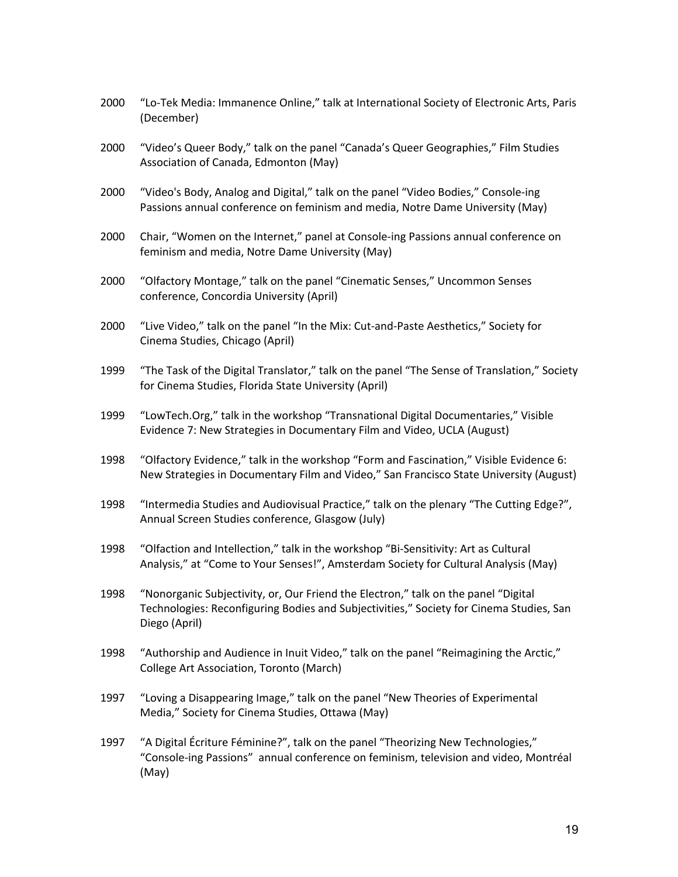2000 "Lo-Tek Media: Immanence Online," talk at International Society of Electronic Arts, Paris (December)

2000 "Video's Queer Body," talk on the panel "Canada's Queer Geographies," Film Studies Association of Canada, Edmonton (May)

2000 "Video's Body, Analog and Digital," talk on the panel "Video Bodies," Console-ing Passions annual conference on feminism and media, Notre Dame University (May)

2000 Chair, "Women on the Internet," panel at Console-ing Passions annual conference on feminism and media, Notre Dame University (May)

2000 "Olfactory Montage," talk on the panel "Cinematic Senses," Uncommon Senses conference, Concordia University (April)

2000 "Live Video," talk on the panel "In the Mix: Cut-and-Paste Aesthetics," Society for Cinema Studies, Chicago (April)

1999 "The Task of the Digital Translator," talk on the panel "The Sense of Translation," Society for Cinema Studies, Florida State University (April)

1999 "LowTech.Org," talk in the workshop "Transnational Digital Documentaries," Visible Evidence 7: New Strategies in Documentary Film and Video, UCLA (August)

1998 "Olfactory Evidence," talk in the workshop "Form and Fascination," Visible Evidence 6: New Strategies in Documentary Film and Video," San Francisco State University (August)

1998 "Intermedia Studies and Audiovisual Practice," talk on the plenary "The Cutting Edge?", Annual Screen Studies conference, Glasgow (July)

1998 "Olfaction and Intellection," talk in the workshop "Bi-Sensitivity: Art as Cultural Analysis," at "Come to Your Senses!", Amsterdam Society for Cultural Analysis (May)

1998 "Nonorganic Subjectivity, or, Our Friend the Electron," talk on the panel "Digital Technologies: Reconfiguring Bodies and Subjectivities," Society for Cinema Studies, San Diego (April)

1998 "Authorship and Audience in Inuit Video," talk on the panel "Reimagining the Arctic," College Art Association, Toronto (March)

1997 "Loving a Disappearing Image," talk on the panel "New Theories of Experimental Media," Society for Cinema Studies, Ottawa (May)

1997 "A Digital Écriture Féminine?", talk on the panel "Theorizing New Technologies," "Console-ing Passions" annual conference on feminism, television and video, Montréal (May)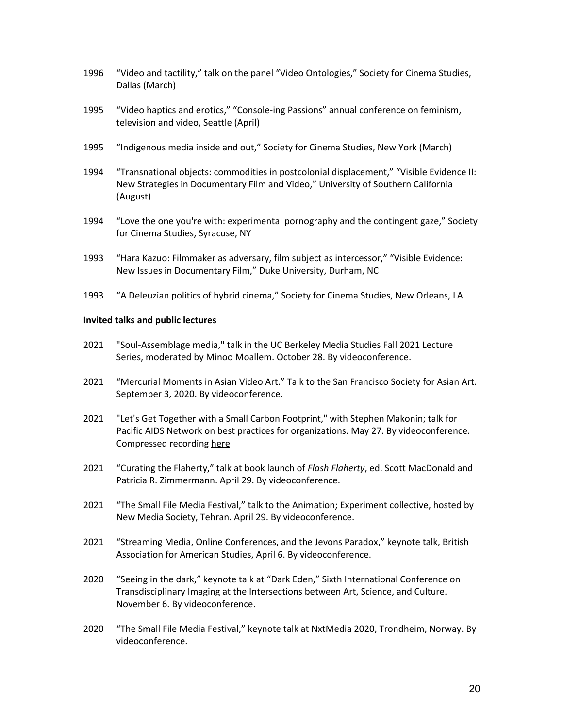1996 "Video and tactility," talk on the panel "Video Ontologies," Society for Cinema Studies, Dallas (March)

1995 "Video haptics and erotics," "Console-ing Passions" annual conference on feminism, television and video, Seattle (April)

1995 "Indigenous media inside and out," Society for Cinema Studies, New York (March)

1994 "Transnational objects: commodities in postcolonial displacement," "Visible Evidence II: New Strategies in Documentary Film and Video," University of Southern California (August)

1994 "Love the one you're with: experimental pornography and the contingent gaze," Society for Cinema Studies, Syracuse, NY

1993 "Hara Kazuo: Filmmaker as adversary, film subject as intercessor," "Visible Evidence: New Issues in Documentary Film," Duke University, Durham, NC

1993 "A Deleuzian politics of hybrid cinema," Society for Cinema Studies, New Orleans, LA

**Invited talks and public lectures**

2021 "Soul-Assemblage media," talk in the UC Berkeley Media Studies Fall 2021 Lecture Series, moderated by Minoo Moallem. October 28. By videoconference.

2021 "Mercurial Moments in Asian Video Art." Talk to the San Francisco Society for Asian Art. September 3, 2020. By videoconference.

2021 "Let's Get Together with a Small Carbon Footprint," with Stephen Makonin; talk for Pacific AIDS Network on best practices for organizations. May 27. By videoconference. Compressed recording here

2021 "Curating the Flaherty," talk at book launch of *Flash Flaherty*, ed. Scott MacDonald and Patricia R. Zimmermann. April 29. By videoconference.

2021 "The Small File Media Festival," talk to the Animation; Experiment collective, hosted by New Media Society, Tehran. April 29. By videoconference.

2021 "Streaming Media, Online Conferences, and the Jevons Paradox," keynote talk, British Association for American Studies, April 6. By videoconference.

2020 "Seeing in the dark," keynote talk at "Dark Eden," Sixth International Conference on Transdisciplinary Imaging at the Intersections between Art, Science, and Culture. November 6. By videoconference.

2020 "The Small File Media Festival," keynote talk at NxtMedia 2020, Trondheim, Norway. By videoconference.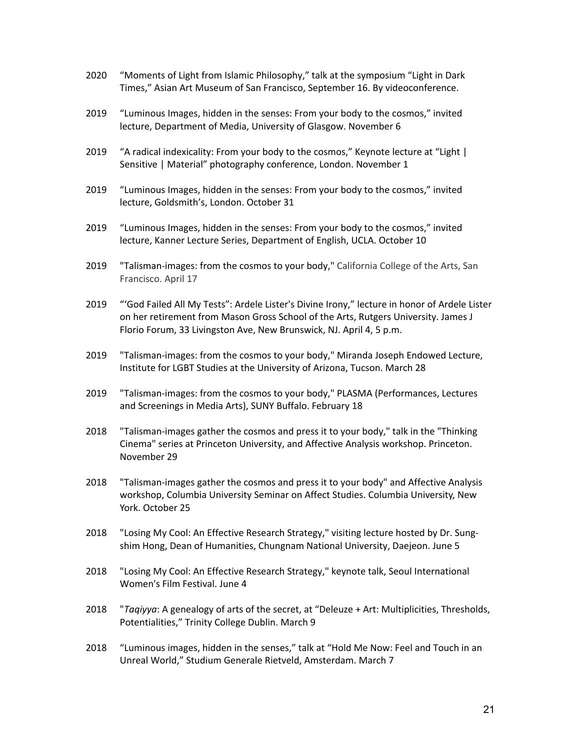2020 "Moments of Light from Islamic Philosophy," talk at the symposium "Light in Dark Times," Asian Art Museum of San Francisco, September 16. By videoconference.

2019 "Luminous Images, hidden in the senses: From your body to the cosmos," invited lecture, Department of Media, University of Glasgow. November 6

2019 "A radical indexicality: From your body to the cosmos," Keynote lecture at "Light | Sensitive | Material" photography conference, London. November 1

2019 "Luminous Images, hidden in the senses: From your body to the cosmos," invited lecture, Goldsmith's, London. October 31

2019 "Luminous Images, hidden in the senses: From your body to the cosmos," invited lecture, Kanner Lecture Series, Department of English, UCLA. October 10

2019 "Talisman-images: from the cosmos to your body," California College of the Arts, San Francisco. April 17

2019 "'God Failed All My Tests": Ardele Lister's Divine Irony," lecture in honor of Ardele Lister on her retirement from Mason Gross School of the Arts, Rutgers University. James J Florio Forum, 33 Livingston Ave, New Brunswick, NJ. April 4, 5 p.m.

2019 "Talisman-images: from the cosmos to your body," Miranda Joseph Endowed Lecture, Institute for LGBT Studies at the University of Arizona, Tucson. March 28

2019 "Talisman-images: from the cosmos to your body," PLASMA (Performances, Lectures and Screenings in Media Arts), SUNY Buffalo. February 18

2018 "Talisman-images gather the cosmos and press it to your body," talk in the "Thinking Cinema" series at Princeton University, and Affective Analysis workshop. Princeton. November 29

2018 "Talisman-images gather the cosmos and press it to your body" and Affective Analysis workshop, Columbia University Seminar on Affect Studies. Columbia University, New York. October 25

2018 "Losing My Cool: An Effective Research Strategy," visiting lecture hosted by Dr. Sung-shim Hong, Dean of Humanities, Chungnam National University, Daejeon. June 5

2018 "Losing My Cool: An Effective Research Strategy," keynote talk, Seoul International Women's Film Festival. June 4

2018 "*Taqiyya*: A genealogy of arts of the secret, at "Deleuze + Art: Multiplicities, Thresholds, Potentialities," Trinity College Dublin. March 9

2018 "Luminous images, hidden in the senses," talk at "Hold Me Now: Feel and Touch in an Unreal World," Studium Generale Rietveld, Amsterdam. March 7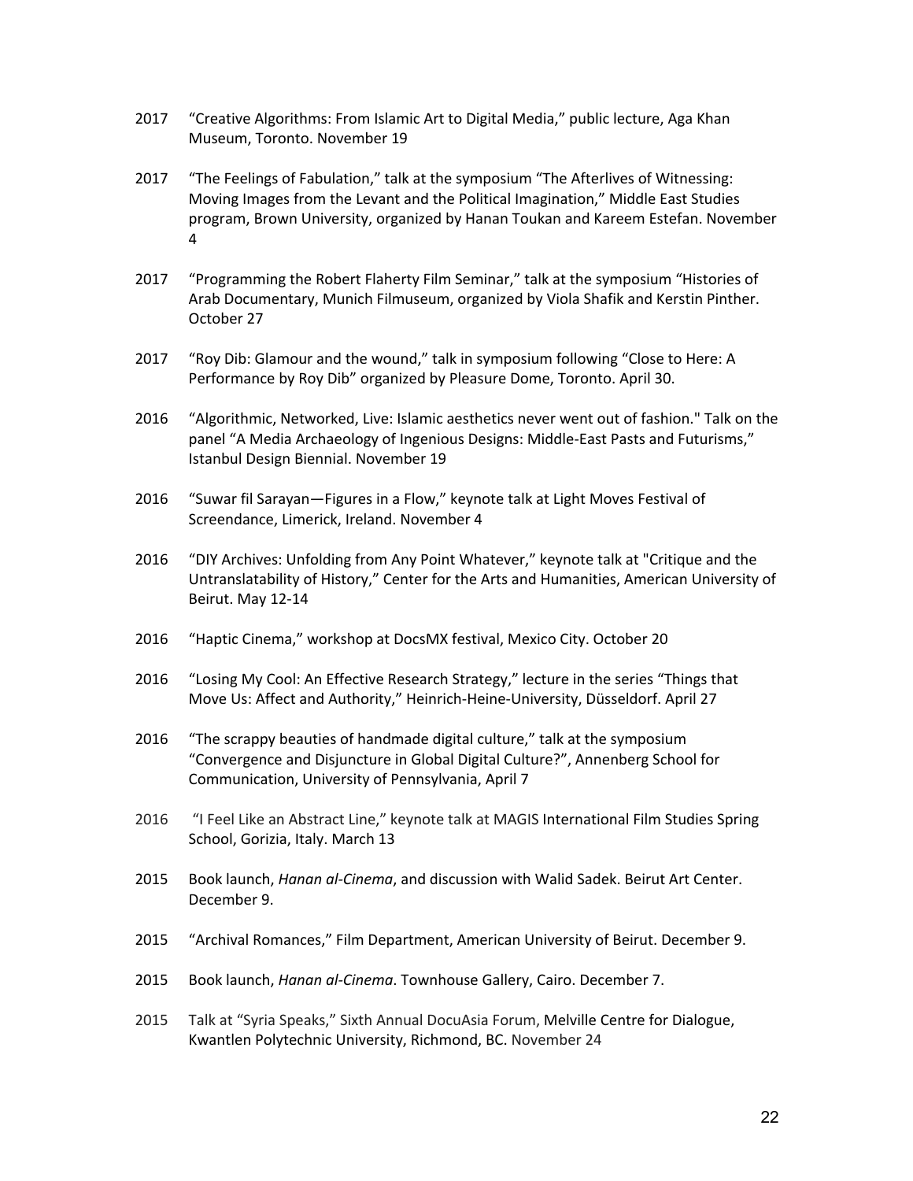2017 “Creative Algorithms: From Islamic Art to Digital Media,” public lecture, Aga Khan Museum, Toronto. November 19

2017 “The Feelings of Fabulation,” talk at the symposium “The Afterlives of Witnessing: Moving Images from the Levant and the Political Imagination,” Middle East Studies program, Brown University, organized by Hanan Toukan and Kareem Estefan. November 4

2017 “Programming the Robert Flaherty Film Seminar,” talk at the symposium “Histories of Arab Documentary, Munich Filmuseum, organized by Viola Shafik and Kerstin Pinther. October 27

2017 “Roy Dib: Glamour and the wound,” talk in symposium following “Close to Here: A Performance by Roy Dib” organized by Pleasure Dome, Toronto. April 30.

2016 “Algorithmic, Networked, Live: Islamic aesthetics never went out of fashion." Talk on the panel “A Media Archaeology of Ingenious Designs: Middle-East Pasts and Futurisms,” Istanbul Design Biennial. November 19

2016 “Suwar fil Sarayan—Figures in a Flow,” keynote talk at Light Moves Festival of Screendance, Limerick, Ireland. November 4

2016 “DIY Archives: Unfolding from Any Point Whatever,” keynote talk at "Critique and the Untranslatability of History,” Center for the Arts and Humanities, American University of Beirut. May 12-14

2016 “Haptic Cinema,” workshop at DocsMX festival, Mexico City. October 20

2016 “Losing My Cool: An Effective Research Strategy,” lecture in the series “Things that Move Us: Affect and Authority,” Heinrich-Heine-University, Düsseldorf. April 27

2016 “The scrappy beauties of handmade digital culture,” talk at the symposium “Convergence and Disjuncture in Global Digital Culture?”, Annenberg School for Communication, University of Pennsylvania, April 7

2016 “I Feel Like an Abstract Line,” keynote talk at MAGIS International Film Studies Spring School, Gorizia, Italy. March 13

2015 Book launch, *Hanan al-Cinema*, and discussion with Walid Sadek. Beirut Art Center. December 9.

2015 “Archival Romances,” Film Department, American University of Beirut. December 9.

2015 Book launch, *Hanan al-Cinema*. Townhouse Gallery, Cairo. December 7.

2015 Talk at “Syria Speaks,” Sixth Annual DocuAsia Forum, Melville Centre for Dialogue, Kwantlen Polytechnic University, Richmond, BC. November 24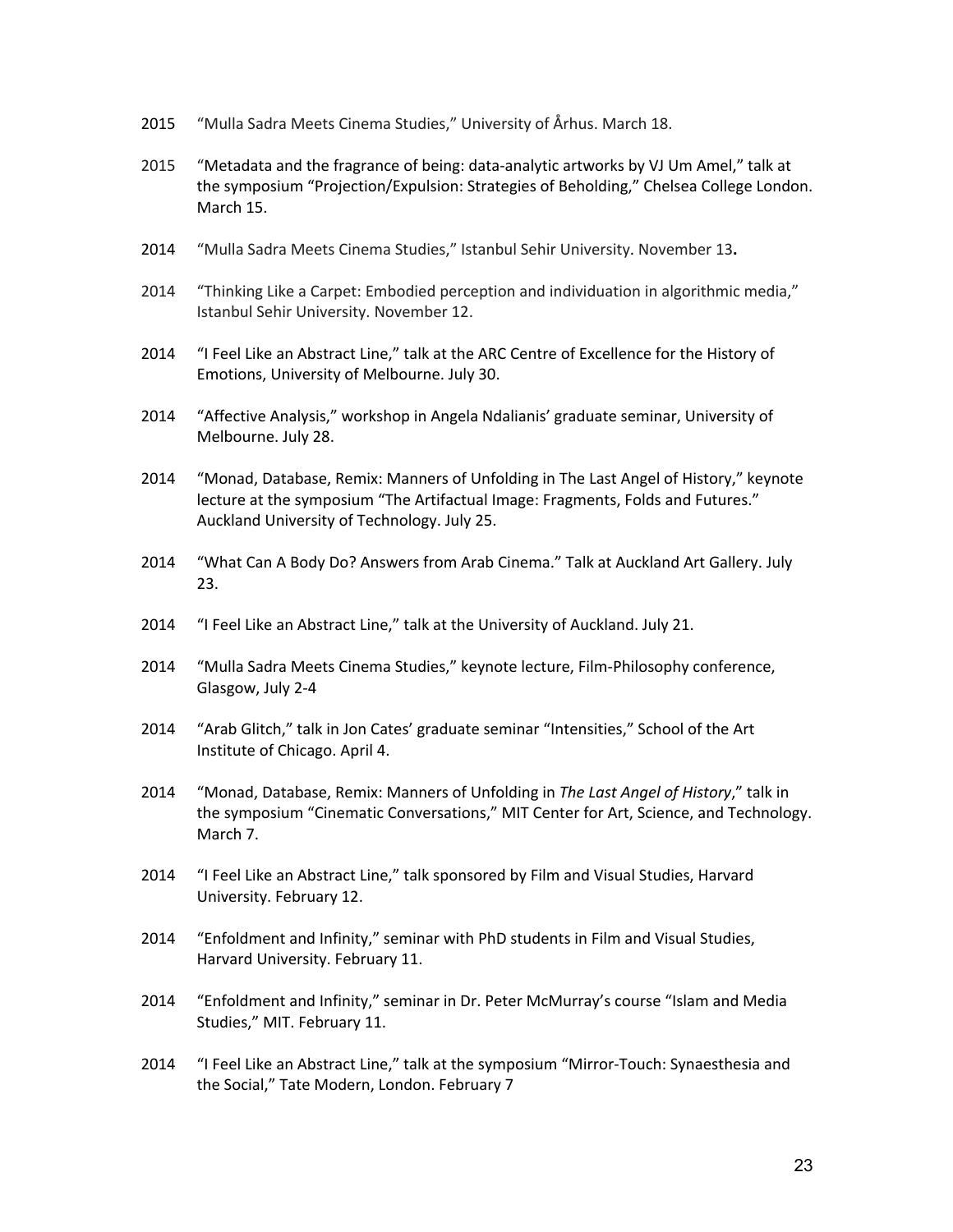2015 "Mulla Sadra Meets Cinema Studies," University of Århus. March 18.

2015 "Metadata and the fragrance of being: data-analytic artworks by VJ Um Amel," talk at the symposium "Projection/Expulsion: Strategies of Beholding," Chelsea College London. March 15.

2014 "Mulla Sadra Meets Cinema Studies," Istanbul Sehir University. November 13**.**

2014 "Thinking Like a Carpet: Embodied perception and individuation in algorithmic media," Istanbul Sehir University. November 12.

2014 "I Feel Like an Abstract Line," talk at the ARC Centre of Excellence for the History of Emotions, University of Melbourne. July 30.

2014 "Affective Analysis," workshop in Angela Ndalianis' graduate seminar, University of Melbourne. July 28.

2014 "Monad, Database, Remix: Manners of Unfolding in The Last Angel of History," keynote lecture at the symposium "The Artifactual Image: Fragments, Folds and Futures." Auckland University of Technology. July 25.

2014 "What Can A Body Do? Answers from Arab Cinema." Talk at Auckland Art Gallery. July 23.

2014 "I Feel Like an Abstract Line," talk at the University of Auckland. July 21.

2014 "Mulla Sadra Meets Cinema Studies," keynote lecture, Film-Philosophy conference, Glasgow, July 2-4

2014 "Arab Glitch," talk in Jon Cates' graduate seminar "Intensities," School of the Art Institute of Chicago. April 4.

2014 "Monad, Database, Remix: Manners of Unfolding in *The Last Angel of History*," talk in the symposium "Cinematic Conversations," MIT Center for Art, Science, and Technology. March 7.

2014 "I Feel Like an Abstract Line," talk sponsored by Film and Visual Studies, Harvard University. February 12.

2014 "Enfoldment and Infinity," seminar with PhD students in Film and Visual Studies, Harvard University. February 11.

2014 "Enfoldment and Infinity," seminar in Dr. Peter McMurray's course "Islam and Media Studies," MIT. February 11.

2014 "I Feel Like an Abstract Line," talk at the symposium "Mirror-Touch: Synaesthesia and the Social," Tate Modern, London. February 7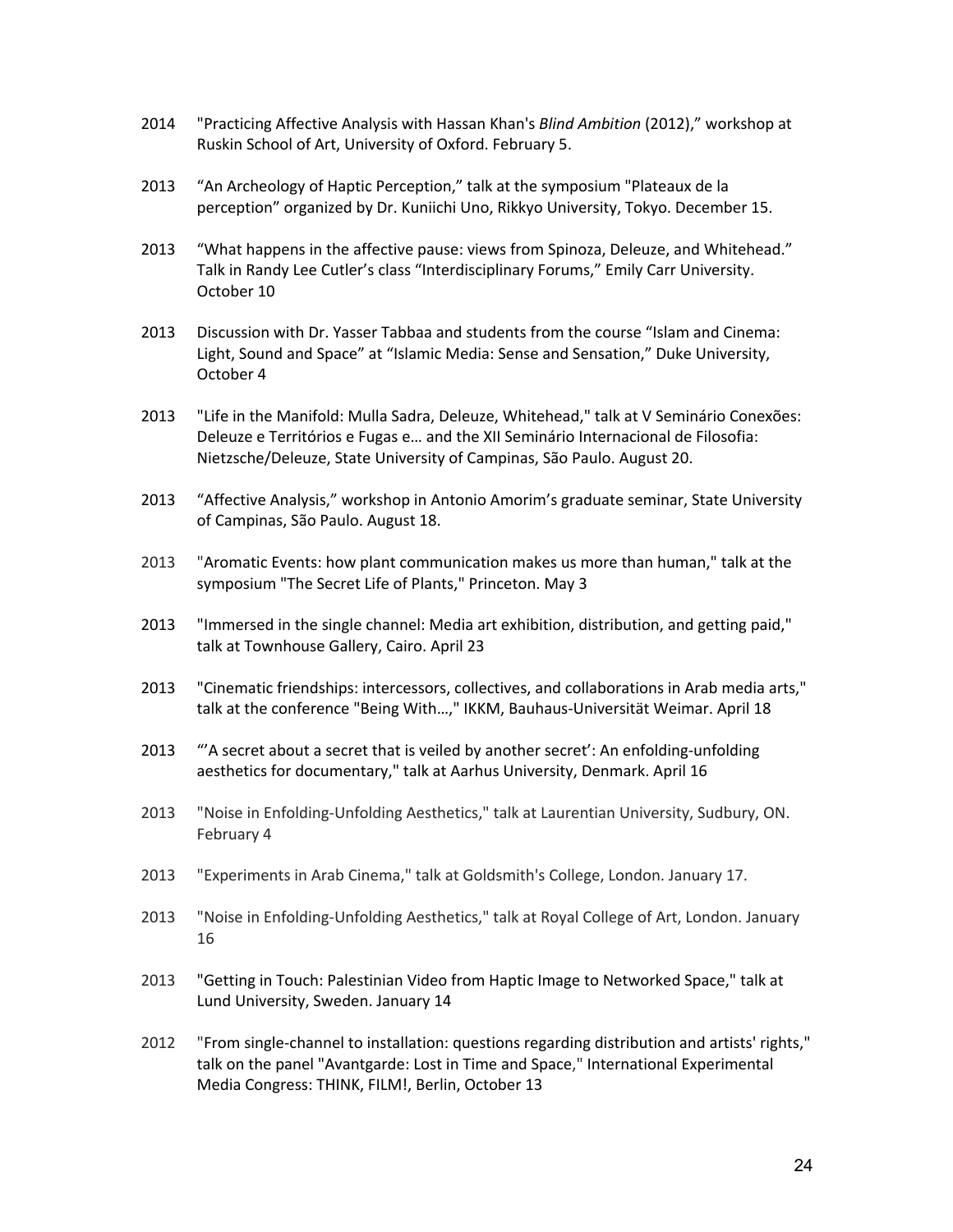2014 "Practicing Affective Analysis with Hassan Khan's *Blind Ambition* (2012)," workshop at Ruskin School of Art, University of Oxford. February 5.

2013 "An Archeology of Haptic Perception," talk at the symposium "Plateaux de la perception" organized by Dr. Kuniichi Uno, Rikkyo University, Tokyo. December 15.

2013 "What happens in the affective pause: views from Spinoza, Deleuze, and Whitehead." Talk in Randy Lee Cutler's class "Interdisciplinary Forums," Emily Carr University. October 10

2013 Discussion with Dr. Yasser Tabbaa and students from the course "Islam and Cinema: Light, Sound and Space" at "Islamic Media: Sense and Sensation," Duke University, October 4

2013 "Life in the Manifold: Mulla Sadra, Deleuze, Whitehead," talk at V Seminário Conexões: Deleuze e Territórios e Fugas e… and the XII Seminário Internacional de Filosofia: Nietzsche/Deleuze, State University of Campinas, São Paulo. August 20.

2013 "Affective Analysis," workshop in Antonio Amorim's graduate seminar, State University of Campinas, São Paulo. August 18.

2013 "Aromatic Events: how plant communication makes us more than human," talk at the symposium "The Secret Life of Plants," Princeton. May 3

2013 "Immersed in the single channel: Media art exhibition, distribution, and getting paid," talk at Townhouse Gallery, Cairo. April 23

2013 "Cinematic friendships: intercessors, collectives, and collaborations in Arab media arts," talk at the conference "Being With…," IKKM, Bauhaus-Universität Weimar. April 18

2013 "'A secret about a secret that is veiled by another secret': An enfolding-unfolding aesthetics for documentary," talk at Aarhus University, Denmark. April 16

2013 "Noise in Enfolding-Unfolding Aesthetics," talk at Laurentian University, Sudbury, ON. February 4

2013 "Experiments in Arab Cinema," talk at Goldsmith's College, London. January 17.

2013 "Noise in Enfolding-Unfolding Aesthetics," talk at Royal College of Art, London. January 16

2013 "Getting in Touch: Palestinian Video from Haptic Image to Networked Space," talk at Lund University, Sweden. January 14

2012 "From single-channel to installation: questions regarding distribution and artists' rights," talk on the panel "Avantgarde: Lost in Time and Space," International Experimental Media Congress: THINK, FILM!, Berlin, October 13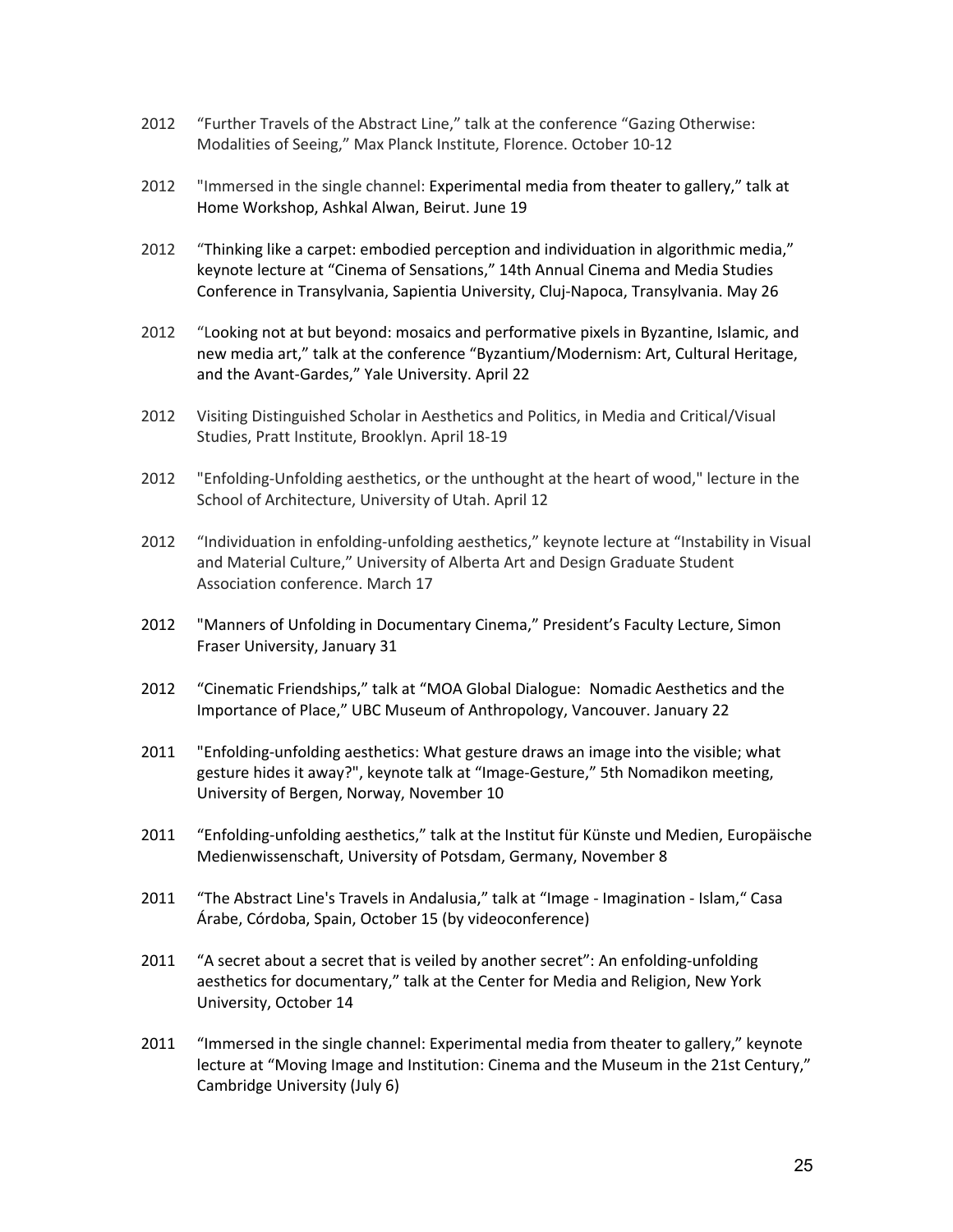2012 "Further Travels of the Abstract Line," talk at the conference "Gazing Otherwise: Modalities of Seeing," Max Planck Institute, Florence. October 10-12

2012 "Immersed in the single channel: Experimental media from theater to gallery," talk at Home Workshop, Ashkal Alwan, Beirut. June 19

2012 "Thinking like a carpet: embodied perception and individuation in algorithmic media," keynote lecture at "Cinema of Sensations," 14th Annual Cinema and Media Studies Conference in Transylvania, Sapientia University, Cluj-Napoca, Transylvania. May 26

2012 "Looking not at but beyond: mosaics and performative pixels in Byzantine, Islamic, and new media art," talk at the conference "Byzantium/Modernism: Art, Cultural Heritage, and the Avant-Gardes," Yale University. April 22

2012 Visiting Distinguished Scholar in Aesthetics and Politics, in Media and Critical/Visual Studies, Pratt Institute, Brooklyn. April 18-19

2012 "Enfolding-Unfolding aesthetics, or the unthought at the heart of wood," lecture in the School of Architecture, University of Utah. April 12

2012 "Individuation in enfolding-unfolding aesthetics," keynote lecture at "Instability in Visual and Material Culture," University of Alberta Art and Design Graduate Student Association conference. March 17

2012 "Manners of Unfolding in Documentary Cinema," President's Faculty Lecture, Simon Fraser University, January 31

2012 "Cinematic Friendships," talk at "MOA Global Dialogue: Nomadic Aesthetics and the Importance of Place," UBC Museum of Anthropology, Vancouver. January 22

2011 "Enfolding-unfolding aesthetics: What gesture draws an image into the visible; what gesture hides it away?", keynote talk at "Image-Gesture," 5th Nomadikon meeting, University of Bergen, Norway, November 10

2011 "Enfolding-unfolding aesthetics," talk at the Institut für Künste und Medien, Europäische Medienwissenschaft, University of Potsdam, Germany, November 8

2011 "The Abstract Line's Travels in Andalusia," talk at "Image - Imagination - Islam," Casa Árabe, Córdoba, Spain, October 15 (by videoconference)

2011 "A secret about a secret that is veiled by another secret": An enfolding-unfolding aesthetics for documentary," talk at the Center for Media and Religion, New York University, October 14

2011 "Immersed in the single channel: Experimental media from theater to gallery," keynote lecture at "Moving Image and Institution: Cinema and the Museum in the 21st Century," Cambridge University (July 6)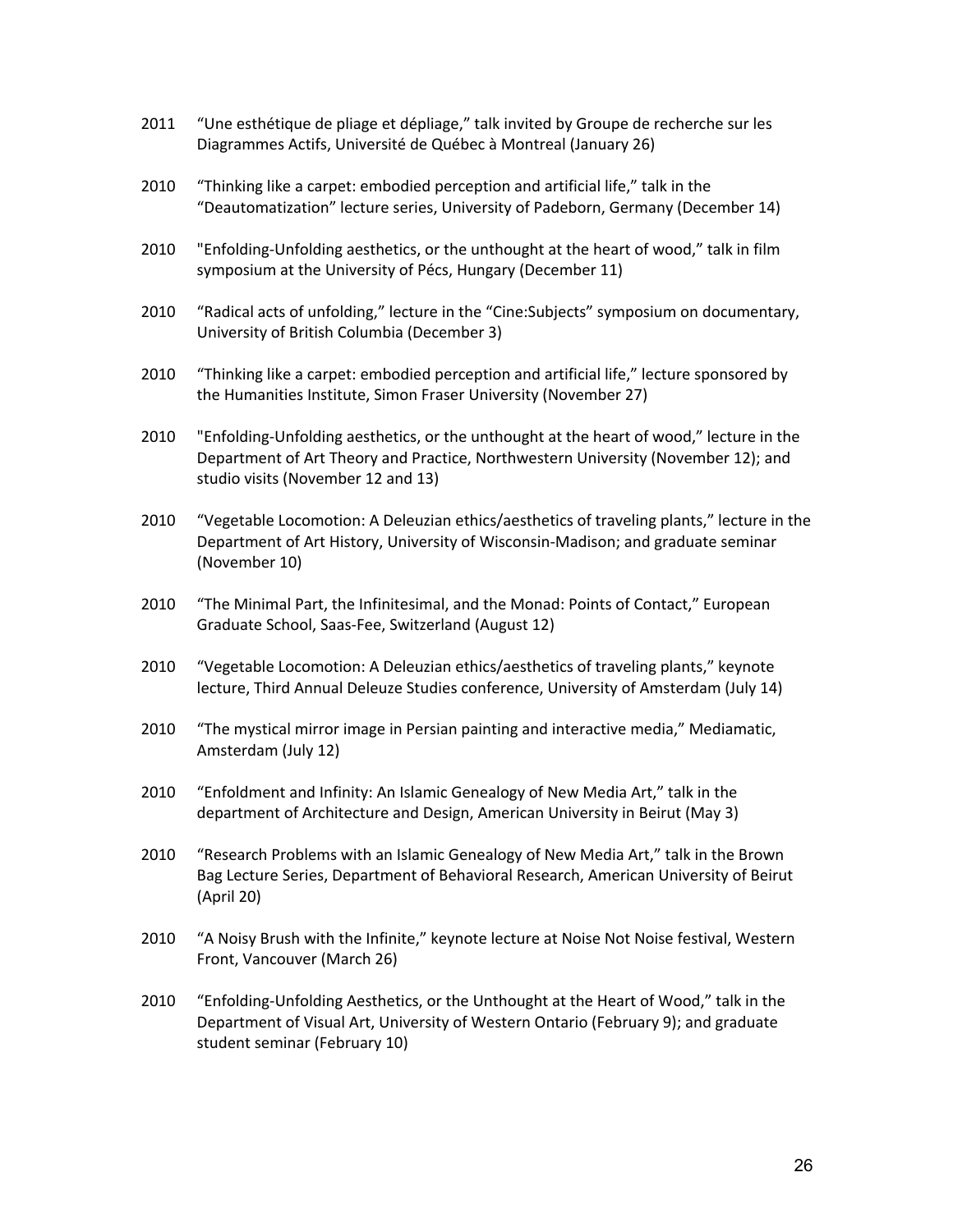2011 "Une esthétique de pliage et dépliage," talk invited by Groupe de recherche sur les Diagrammes Actifs, Université de Québec à Montreal (January 26)

2010 "Thinking like a carpet: embodied perception and artificial life," talk in the "Deautomatization" lecture series, University of Padeborn, Germany (December 14)

2010 "Enfolding-Unfolding aesthetics, or the unthought at the heart of wood," talk in film symposium at the University of Pécs, Hungary (December 11)

2010 "Radical acts of unfolding," lecture in the "Cine:Subjects" symposium on documentary, University of British Columbia (December 3)

2010 "Thinking like a carpet: embodied perception and artificial life," lecture sponsored by the Humanities Institute, Simon Fraser University (November 27)

2010 "Enfolding-Unfolding aesthetics, or the unthought at the heart of wood," lecture in the Department of Art Theory and Practice, Northwestern University (November 12); and studio visits (November 12 and 13)

2010 "Vegetable Locomotion: A Deleuzian ethics/aesthetics of traveling plants," lecture in the Department of Art History, University of Wisconsin-Madison; and graduate seminar (November 10)

2010 "The Minimal Part, the Infinitesimal, and the Monad: Points of Contact," European Graduate School, Saas-Fee, Switzerland (August 12)

2010 "Vegetable Locomotion: A Deleuzian ethics/aesthetics of traveling plants," keynote lecture, Third Annual Deleuze Studies conference, University of Amsterdam (July 14)

2010 "The mystical mirror image in Persian painting and interactive media," Mediamatic, Amsterdam (July 12)

2010 "Enfoldment and Infinity: An Islamic Genealogy of New Media Art," talk in the department of Architecture and Design, American University in Beirut (May 3)

2010 "Research Problems with an Islamic Genealogy of New Media Art," talk in the Brown Bag Lecture Series, Department of Behavioral Research, American University of Beirut (April 20)

2010 "A Noisy Brush with the Infinite," keynote lecture at Noise Not Noise festival, Western Front, Vancouver (March 26)

2010 "Enfolding-Unfolding Aesthetics, or the Unthought at the Heart of Wood," talk in the Department of Visual Art, University of Western Ontario (February 9); and graduate student seminar (February 10)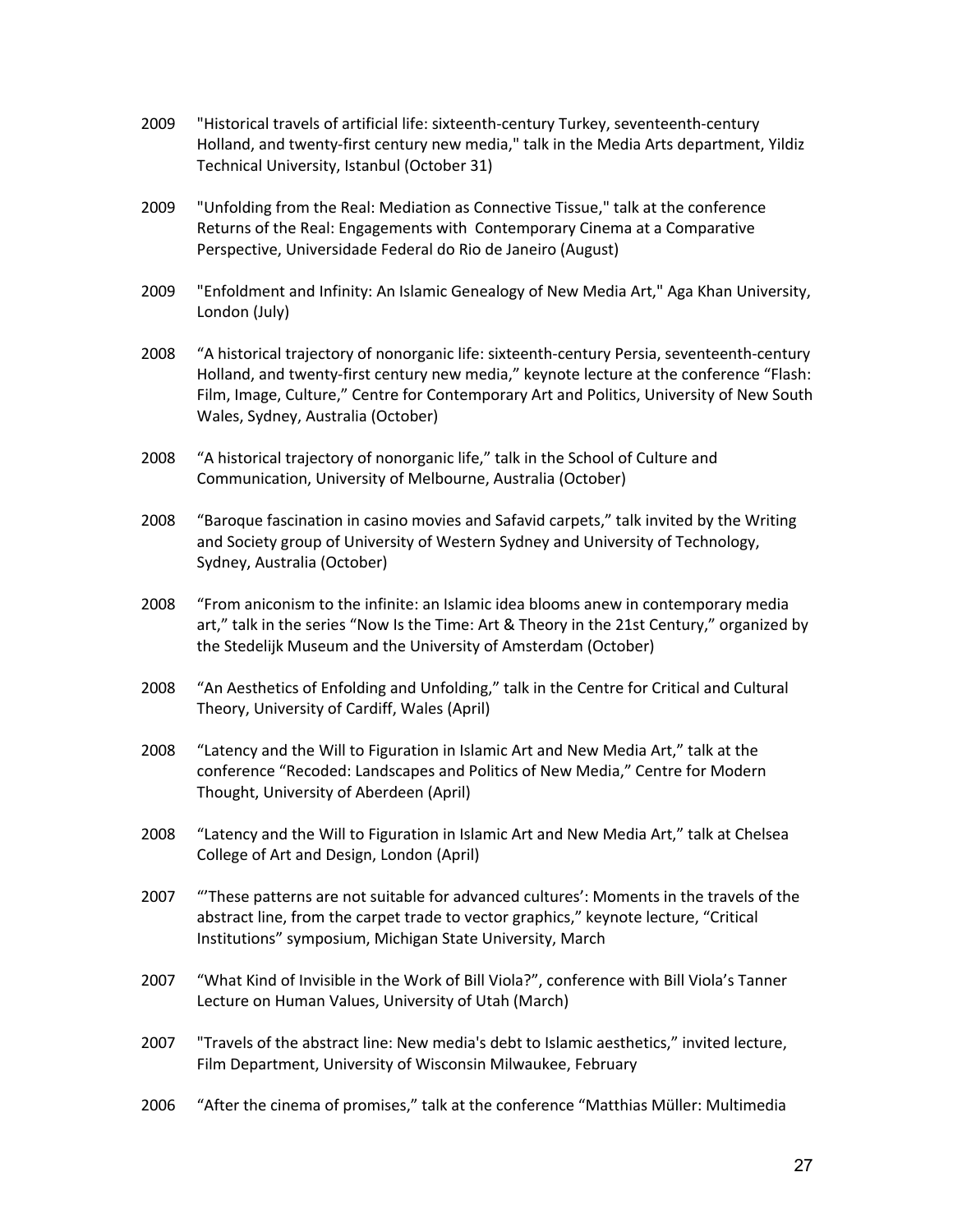2009 "Historical travels of artificial life: sixteenth-century Turkey, seventeenth-century Holland, and twenty-first century new media," talk in the Media Arts department, Yildiz Technical University, Istanbul (October 31)

2009 "Unfolding from the Real: Mediation as Connective Tissue," talk at the conference Returns of the Real: Engagements with Contemporary Cinema at a Comparative Perspective, Universidade Federal do Rio de Janeiro (August)

2009 "Enfoldment and Infinity: An Islamic Genealogy of New Media Art," Aga Khan University, London (July)

2008 "A historical trajectory of nonorganic life: sixteenth-century Persia, seventeenth-century Holland, and twenty-first century new media," keynote lecture at the conference "Flash: Film, Image, Culture," Centre for Contemporary Art and Politics, University of New South Wales, Sydney, Australia (October)

2008 "A historical trajectory of nonorganic life," talk in the School of Culture and Communication, University of Melbourne, Australia (October)

2008 "Baroque fascination in casino movies and Safavid carpets," talk invited by the Writing and Society group of University of Western Sydney and University of Technology, Sydney, Australia (October)

2008 "From aniconism to the infinite: an Islamic idea blooms anew in contemporary media art," talk in the series "Now Is the Time: Art & Theory in the 21st Century," organized by the Stedelijk Museum and the University of Amsterdam (October)

2008 "An Aesthetics of Enfolding and Unfolding," talk in the Centre for Critical and Cultural Theory, University of Cardiff, Wales (April)

2008 "Latency and the Will to Figuration in Islamic Art and New Media Art," talk at the conference "Recoded: Landscapes and Politics of New Media," Centre for Modern Thought, University of Aberdeen (April)

2008 "Latency and the Will to Figuration in Islamic Art and New Media Art," talk at Chelsea College of Art and Design, London (April)

2007 "'These patterns are not suitable for advanced cultures': Moments in the travels of the abstract line, from the carpet trade to vector graphics," keynote lecture, "Critical Institutions" symposium, Michigan State University, March

2007 "What Kind of Invisible in the Work of Bill Viola?", conference with Bill Viola's Tanner Lecture on Human Values, University of Utah (March)

2007 "Travels of the abstract line: New media's debt to Islamic aesthetics," invited lecture, Film Department, University of Wisconsin Milwaukee, February

2006 "After the cinema of promises," talk at the conference "Matthias Müller: Multimedia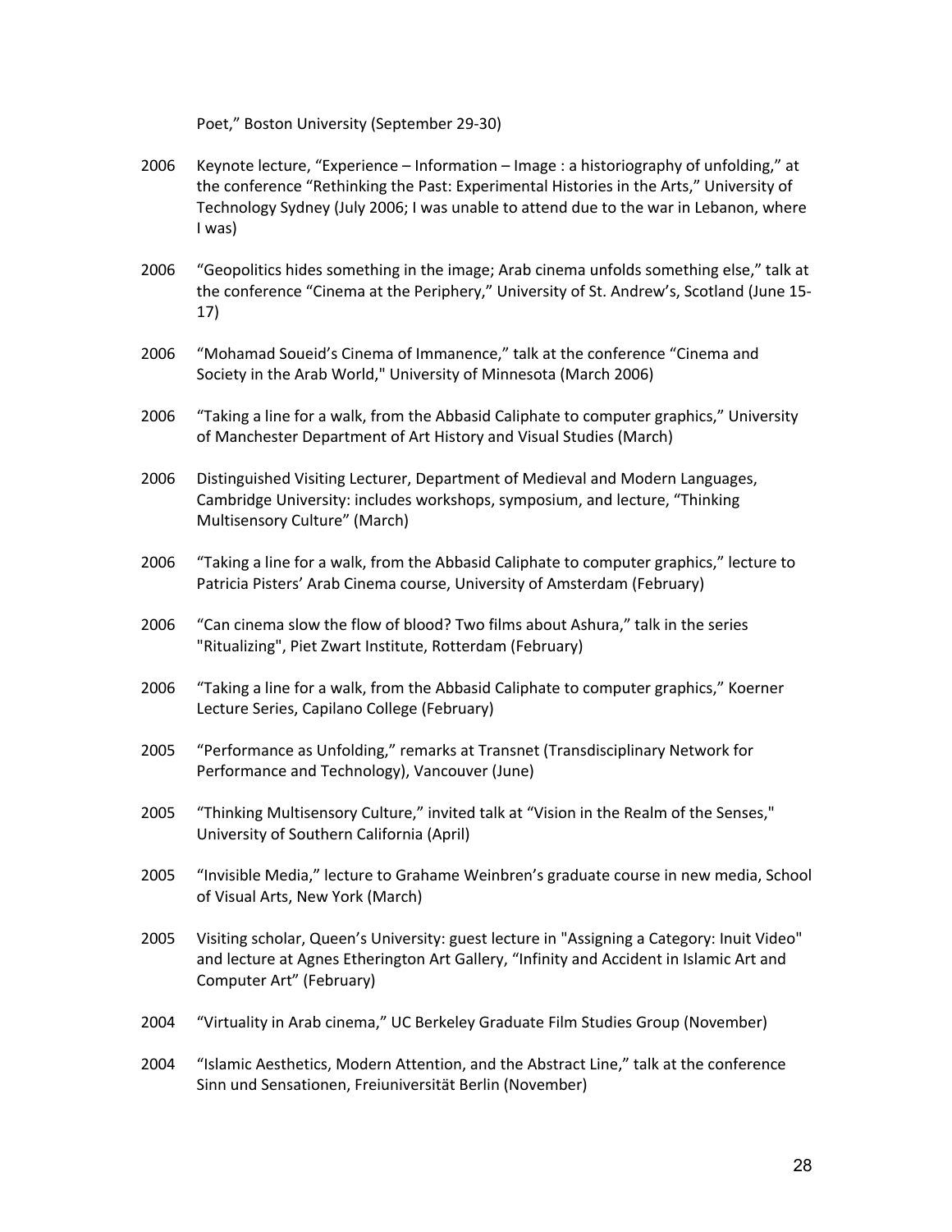Poet," Boston University (September 29-30)

2006 Keynote lecture, "Experience – Information – Image : a historiography of unfolding," at the conference "Rethinking the Past: Experimental Histories in the Arts," University of Technology Sydney (July 2006; I was unable to attend due to the war in Lebanon, where I was)

2006 "Geopolitics hides something in the image; Arab cinema unfolds something else," talk at the conference "Cinema at the Periphery," University of St. Andrew's, Scotland (June 15-17)

2006 "Mohamad Soueid's Cinema of Immanence," talk at the conference "Cinema and Society in the Arab World," University of Minnesota (March 2006)

2006 "Taking a line for a walk, from the Abbasid Caliphate to computer graphics," University of Manchester Department of Art History and Visual Studies (March)

2006 Distinguished Visiting Lecturer, Department of Medieval and Modern Languages, Cambridge University: includes workshops, symposium, and lecture, "Thinking Multisensory Culture" (March)

2006 "Taking a line for a walk, from the Abbasid Caliphate to computer graphics," lecture to Patricia Pisters' Arab Cinema course, University of Amsterdam (February)

2006 "Can cinema slow the flow of blood? Two films about Ashura," talk in the series "Ritualizing", Piet Zwart Institute, Rotterdam (February)

2006 "Taking a line for a walk, from the Abbasid Caliphate to computer graphics," Koerner Lecture Series, Capilano College (February)

2005 "Performance as Unfolding," remarks at Transnet (Transdisciplinary Network for Performance and Technology), Vancouver (June)

2005 "Thinking Multisensory Culture," invited talk at "Vision in the Realm of the Senses," University of Southern California (April)

2005 "Invisible Media," lecture to Grahame Weinbren's graduate course in new media, School of Visual Arts, New York (March)

2005 Visiting scholar, Queen's University: guest lecture in "Assigning a Category: Inuit Video" and lecture at Agnes Etherington Art Gallery, "Infinity and Accident in Islamic Art and Computer Art" (February)

2004 "Virtuality in Arab cinema," UC Berkeley Graduate Film Studies Group (November)

2004 "Islamic Aesthetics, Modern Attention, and the Abstract Line," talk at the conference Sinn und Sensationen, Freiuniversität Berlin (November)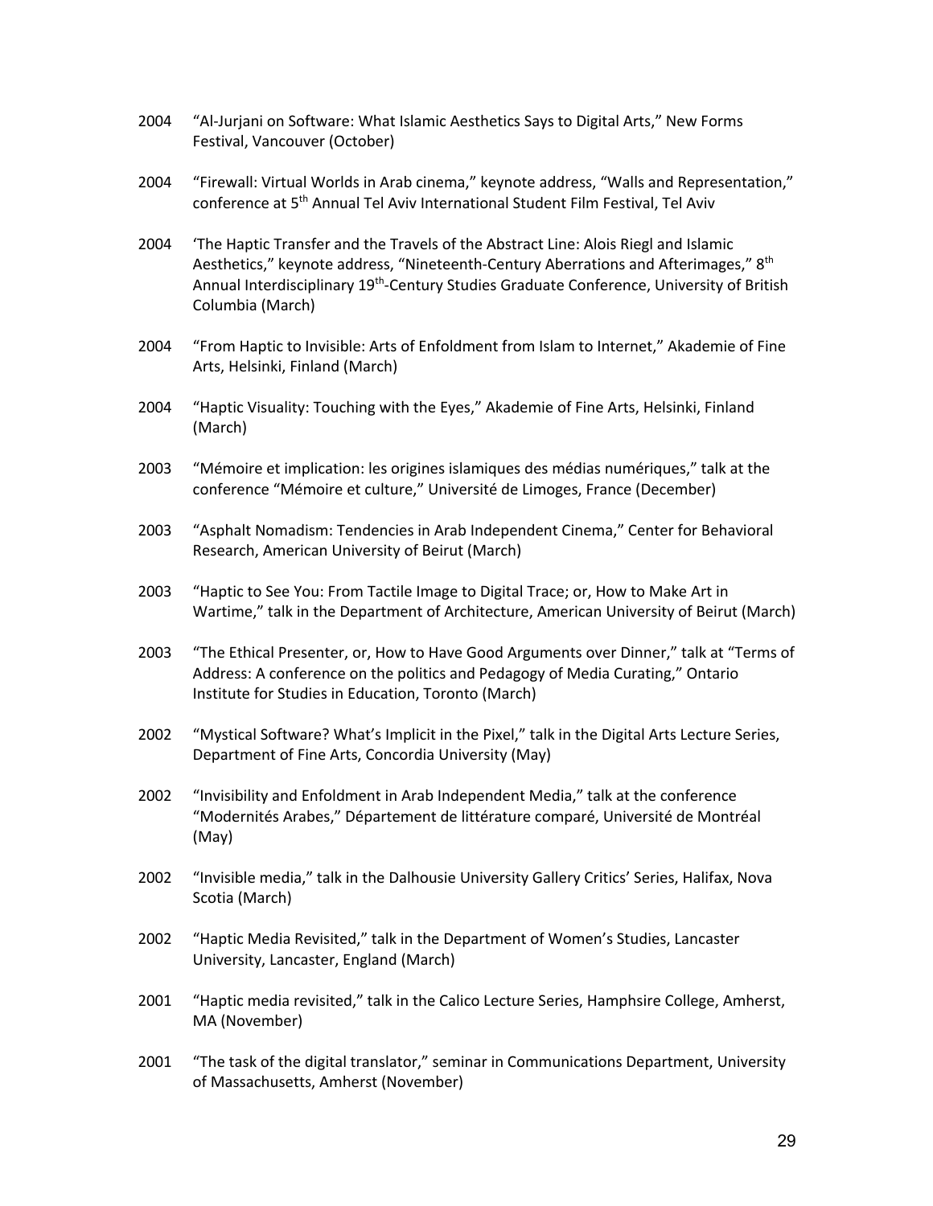2004 "Al-Jurjani on Software: What Islamic Aesthetics Says to Digital Arts," New Forms Festival, Vancouver (October)

2004 "Firewall: Virtual Worlds in Arab cinema," keynote address, "Walls and Representation," conference at 5th Annual Tel Aviv International Student Film Festival, Tel Aviv

2004 'The Haptic Transfer and the Travels of the Abstract Line: Alois Riegl and Islamic Aesthetics," keynote address, "Nineteenth-Century Aberrations and Afterimages," 8th Annual Interdisciplinary 19th-Century Studies Graduate Conference, University of British Columbia (March)

2004 "From Haptic to Invisible: Arts of Enfoldment from Islam to Internet," Akademie of Fine Arts, Helsinki, Finland (March)

2004 "Haptic Visuality: Touching with the Eyes," Akademie of Fine Arts, Helsinki, Finland (March)

2003 "Mémoire et implication: les origines islamiques des médias numériques," talk at the conference "Mémoire et culture," Université de Limoges, France (December)

2003 "Asphalt Nomadism: Tendencies in Arab Independent Cinema," Center for Behavioral Research, American University of Beirut (March)

2003 "Haptic to See You: From Tactile Image to Digital Trace; or, How to Make Art in Wartime," talk in the Department of Architecture, American University of Beirut (March)

2003 "The Ethical Presenter, or, How to Have Good Arguments over Dinner," talk at "Terms of Address: A conference on the politics and Pedagogy of Media Curating," Ontario Institute for Studies in Education, Toronto (March)

2002 "Mystical Software? What's Implicit in the Pixel," talk in the Digital Arts Lecture Series, Department of Fine Arts, Concordia University (May)

2002 "Invisibility and Enfoldment in Arab Independent Media," talk at the conference "Modernités Arabes," Département de littérature comparé, Université de Montréal (May)

2002 "Invisible media," talk in the Dalhousie University Gallery Critics' Series, Halifax, Nova Scotia (March)

2002 "Haptic Media Revisited," talk in the Department of Women's Studies, Lancaster University, Lancaster, England (March)

2001 "Haptic media revisited," talk in the Calico Lecture Series, Hamphsire College, Amherst, MA (November)

2001 "The task of the digital translator," seminar in Communications Department, University of Massachusetts, Amherst (November)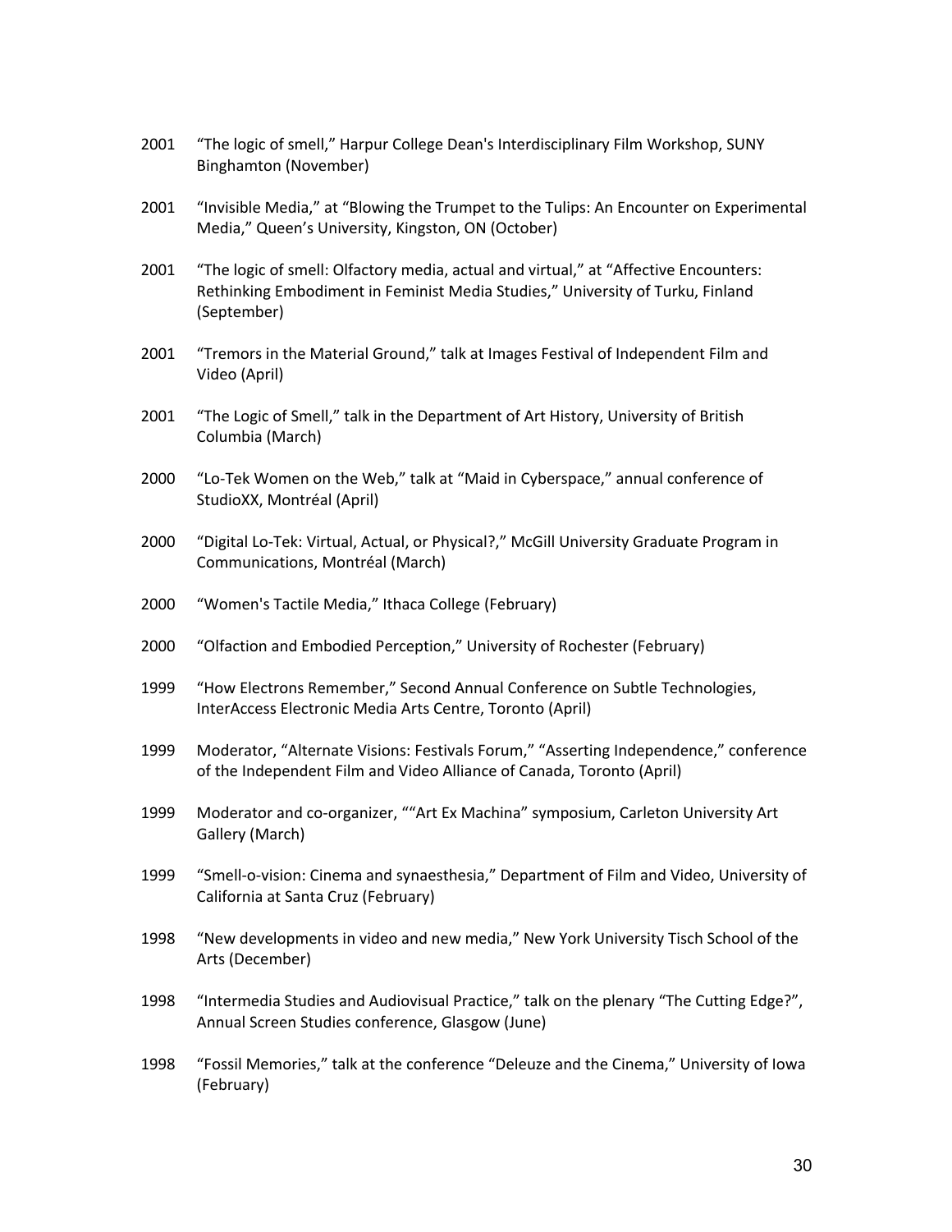2001 “The logic of smell,” Harpur College Dean's Interdisciplinary Film Workshop, SUNY Binghamton (November)

2001 “Invisible Media,” at “Blowing the Trumpet to the Tulips: An Encounter on Experimental Media,” Queen’s University, Kingston, ON (October)

2001 “The logic of smell: Olfactory media, actual and virtual,” at “Affective Encounters: Rethinking Embodiment in Feminist Media Studies,” University of Turku, Finland (September)

2001 “Tremors in the Material Ground,” talk at Images Festival of Independent Film and Video (April)

2001 “The Logic of Smell,” talk in the Department of Art History, University of British Columbia (March)

2000 “Lo-Tek Women on the Web,” talk at “Maid in Cyberspace,” annual conference of StudioXX, Montréal (April)

2000 “Digital Lo-Tek: Virtual, Actual, or Physical?,” McGill University Graduate Program in Communications, Montréal (March)

2000 “Women's Tactile Media,” Ithaca College (February)

2000 “Olfaction and Embodied Perception,” University of Rochester (February)

1999 “How Electrons Remember,” Second Annual Conference on Subtle Technologies, InterAccess Electronic Media Arts Centre, Toronto (April)

1999 Moderator, “Alternate Visions: Festivals Forum,” “Asserting Independence,” conference of the Independent Film and Video Alliance of Canada, Toronto (April)

1999 Moderator and co-organizer, ““Art Ex Machina” symposium, Carleton University Art Gallery (March)

1999 “Smell-o-vision: Cinema and synaesthesia,” Department of Film and Video, University of California at Santa Cruz (February)

1998 “New developments in video and new media,” New York University Tisch School of the Arts (December)

1998 “Intermedia Studies and Audiovisual Practice,” talk on the plenary “The Cutting Edge?”, Annual Screen Studies conference, Glasgow (June)

1998 “Fossil Memories,” talk at the conference “Deleuze and the Cinema,” University of Iowa (February)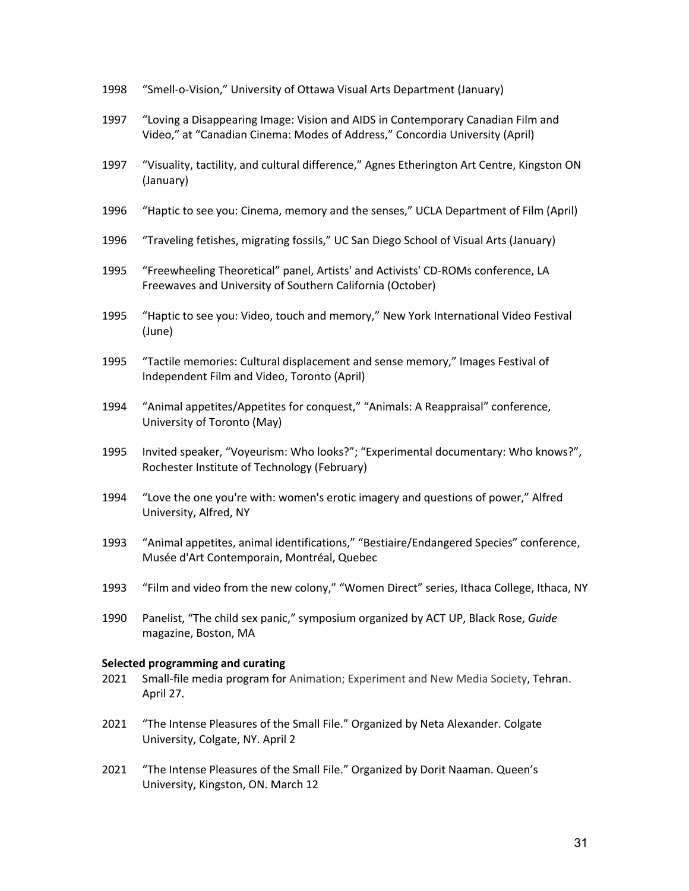1998 "Smell-o-Vision," University of Ottawa Visual Arts Department (January)

1997 "Loving a Disappearing Image: Vision and AIDS in Contemporary Canadian Film and Video," at "Canadian Cinema: Modes of Address," Concordia University (April)

1997 "Visuality, tactility, and cultural difference," Agnes Etherington Art Centre, Kingston ON (January)

1996 "Haptic to see you: Cinema, memory and the senses," UCLA Department of Film (April)

1996 "Traveling fetishes, migrating fossils," UC San Diego School of Visual Arts (January)

1995 "Freewheeling Theoretical" panel, Artists' and Activists' CD-ROMs conference, LA Freewaves and University of Southern California (October)

1995 "Haptic to see you: Video, touch and memory," New York International Video Festival (June)

1995 "Tactile memories: Cultural displacement and sense memory," Images Festival of Independent Film and Video, Toronto (April)

1994 "Animal appetites/Appetites for conquest," "Animals: A Reappraisal" conference, University of Toronto (May)

1995 Invited speaker, "Voyeurism: Who looks?"; "Experimental documentary: Who knows?", Rochester Institute of Technology (February)

1994 "Love the one you're with: women's erotic imagery and questions of power," Alfred University, Alfred, NY

1993 "Animal appetites, animal identifications," "Bestiaire/Endangered Species" conference, Musée d'Art Contemporain, Montréal, Quebec

1993 "Film and video from the new colony," "Women Direct" series, Ithaca College, Ithaca, NY

1990 Panelist, "The child sex panic," symposium organized by ACT UP, Black Rose, *Guide* magazine, Boston, MA

**Selected programming and curating**

2021 Small-file media program for Animation; Experiment and New Media Society, Tehran. April 27.

2021 "The Intense Pleasures of the Small File." Organized by Neta Alexander. Colgate University, Colgate, NY. April 2

2021 "The Intense Pleasures of the Small File." Organized by Dorit Naaman. Queen's University, Kingston, ON. March 12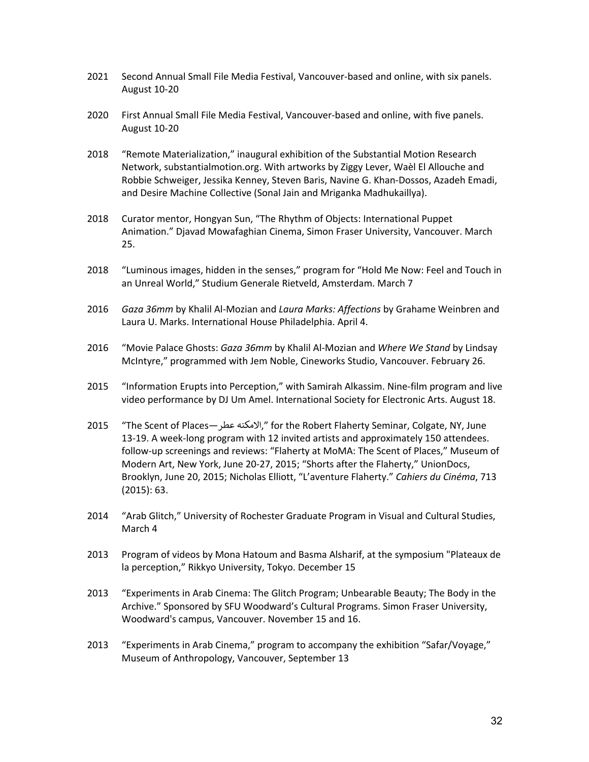2021 Second Annual Small File Media Festival, Vancouver-based and online, with six panels. August 10-20

2020 First Annual Small File Media Festival, Vancouver-based and online, with five panels. August 10-20

2018 "Remote Materialization," inaugural exhibition of the Substantial Motion Research Network, substantialmotion.org. With artworks by Ziggy Lever, Waèl El Allouche and Robbie Schweiger, Jessika Kenney, Steven Baris, Navine G. Khan-Dossos, Azadeh Emadi, and Desire Machine Collective (Sonal Jain and Mriganka Madhukaillya).

2018 Curator mentor, Hongyan Sun, "The Rhythm of Objects: International Puppet Animation." Djavad Mowafaghian Cinema, Simon Fraser University, Vancouver. March 25.

2018 "Luminous images, hidden in the senses," program for "Hold Me Now: Feel and Touch in an Unreal World," Studium Generale Rietveld, Amsterdam. March 7

2016 *Gaza 36mm* by Khalil Al-Mozian and *Laura Marks: Affections* by Grahame Weinbren and Laura U. Marks. International House Philadelphia. April 4.

2016 "Movie Palace Ghosts: *Gaza 36mm* by Khalil Al-Mozian and *Where We Stand* by Lindsay McIntyre," programmed with Jem Noble, Cineworks Studio, Vancouver. February 26.

2015 "Information Erupts into Perception," with Samirah Alkassim. Nine-film program and live video performance by DJ Um Amel. International Society for Electronic Arts. August 18.

2015 "The Scent of Places—عطر الامكنه," for the Robert Flaherty Seminar, Colgate, NY, June 13-19. A week-long program with 12 invited artists and approximately 150 attendees. follow-up screenings and reviews: "Flaherty at MoMA: The Scent of Places," Museum of Modern Art, New York, June 20-27, 2015; "Shorts after the Flaherty," UnionDocs, Brooklyn, June 20, 2015; Nicholas Elliott, "L'aventure Flaherty." *Cahiers du Cinéma*, 713 (2015): 63.

2014 "Arab Glitch," University of Rochester Graduate Program in Visual and Cultural Studies, March 4

2013 Program of videos by Mona Hatoum and Basma Alsharif, at the symposium "Plateaux de la perception," Rikkyo University, Tokyo. December 15

2013 "Experiments in Arab Cinema: The Glitch Program; Unbearable Beauty; The Body in the Archive." Sponsored by SFU Woodward's Cultural Programs. Simon Fraser University, Woodward's campus, Vancouver. November 15 and 16.

2013 "Experiments in Arab Cinema," program to accompany the exhibition "Safar/Voyage," Museum of Anthropology, Vancouver, September 13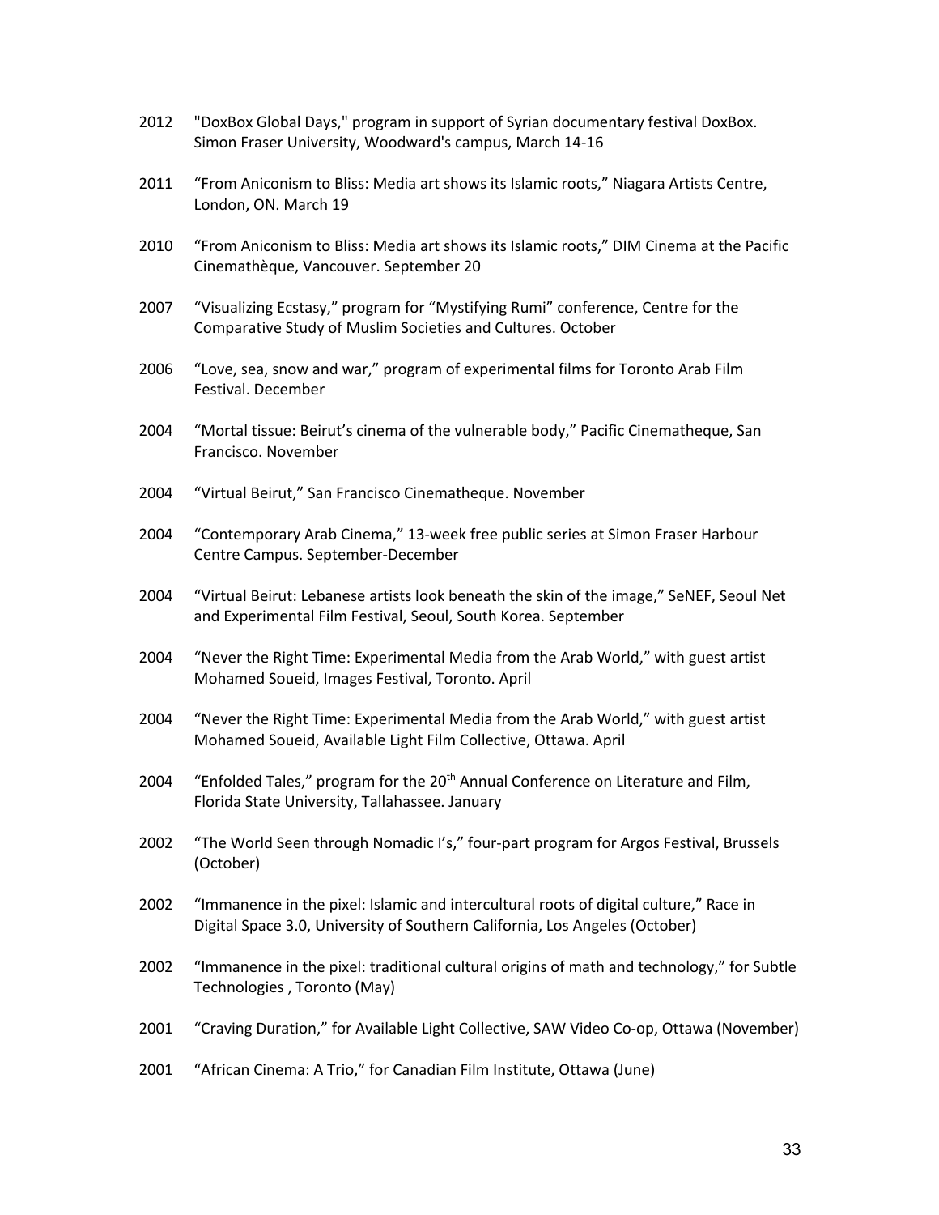2012 "DoxBox Global Days," program in support of Syrian documentary festival DoxBox. Simon Fraser University, Woodward's campus, March 14-16

2011 "From Aniconism to Bliss: Media art shows its Islamic roots," Niagara Artists Centre, London, ON. March 19

2010 "From Aniconism to Bliss: Media art shows its Islamic roots," DIM Cinema at the Pacific Cinemathèque, Vancouver. September 20

2007 "Visualizing Ecstasy," program for "Mystifying Rumi" conference, Centre for the Comparative Study of Muslim Societies and Cultures. October

2006 "Love, sea, snow and war," program of experimental films for Toronto Arab Film Festival. December

2004 "Mortal tissue: Beirut's cinema of the vulnerable body," Pacific Cinematheque, San Francisco. November

2004 "Virtual Beirut," San Francisco Cinematheque. November

2004 "Contemporary Arab Cinema," 13-week free public series at Simon Fraser Harbour Centre Campus. September-December

2004 "Virtual Beirut: Lebanese artists look beneath the skin of the image," SeNEF, Seoul Net and Experimental Film Festival, Seoul, South Korea. September

2004 "Never the Right Time: Experimental Media from the Arab World," with guest artist Mohamed Soueid, Images Festival, Toronto. April

2004 "Never the Right Time: Experimental Media from the Arab World," with guest artist Mohamed Soueid, Available Light Film Collective, Ottawa. April

2004 "Enfolded Tales," program for the 20th Annual Conference on Literature and Film, Florida State University, Tallahassee. January

2002 "The World Seen through Nomadic I's," four-part program for Argos Festival, Brussels (October)

2002 "Immanence in the pixel: Islamic and intercultural roots of digital culture," Race in Digital Space 3.0, University of Southern California, Los Angeles (October)

2002 "Immanence in the pixel: traditional cultural origins of math and technology," for Subtle Technologies , Toronto (May)

2001 "Craving Duration," for Available Light Collective, SAW Video Co-op, Ottawa (November)

2001 "African Cinema: A Trio," for Canadian Film Institute, Ottawa (June)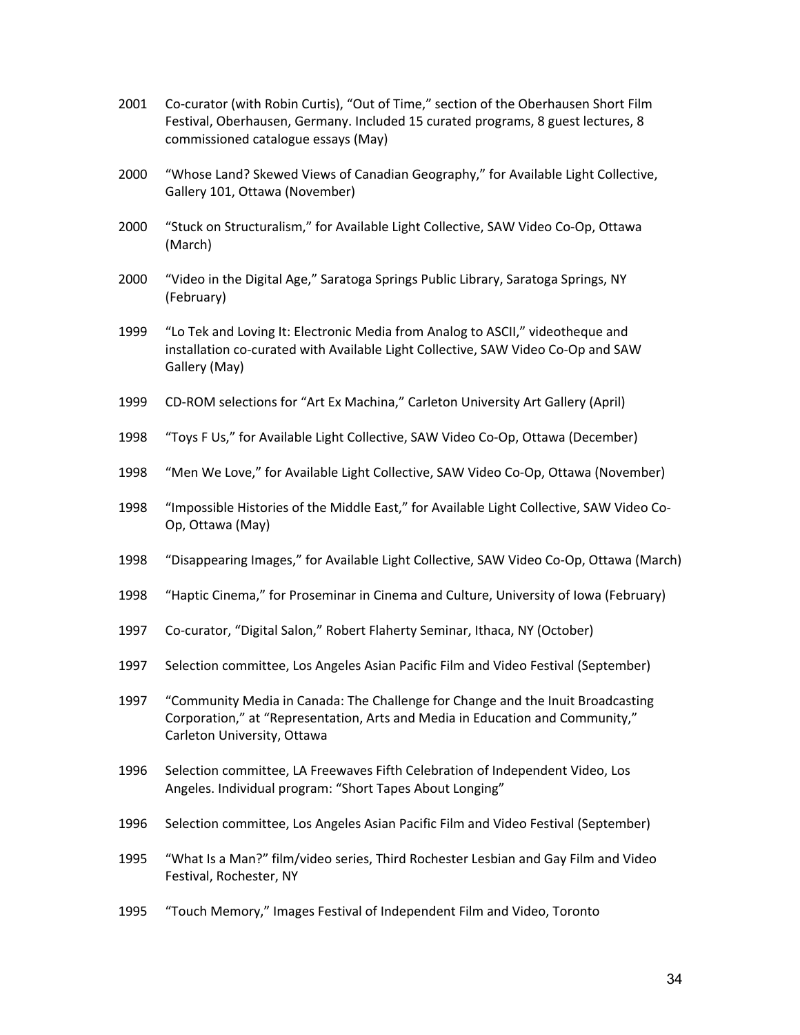2001 Co-curator (with Robin Curtis), "Out of Time," section of the Oberhausen Short Film Festival, Oberhausen, Germany. Included 15 curated programs, 8 guest lectures, 8 commissioned catalogue essays (May)

2000 "Whose Land? Skewed Views of Canadian Geography," for Available Light Collective, Gallery 101, Ottawa (November)

2000 "Stuck on Structuralism," for Available Light Collective, SAW Video Co-Op, Ottawa (March)

2000 "Video in the Digital Age," Saratoga Springs Public Library, Saratoga Springs, NY (February)

1999 "Lo Tek and Loving It: Electronic Media from Analog to ASCII," videotheque and installation co-curated with Available Light Collective, SAW Video Co-Op and SAW Gallery (May)

1999 CD-ROM selections for "Art Ex Machina," Carleton University Art Gallery (April)

1998 "Toys F Us," for Available Light Collective, SAW Video Co-Op, Ottawa (December)

1998 "Men We Love," for Available Light Collective, SAW Video Co-Op, Ottawa (November)

1998 "Impossible Histories of the Middle East," for Available Light Collective, SAW Video Co-Op, Ottawa (May)

1998 "Disappearing Images," for Available Light Collective, SAW Video Co-Op, Ottawa (March)

1998 "Haptic Cinema," for Proseminar in Cinema and Culture, University of Iowa (February)

1997 Co-curator, "Digital Salon," Robert Flaherty Seminar, Ithaca, NY (October)

1997 Selection committee, Los Angeles Asian Pacific Film and Video Festival (September)

1997 "Community Media in Canada: The Challenge for Change and the Inuit Broadcasting Corporation," at "Representation, Arts and Media in Education and Community," Carleton University, Ottawa

1996 Selection committee, LA Freewaves Fifth Celebration of Independent Video, Los Angeles. Individual program: "Short Tapes About Longing"

1996 Selection committee, Los Angeles Asian Pacific Film and Video Festival (September)

1995 "What Is a Man?" film/video series, Third Rochester Lesbian and Gay Film and Video Festival, Rochester, NY

1995 "Touch Memory," Images Festival of Independent Film and Video, Toronto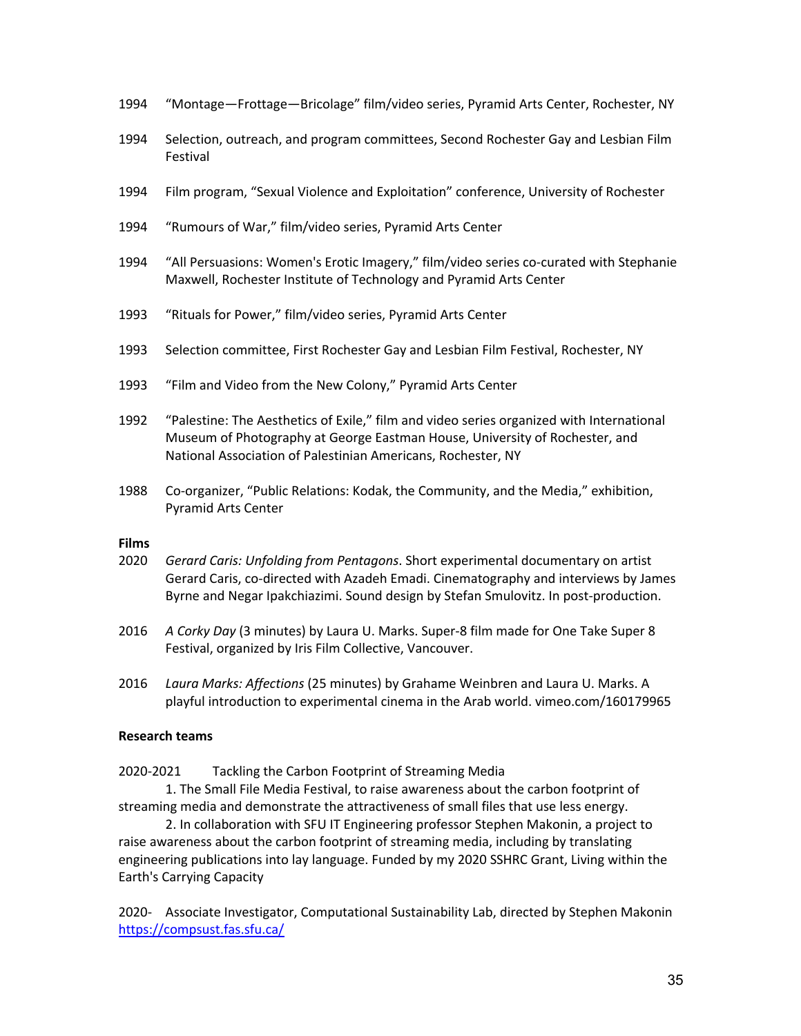1994 "Montage—Frottage—Bricolage" film/video series, Pyramid Arts Center, Rochester, NY

1994 Selection, outreach, and program committees, Second Rochester Gay and Lesbian Film Festival

1994 Film program, "Sexual Violence and Exploitation" conference, University of Rochester

1994 "Rumours of War," film/video series, Pyramid Arts Center

1994 "All Persuasions: Women's Erotic Imagery," film/video series co-curated with Stephanie Maxwell, Rochester Institute of Technology and Pyramid Arts Center

1993 "Rituals for Power," film/video series, Pyramid Arts Center

1993 Selection committee, First Rochester Gay and Lesbian Film Festival, Rochester, NY

1993 "Film and Video from the New Colony," Pyramid Arts Center

1992 "Palestine: The Aesthetics of Exile," film and video series organized with International Museum of Photography at George Eastman House, University of Rochester, and National Association of Palestinian Americans, Rochester, NY

1988 Co-organizer, "Public Relations: Kodak, the Community, and the Media," exhibition, Pyramid Arts Center

**Films**

2020 *Gerard Caris: Unfolding from Pentagons*. Short experimental documentary on artist Gerard Caris, co-directed with Azadeh Emadi. Cinematography and interviews by James Byrne and Negar Ipakchiazimi. Sound design by Stefan Smulovitz. In post-production.

2016 *A Corky Day* (3 minutes) by Laura U. Marks. Super-8 film made for One Take Super 8 Festival, organized by Iris Film Collective, Vancouver.

2016 *Laura Marks: Affections* (25 minutes) by Grahame Weinbren and Laura U. Marks. A playful introduction to experimental cinema in the Arab world. vimeo.com/160179965

**Research teams**

2020-2021 Tackling the Carbon Footprint of Streaming Media

1. The Small File Media Festival, to raise awareness about the carbon footprint of streaming media and demonstrate the attractiveness of small files that use less energy.

2. In collaboration with SFU IT Engineering professor Stephen Makonin, a project to raise awareness about the carbon footprint of streaming media, including by translating engineering publications into lay language. Funded by my 2020 SSHRC Grant, Living within the Earth's Carrying Capacity

2020- Associate Investigator, Computational Sustainability Lab, directed by Stephen Makonin https://compsust.fas.sfu.ca/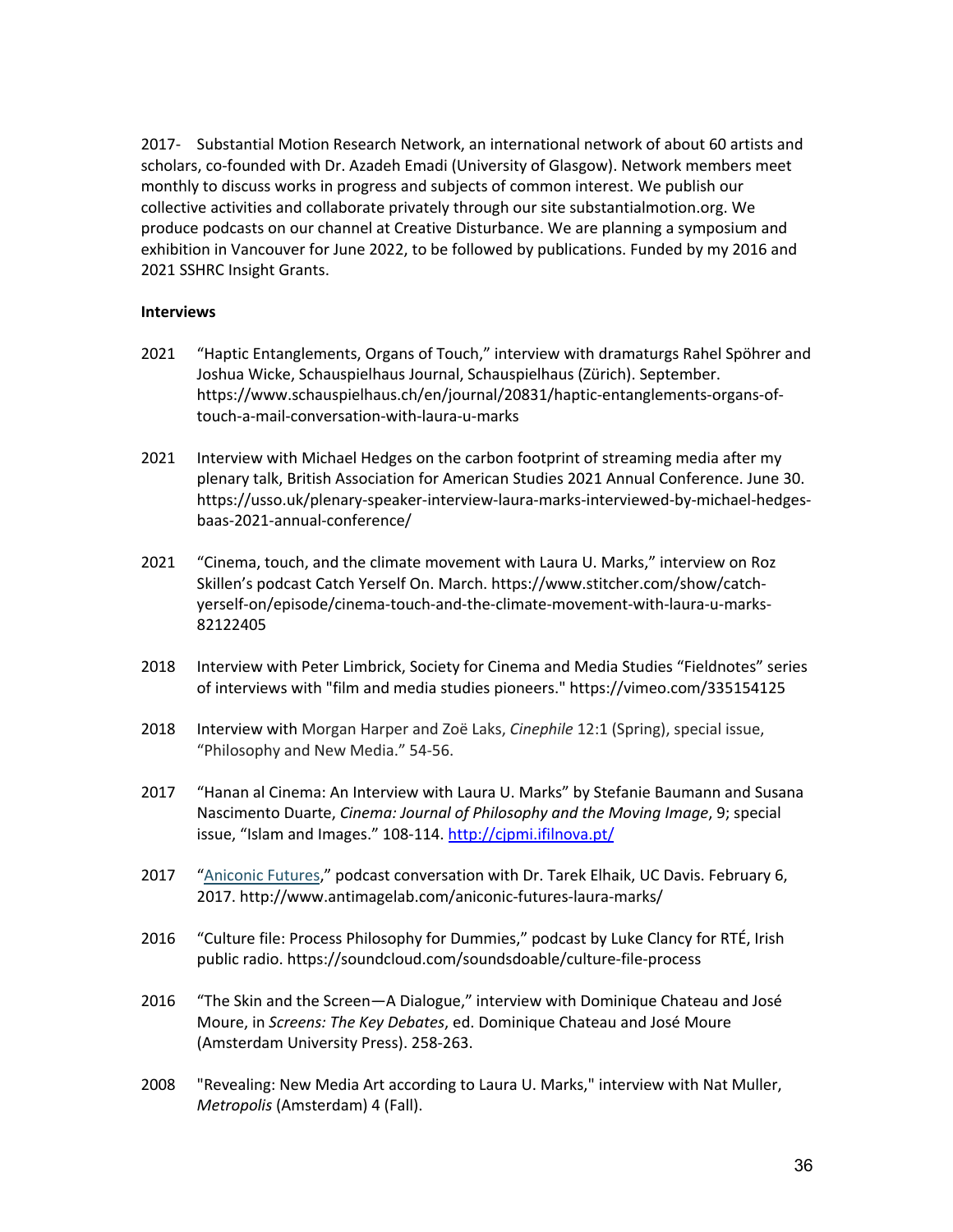2017- Substantial Motion Research Network, an international network of about 60 artists and scholars, co-founded with Dr. Azadeh Emadi (University of Glasgow). Network members meet monthly to discuss works in progress and subjects of common interest. We publish our collective activities and collaborate privately through our site substantialmotion.org. We produce podcasts on our channel at Creative Disturbance. We are planning a symposium and exhibition in Vancouver for June 2022, to be followed by publications. Funded by my 2016 and 2021 SSHRC Insight Grants.

**Interviews**

2021 "Haptic Entanglements, Organs of Touch," interview with dramaturgs Rahel Spöhrer and Joshua Wicke, Schauspielhaus Journal, Schauspielhaus (Zürich). September. https://www.schauspielhaus.ch/en/journal/20831/haptic-entanglements-organs-of-touch-a-mail-conversation-with-laura-u-marks

2021 Interview with Michael Hedges on the carbon footprint of streaming media after my plenary talk, British Association for American Studies 2021 Annual Conference. June 30. https://usso.uk/plenary-speaker-interview-laura-marks-interviewed-by-michael-hedges-baas-2021-annual-conference/

2021 "Cinema, touch, and the climate movement with Laura U. Marks," interview on Roz Skillen's podcast Catch Yerself On. March. https://www.stitcher.com/show/catch-yerself-on/episode/cinema-touch-and-the-climate-movement-with-laura-u-marks-82122405

2018 Interview with Peter Limbrick, Society for Cinema and Media Studies "Fieldnotes" series of interviews with "film and media studies pioneers." https://vimeo.com/335154125

2018 Interview with Morgan Harper and Zoë Laks, *Cinephile* 12:1 (Spring), special issue, "Philosophy and New Media." 54-56.

2017 "Hanan al Cinema: An Interview with Laura U. Marks" by Stefanie Baumann and Susana Nascimento Duarte, *Cinema: Journal of Philosophy and the Moving Image*, 9; special issue, "Islam and Images." 108-114. http://cjpmi.ifilnova.pt/

2017 "Aniconic Futures," podcast conversation with Dr. Tarek Elhaik, UC Davis. February 6, 2017. http://www.antimagelab.com/aniconic-futures-laura-marks/

2016 "Culture file: Process Philosophy for Dummies," podcast by Luke Clancy for RTÉ, Irish public radio. https://soundcloud.com/soundsdoable/culture-file-process

2016 "The Skin and the Screen—A Dialogue," interview with Dominique Chateau and José Moure, in *Screens: The Key Debates*, ed. Dominique Chateau and José Moure (Amsterdam University Press). 258-263.

2008 "Revealing: New Media Art according to Laura U. Marks," interview with Nat Muller, *Metropolis* (Amsterdam) 4 (Fall).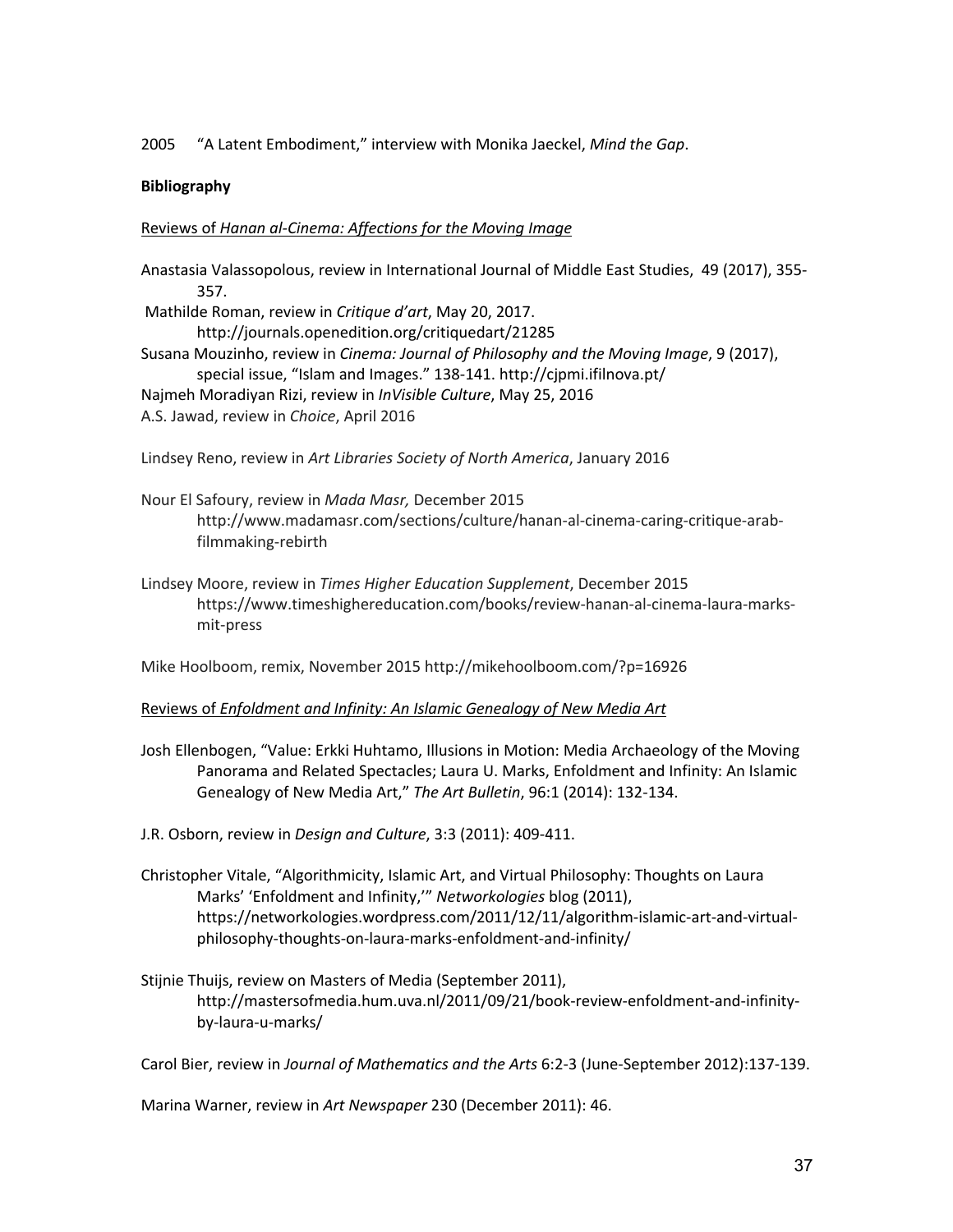2005 "A Latent Embodiment," interview with Monika Jaeckel, *Mind the Gap*.

**Bibliography**

Reviews of *Hanan al-Cinema: Affections for the Moving Image*

Anastasia Valassopolous, review in International Journal of Middle East Studies, 49 (2017), 355-357.

Mathilde Roman, review in *Critique d'art*, May 20, 2017. http://journals.openedition.org/critiquedart/21285

Susana Mouzinho, review in *Cinema: Journal of Philosophy and the Moving Image*, 9 (2017), special issue, "Islam and Images." 138-141. http://cjpmi.ifilnova.pt/

Najmeh Moradiyan Rizi, review in *InVisible Culture*, May 25, 2016

A.S. Jawad, review in *Choice*, April 2016

Lindsey Reno, review in *Art Libraries Society of North America*, January 2016

Nour El Safoury, review in *Mada Masr,* December 2015 http://www.madamasr.com/sections/culture/hanan-al-cinema-caring-critique-arab-filmmaking-rebirth

Lindsey Moore, review in *Times Higher Education Supplement*, December 2015 https://www.timeshighereducation.com/books/review-hanan-al-cinema-laura-marks-mit-press

Mike Hoolboom, remix, November 2015 http://mikehoolboom.com/?p=16926

Reviews of *Enfoldment and Infinity: An Islamic Genealogy of New Media Art*

Josh Ellenbogen, "Value: Erkki Huhtamo, Illusions in Motion: Media Archaeology of the Moving Panorama and Related Spectacles; Laura U. Marks, Enfoldment and Infinity: An Islamic Genealogy of New Media Art," *The Art Bulletin*, 96:1 (2014): 132-134.

J.R. Osborn, review in *Design and Culture*, 3:3 (2011): 409-411.

Christopher Vitale, "Algorithmicity, Islamic Art, and Virtual Philosophy: Thoughts on Laura Marks' 'Enfoldment and Infinity,'" *Networkologies* blog (2011), https://networkologies.wordpress.com/2011/12/11/algorithm-islamic-art-and-virtual-philosophy-thoughts-on-laura-marks-enfoldment-and-infinity/

Stijnie Thuijs, review on Masters of Media (September 2011), http://mastersofmedia.hum.uva.nl/2011/09/21/book-review-enfoldment-and-infinity-by-laura-u-marks/

Carol Bier, review in *Journal of Mathematics and the Arts* 6:2-3 (June-September 2012):137-139.

Marina Warner, review in *Art Newspaper* 230 (December 2011): 46.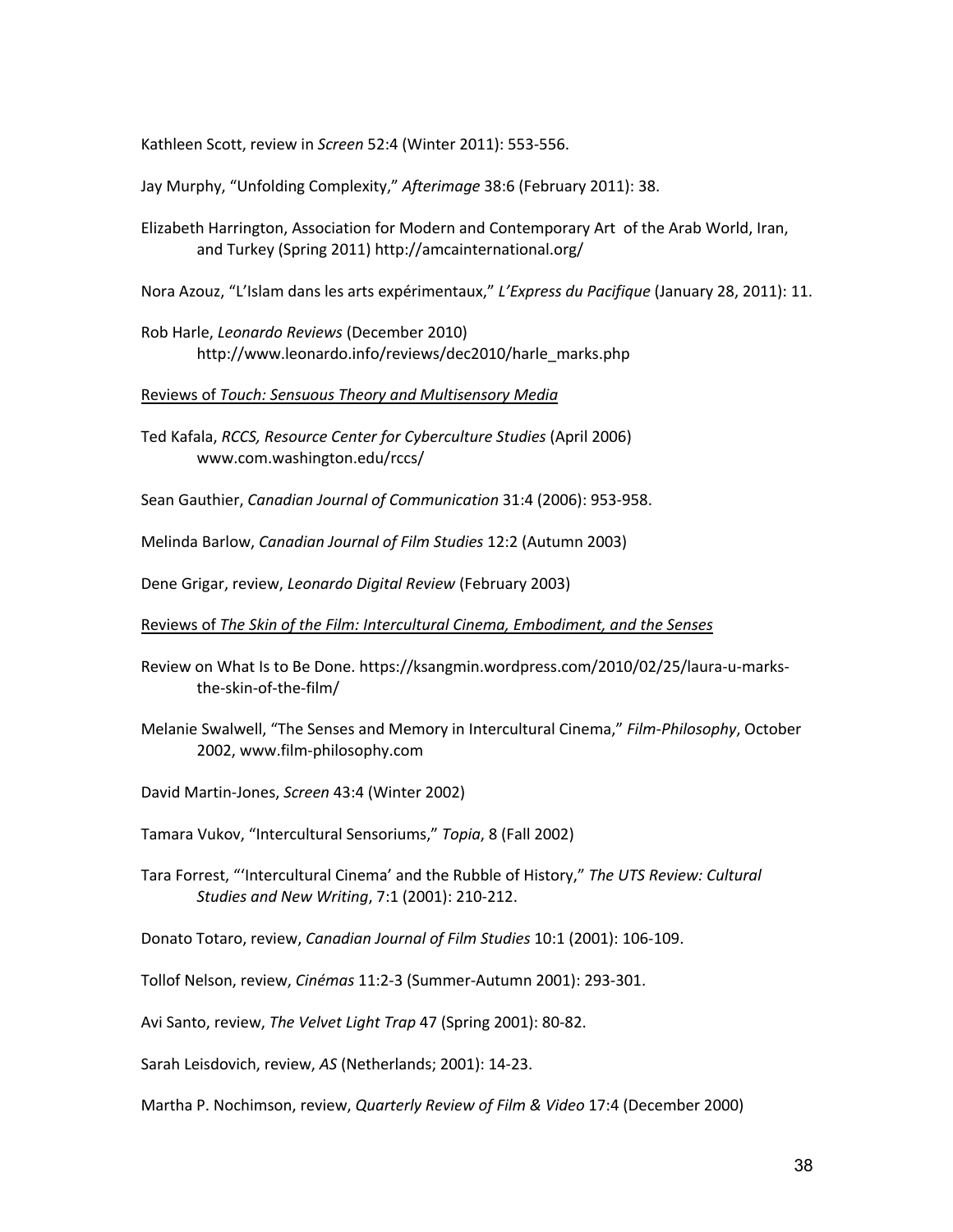Kathleen Scott, review in *Screen* 52:4 (Winter 2011): 553-556.

Jay Murphy, "Unfolding Complexity," *Afterimage* 38:6 (February 2011): 38.

Elizabeth Harrington, Association for Modern and Contemporary Art of the Arab World, Iran, and Turkey (Spring 2011) http://amcainternational.org/

Nora Azouz, "L'Islam dans les arts expérimentaux," *L'Express du Pacifique* (January 28, 2011): 11.

Rob Harle, *Leonardo Reviews* (December 2010) http://www.leonardo.info/reviews/dec2010/harle_marks.php

<u>Reviews of *Touch: Sensuous Theory and Multisensory Media*</u>

Ted Kafala, *RCCS, Resource Center for Cyberculture Studies* (April 2006) www.com.washington.edu/rccs/

Sean Gauthier, *Canadian Journal of Communication* 31:4 (2006): 953-958.

Melinda Barlow, *Canadian Journal of Film Studies* 12:2 (Autumn 2003)

Dene Grigar, review, *Leonardo Digital Review* (February 2003)

<u>Reviews of *The Skin of the Film: Intercultural Cinema, Embodiment, and the Senses*</u>

Review on What Is to Be Done. https://ksangmin.wordpress.com/2010/02/25/laura-u-marks-the-skin-of-the-film/

Melanie Swalwell, "The Senses and Memory in Intercultural Cinema," *Film-Philosophy*, October 2002, www.film-philosophy.com

David Martin-Jones, *Screen* 43:4 (Winter 2002)

Tamara Vukov, "Intercultural Sensoriums," *Topia*, 8 (Fall 2002)

Tara Forrest, "'Intercultural Cinema' and the Rubble of History," *The UTS Review: Cultural Studies and New Writing*, 7:1 (2001): 210-212.

Donato Totaro, review, *Canadian Journal of Film Studies* 10:1 (2001): 106-109.

Tollof Nelson, review, *Cinémas* 11:2-3 (Summer-Autumn 2001): 293-301.

Avi Santo, review, *The Velvet Light Trap* 47 (Spring 2001): 80-82.

Sarah Leisdovich, review, *AS* (Netherlands; 2001): 14-23.

Martha P. Nochimson, review, *Quarterly Review of Film & Video* 17:4 (December 2000)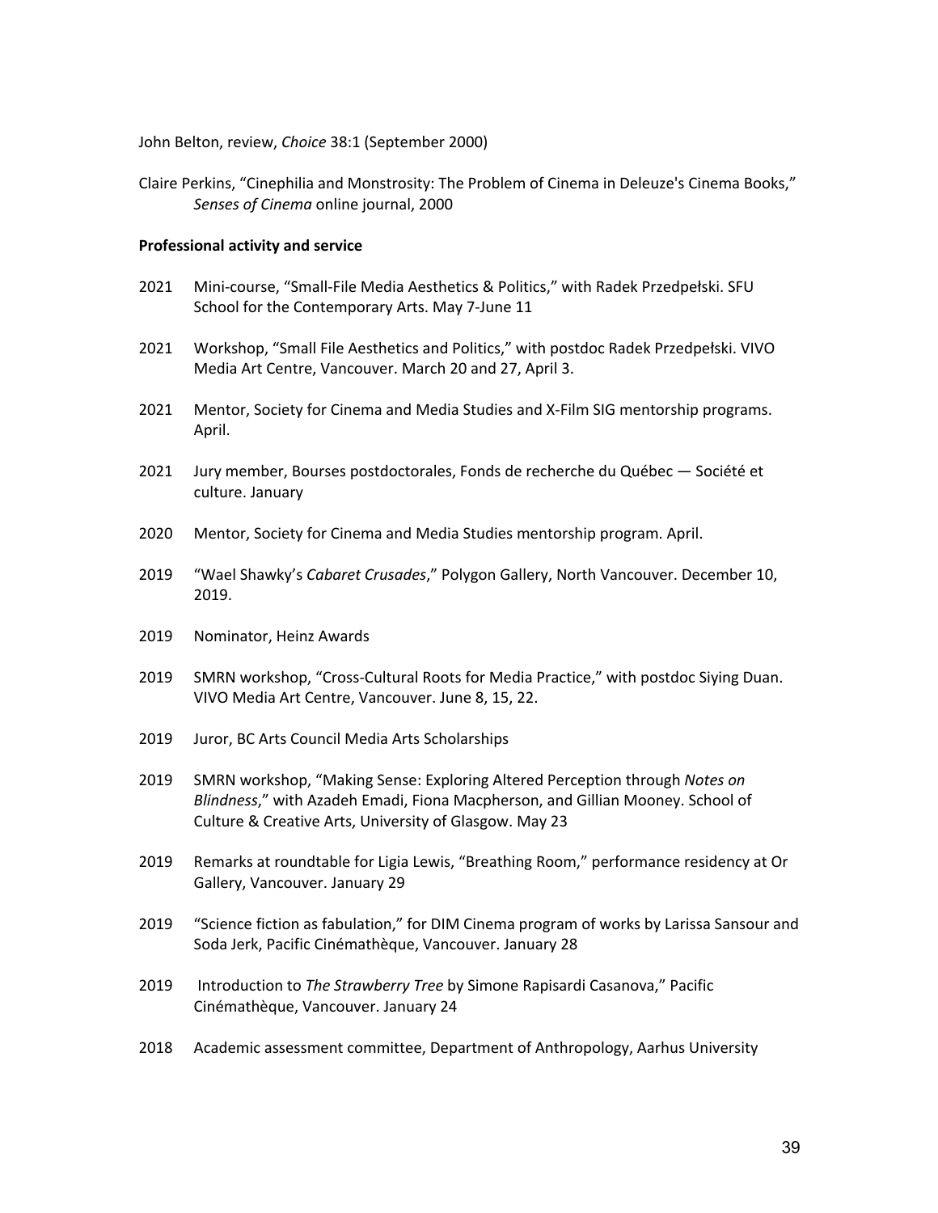John Belton, review, *Choice* 38:1 (September 2000)

Claire Perkins, "Cinephilia and Monstrosity: The Problem of Cinema in Deleuze's Cinema Books," *Senses of Cinema* online journal, 2000

**Professional activity and service**

2021 Mini-course, "Small-File Media Aesthetics & Politics," with Radek Przedpełski. SFU School for the Contemporary Arts. May 7-June 11

2021 Workshop, "Small File Aesthetics and Politics," with postdoc Radek Przedpełski. VIVO Media Art Centre, Vancouver. March 20 and 27, April 3.

2021 Mentor, Society for Cinema and Media Studies and X-Film SIG mentorship programs. April.

2021 Jury member, Bourses postdoctorales, Fonds de recherche du Québec — Société et culture. January

2020 Mentor, Society for Cinema and Media Studies mentorship program. April.

2019 "Wael Shawky's *Cabaret Crusades*," Polygon Gallery, North Vancouver. December 10, 2019.

2019 Nominator, Heinz Awards

2019 SMRN workshop, "Cross-Cultural Roots for Media Practice," with postdoc Siying Duan. VIVO Media Art Centre, Vancouver. June 8, 15, 22.

2019 Juror, BC Arts Council Media Arts Scholarships

2019 SMRN workshop, "Making Sense: Exploring Altered Perception through *Notes on Blindness*," with Azadeh Emadi, Fiona Macpherson, and Gillian Mooney. School of Culture & Creative Arts, University of Glasgow. May 23

2019 Remarks at roundtable for Ligia Lewis, "Breathing Room," performance residency at Or Gallery, Vancouver. January 29

2019 "Science fiction as fabulation," for DIM Cinema program of works by Larissa Sansour and Soda Jerk, Pacific Cinémathèque, Vancouver. January 28

2019 Introduction to *The Strawberry Tree* by Simone Rapisardi Casanova," Pacific Cinémathèque, Vancouver. January 24

2018 Academic assessment committee, Department of Anthropology, Aarhus University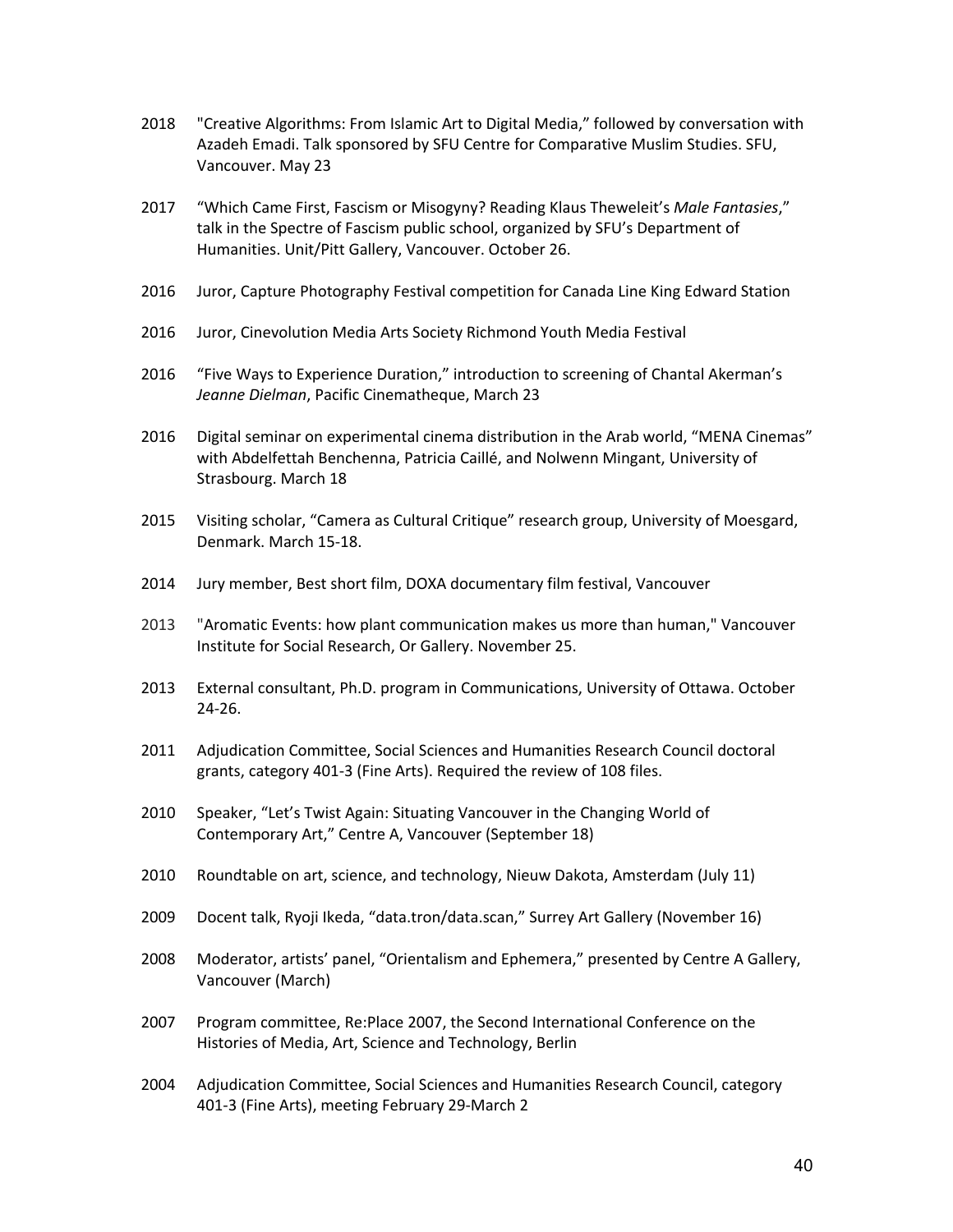2018 "Creative Algorithms: From Islamic Art to Digital Media," followed by conversation with Azadeh Emadi. Talk sponsored by SFU Centre for Comparative Muslim Studies. SFU, Vancouver. May 23

2017 "Which Came First, Fascism or Misogyny? Reading Klaus Theweleit's *Male Fantasies*," talk in the Spectre of Fascism public school, organized by SFU's Department of Humanities. Unit/Pitt Gallery, Vancouver. October 26.

2016 Juror, Capture Photography Festival competition for Canada Line King Edward Station

2016 Juror, Cinevolution Media Arts Society Richmond Youth Media Festival

2016 "Five Ways to Experience Duration," introduction to screening of Chantal Akerman's *Jeanne Dielman*, Pacific Cinematheque, March 23

2016 Digital seminar on experimental cinema distribution in the Arab world, "MENA Cinemas" with Abdelfettah Benchenna, Patricia Caillé, and Nolwenn Mingant, University of Strasbourg. March 18

2015 Visiting scholar, "Camera as Cultural Critique" research group, University of Moesgard, Denmark. March 15-18.

2014 Jury member, Best short film, DOXA documentary film festival, Vancouver

2013 "Aromatic Events: how plant communication makes us more than human," Vancouver Institute for Social Research, Or Gallery. November 25.

2013 External consultant, Ph.D. program in Communications, University of Ottawa. October 24-26.

2011 Adjudication Committee, Social Sciences and Humanities Research Council doctoral grants, category 401-3 (Fine Arts). Required the review of 108 files.

2010 Speaker, "Let's Twist Again: Situating Vancouver in the Changing World of Contemporary Art," Centre A, Vancouver (September 18)

2010 Roundtable on art, science, and technology, Nieuw Dakota, Amsterdam (July 11)

2009 Docent talk, Ryoji Ikeda, "data.tron/data.scan," Surrey Art Gallery (November 16)

2008 Moderator, artists' panel, "Orientalism and Ephemera," presented by Centre A Gallery, Vancouver (March)

2007 Program committee, Re:Place 2007, the Second International Conference on the Histories of Media, Art, Science and Technology, Berlin

2004 Adjudication Committee, Social Sciences and Humanities Research Council, category 401-3 (Fine Arts), meeting February 29-March 2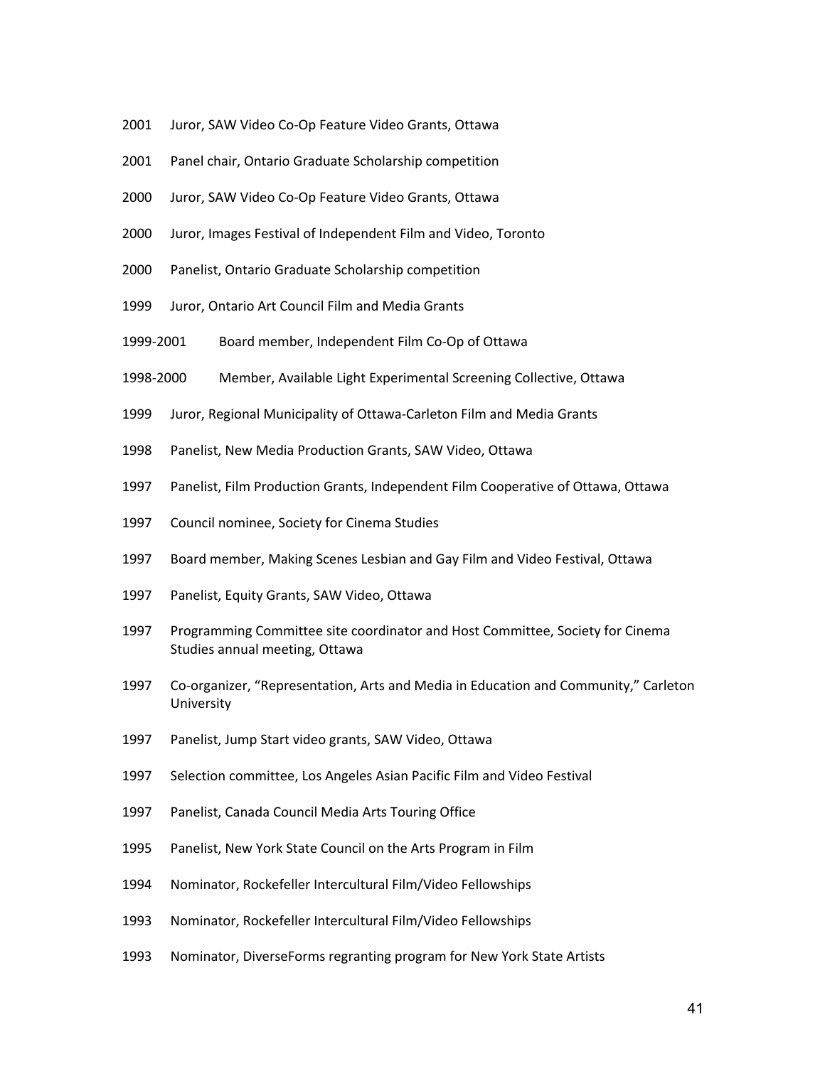2001 Juror, SAW Video Co-Op Feature Video Grants, Ottawa

2001 Panel chair, Ontario Graduate Scholarship competition

2000 Juror, SAW Video Co-Op Feature Video Grants, Ottawa

2000 Juror, Images Festival of Independent Film and Video, Toronto

2000 Panelist, Ontario Graduate Scholarship competition

1999 Juror, Ontario Art Council Film and Media Grants

1999-2001 Board member, Independent Film Co-Op of Ottawa

1998-2000 Member, Available Light Experimental Screening Collective, Ottawa

1999 Juror, Regional Municipality of Ottawa-Carleton Film and Media Grants

1998 Panelist, New Media Production Grants, SAW Video, Ottawa

1997 Panelist, Film Production Grants, Independent Film Cooperative of Ottawa, Ottawa

1997 Council nominee, Society for Cinema Studies

1997 Board member, Making Scenes Lesbian and Gay Film and Video Festival, Ottawa

1997 Panelist, Equity Grants, SAW Video, Ottawa

1997 Programming Committee site coordinator and Host Committee, Society for Cinema Studies annual meeting, Ottawa

1997 Co-organizer, "Representation, Arts and Media in Education and Community," Carleton University

1997 Panelist, Jump Start video grants, SAW Video, Ottawa

1997 Selection committee, Los Angeles Asian Pacific Film and Video Festival

1997 Panelist, Canada Council Media Arts Touring Office

1995 Panelist, New York State Council on the Arts Program in Film

1994 Nominator, Rockefeller Intercultural Film/Video Fellowships

1993 Nominator, Rockefeller Intercultural Film/Video Fellowships

1993 Nominator, DiverseForms regranting program for New York State Artists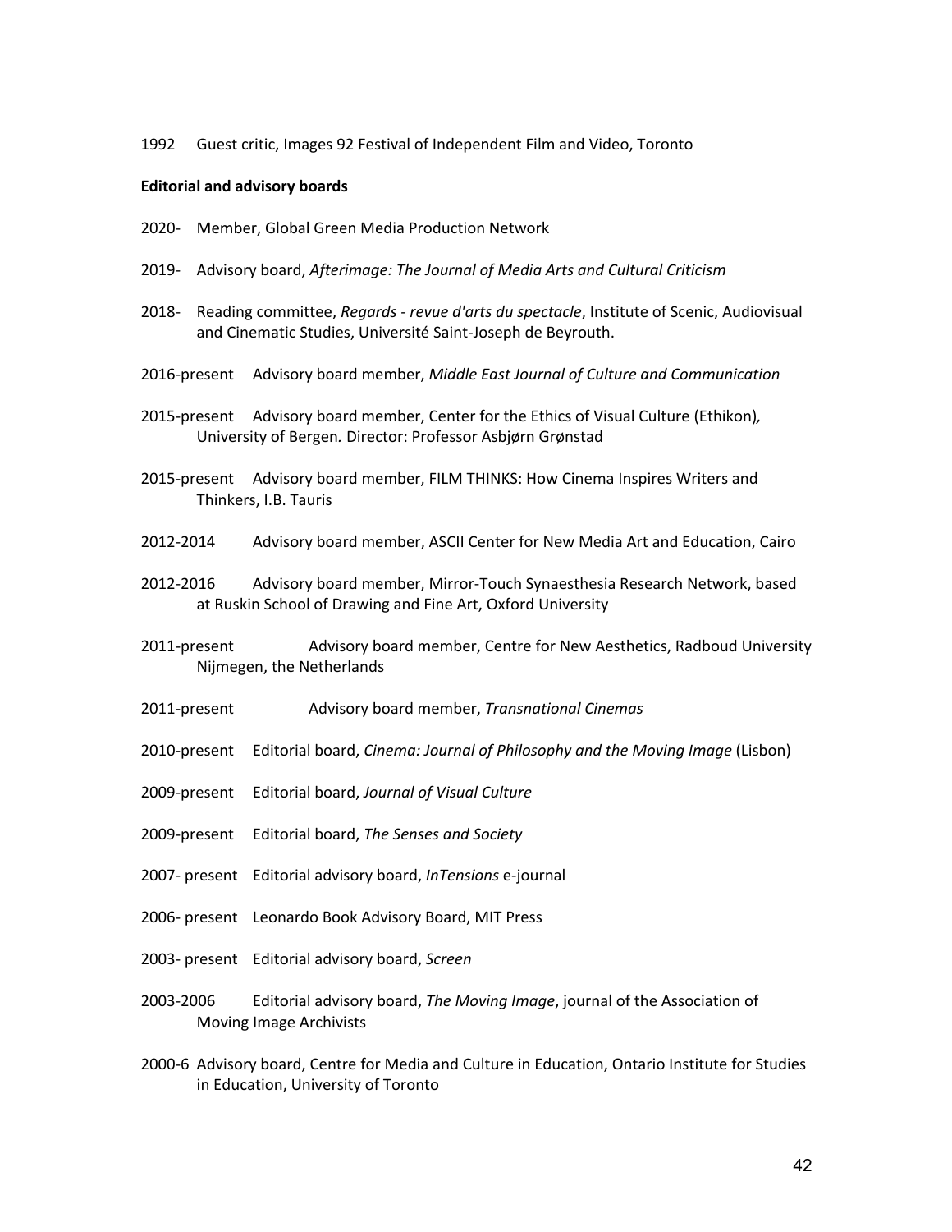1992 Guest critic, Images 92 Festival of Independent Film and Video, Toronto

**Editorial and advisory boards**

2020- Member, Global Green Media Production Network

2019- Advisory board, *Afterimage: The Journal of Media Arts and Cultural Criticism*

2018- Reading committee, *Regards - revue d'arts du spectacle*, Institute of Scenic, Audiovisual and Cinematic Studies, Université Saint-Joseph de Beyrouth.

2016-present Advisory board member, *Middle East Journal of Culture and Communication*

2015-present Advisory board member, Center for the Ethics of Visual Culture (Ethikon), University of Bergen. Director: Professor Asbjørn Grønstad

2015-present Advisory board member, FILM THINKS: How Cinema Inspires Writers and Thinkers, I.B. Tauris

2012-2014 Advisory board member, ASCII Center for New Media Art and Education, Cairo

2012-2016 Advisory board member, Mirror-Touch Synaesthesia Research Network, based at Ruskin School of Drawing and Fine Art, Oxford University

2011-present Advisory board member, Centre for New Aesthetics, Radboud University Nijmegen, the Netherlands

2011-present Advisory board member, *Transnational Cinemas*

2010-present Editorial board, *Cinema: Journal of Philosophy and the Moving Image* (Lisbon)

2009-present Editorial board, *Journal of Visual Culture*

2009-present Editorial board, *The Senses and Society*

2007- present Editorial advisory board, *InTensions* e-journal

2006- present Leonardo Book Advisory Board, MIT Press

2003- present Editorial advisory board, *Screen*

2003-2006 Editorial advisory board, *The Moving Image*, journal of the Association of Moving Image Archivists

2000-6 Advisory board, Centre for Media and Culture in Education, Ontario Institute for Studies in Education, University of Toronto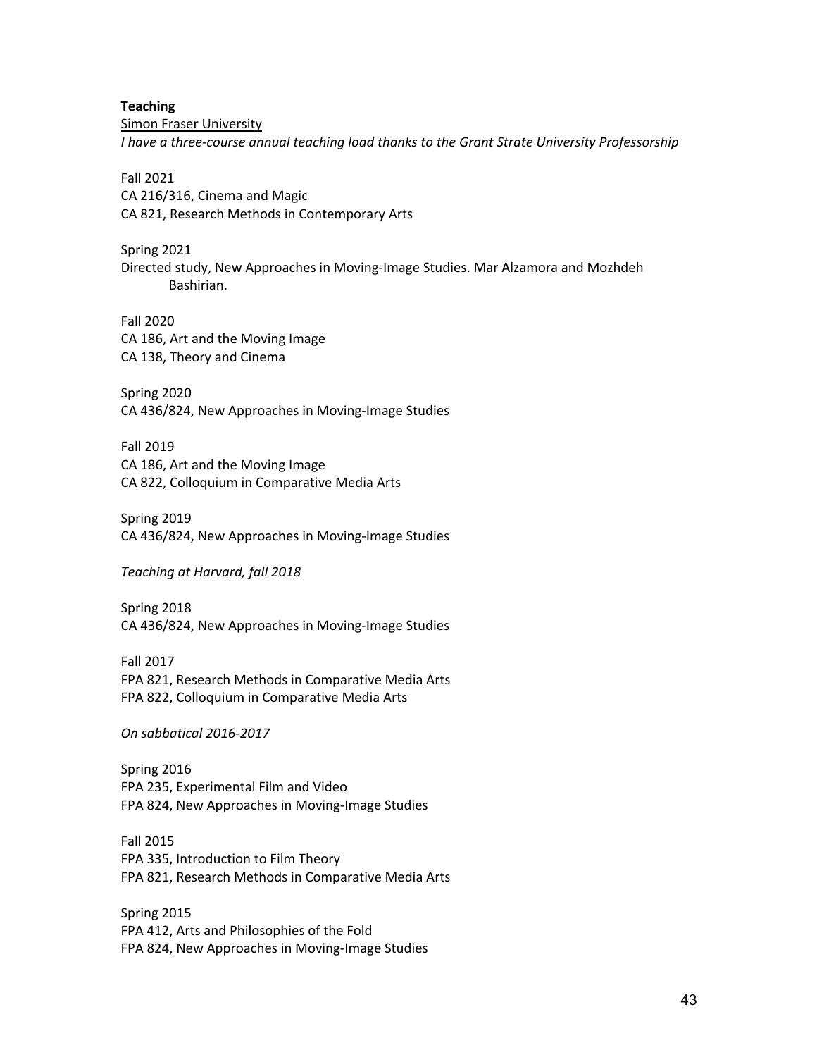**Teaching**

Simon Fraser University

*I have a three-course annual teaching load thanks to the Grant Strate University Professorship*

Fall 2021
CA 216/316, Cinema and Magic
CA 821, Research Methods in Contemporary Arts

Spring 2021
Directed study, New Approaches in Moving-Image Studies. Mar Alzamora and Mozhdeh Bashirian.

Fall 2020
CA 186, Art and the Moving Image
CA 138, Theory and Cinema

Spring 2020
CA 436/824, New Approaches in Moving-Image Studies

Fall 2019
CA 186, Art and the Moving Image
CA 822, Colloquium in Comparative Media Arts

Spring 2019
CA 436/824, New Approaches in Moving-Image Studies

*Teaching at Harvard, fall 2018*

Spring 2018
CA 436/824, New Approaches in Moving-Image Studies

Fall 2017
FPA 821, Research Methods in Comparative Media Arts
FPA 822, Colloquium in Comparative Media Arts

*On sabbatical 2016-2017*

Spring 2016
FPA 235, Experimental Film and Video
FPA 824, New Approaches in Moving-Image Studies

Fall 2015
FPA 335, Introduction to Film Theory
FPA 821, Research Methods in Comparative Media Arts

Spring 2015
FPA 412, Arts and Philosophies of the Fold
FPA 824, New Approaches in Moving-Image Studies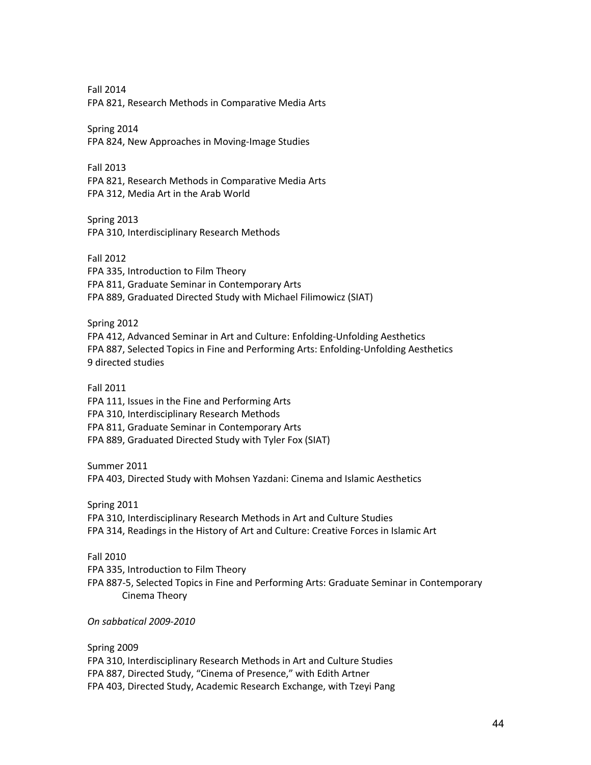Fall 2014
FPA 821, Research Methods in Comparative Media Arts

Spring 2014
FPA 824, New Approaches in Moving-Image Studies

Fall 2013
FPA 821, Research Methods in Comparative Media Arts
FPA 312, Media Art in the Arab World

Spring 2013
FPA 310, Interdisciplinary Research Methods

Fall 2012
FPA 335, Introduction to Film Theory
FPA 811, Graduate Seminar in Contemporary Arts
FPA 889, Graduated Directed Study with Michael Filimowicz (SIAT)

Spring 2012
FPA 412, Advanced Seminar in Art and Culture: Enfolding-Unfolding Aesthetics
FPA 887, Selected Topics in Fine and Performing Arts: Enfolding-Unfolding Aesthetics
9 directed studies

Fall 2011
FPA 111, Issues in the Fine and Performing Arts
FPA 310, Interdisciplinary Research Methods
FPA 811, Graduate Seminar in Contemporary Arts
FPA 889, Graduated Directed Study with Tyler Fox (SIAT)

Summer 2011
FPA 403, Directed Study with Mohsen Yazdani: Cinema and Islamic Aesthetics

Spring 2011
FPA 310, Interdisciplinary Research Methods in Art and Culture Studies
FPA 314, Readings in the History of Art and Culture: Creative Forces in Islamic Art

Fall 2010
FPA 335, Introduction to Film Theory
FPA 887-5, Selected Topics in Fine and Performing Arts: Graduate Seminar in Contemporary Cinema Theory

*On sabbatical 2009-2010*

Spring 2009
FPA 310, Interdisciplinary Research Methods in Art and Culture Studies
FPA 887, Directed Study, "Cinema of Presence," with Edith Artner
FPA 403, Directed Study, Academic Research Exchange, with Tzeyi Pang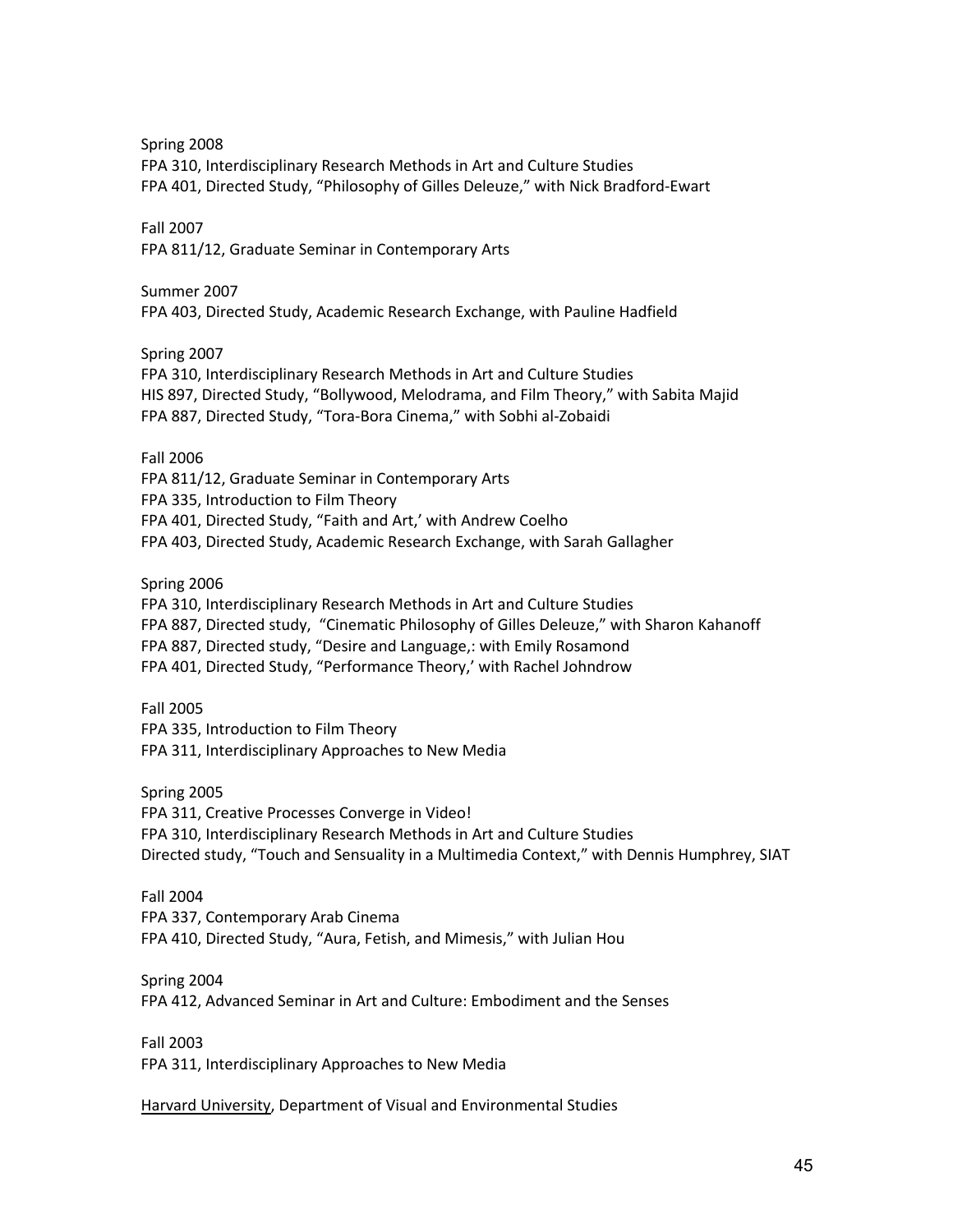Spring 2008
FPA 310, Interdisciplinary Research Methods in Art and Culture Studies
FPA 401, Directed Study, "Philosophy of Gilles Deleuze," with Nick Bradford-Ewart

Fall 2007
FPA 811/12, Graduate Seminar in Contemporary Arts

Summer 2007
FPA 403, Directed Study, Academic Research Exchange, with Pauline Hadfield

Spring 2007
FPA 310, Interdisciplinary Research Methods in Art and Culture Studies
HIS 897, Directed Study, "Bollywood, Melodrama, and Film Theory," with Sabita Majid
FPA 887, Directed Study, "Tora-Bora Cinema," with Sobhi al-Zobaidi

Fall 2006
FPA 811/12, Graduate Seminar in Contemporary Arts
FPA 335, Introduction to Film Theory
FPA 401, Directed Study, "Faith and Art,' with Andrew Coelho
FPA 403, Directed Study, Academic Research Exchange, with Sarah Gallagher

Spring 2006
FPA 310, Interdisciplinary Research Methods in Art and Culture Studies
FPA 887, Directed study, "Cinematic Philosophy of Gilles Deleuze," with Sharon Kahanoff
FPA 887, Directed study, "Desire and Language,: with Emily Rosamond
FPA 401, Directed Study, "Performance Theory,' with Rachel Johndrow

Fall 2005
FPA 335, Introduction to Film Theory
FPA 311, Interdisciplinary Approaches to New Media

Spring 2005
FPA 311, Creative Processes Converge in Video!
FPA 310, Interdisciplinary Research Methods in Art and Culture Studies
Directed study, "Touch and Sensuality in a Multimedia Context," with Dennis Humphrey, SIAT

Fall 2004
FPA 337, Contemporary Arab Cinema
FPA 410, Directed Study, "Aura, Fetish, and Mimesis," with Julian Hou

Spring 2004
FPA 412, Advanced Seminar in Art and Culture: Embodiment and the Senses

Fall 2003
FPA 311, Interdisciplinary Approaches to New Media

Harvard University, Department of Visual and Environmental Studies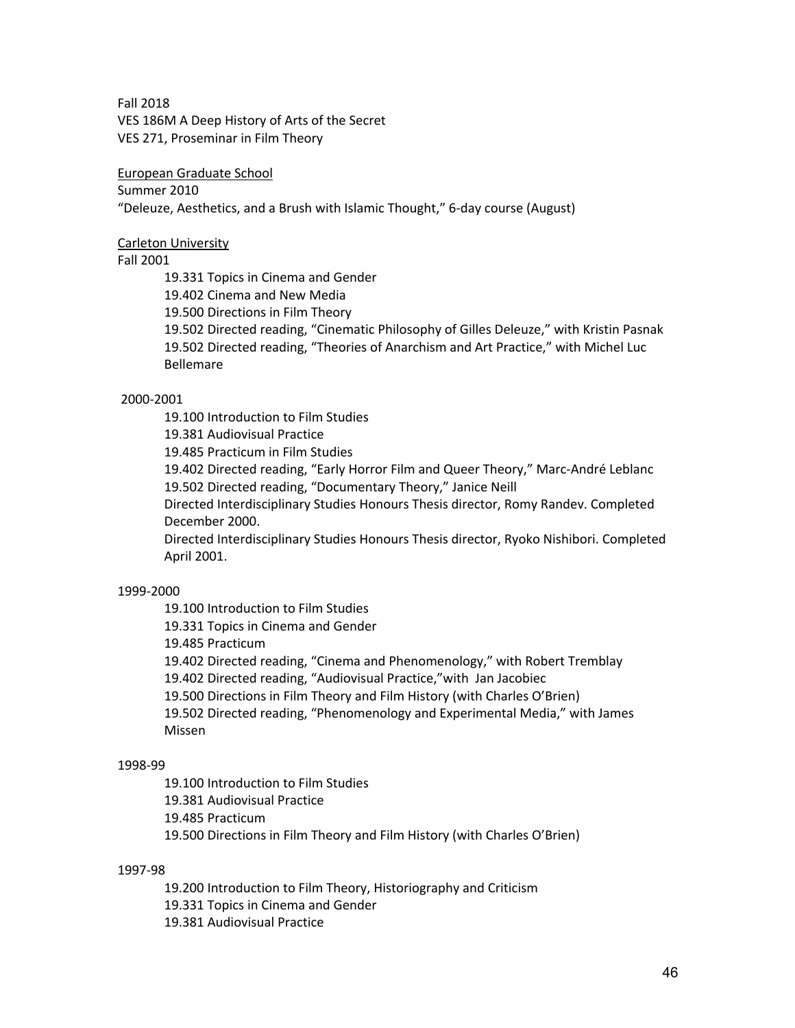Fall 2018

VES 186M A Deep History of Arts of the Secret

VES 271, Proseminar in Film Theory

<u>European Graduate School</u>

Summer 2010

"Deleuze, Aesthetics, and a Brush with Islamic Thought," 6-day course (August)

<u>Carleton University</u>

Fall 2001

- 19.331 Topics in Cinema and Gender
- 19.402 Cinema and New Media
- 19.500 Directions in Film Theory
- 19.502 Directed reading, "Cinematic Philosophy of Gilles Deleuze," with Kristin Pasnak
- 19.502 Directed reading, "Theories of Anarchism and Art Practice," with Michel Luc Bellemare

2000-2001

- 19.100 Introduction to Film Studies
- 19.381 Audiovisual Practice
- 19.485 Practicum in Film Studies
- 19.402 Directed reading, "Early Horror Film and Queer Theory," Marc-André Leblanc
- 19.502 Directed reading, "Documentary Theory," Janice Neill
- Directed Interdisciplinary Studies Honours Thesis director, Romy Randev. Completed December 2000.
- Directed Interdisciplinary Studies Honours Thesis director, Ryoko Nishibori. Completed April 2001.

1999-2000

- 19.100 Introduction to Film Studies
- 19.331 Topics in Cinema and Gender
- 19.485 Practicum
- 19.402 Directed reading, "Cinema and Phenomenology," with Robert Tremblay
- 19.402 Directed reading, "Audiovisual Practice," with Jan Jacobiec
- 19.500 Directions in Film Theory and Film History (with Charles O'Brien)
- 19.502 Directed reading, "Phenomenology and Experimental Media," with James Missen

1998-99

- 19.100 Introduction to Film Studies
- 19.381 Audiovisual Practice
- 19.485 Practicum
- 19.500 Directions in Film Theory and Film History (with Charles O'Brien)

1997-98

- 19.200 Introduction to Film Theory, Historiography and Criticism
- 19.331 Topics in Cinema and Gender
- 19.381 Audiovisual Practice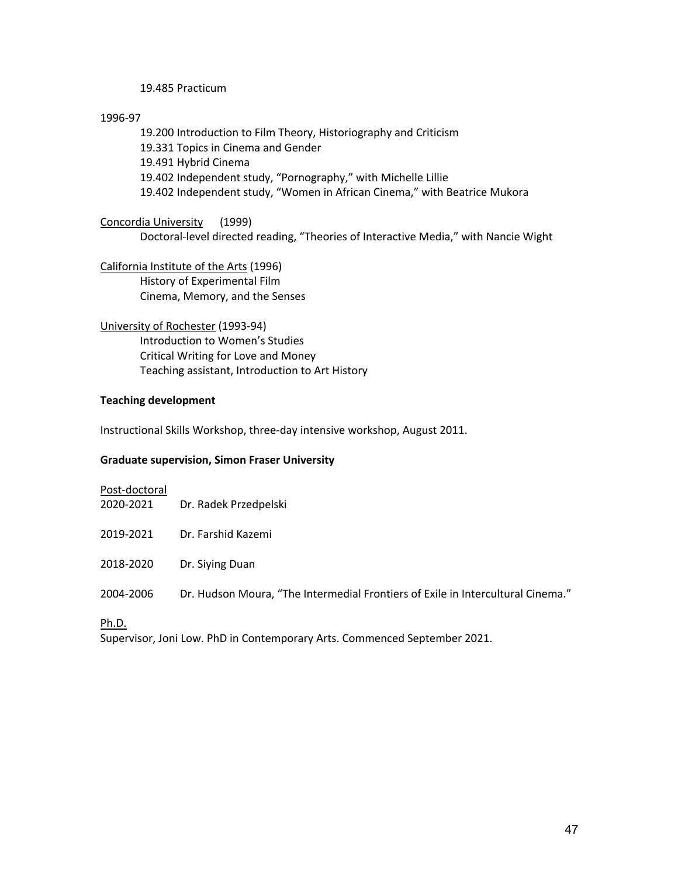19.485 Practicum

1996-97

19.200 Introduction to Film Theory, Historiography and Criticism
19.331 Topics in Cinema and Gender
19.491 Hybrid Cinema
19.402 Independent study, "Pornography," with Michelle Lillie
19.402 Independent study, "Women in African Cinema," with Beatrice Mukora

Concordia University (1999)

Doctoral-level directed reading, "Theories of Interactive Media," with Nancie Wight

California Institute of the Arts (1996)

History of Experimental Film
Cinema, Memory, and the Senses

University of Rochester (1993-94)

Introduction to Women's Studies
Critical Writing for Love and Money
Teaching assistant, Introduction to Art History

**Teaching development**

Instructional Skills Workshop, three-day intensive workshop, August 2011.

**Graduate supervision, Simon Fraser University**

Post-doctoral

2020-2021 Dr. Radek Przedpelski

2019-2021 Dr. Farshid Kazemi

2018-2020 Dr. Siying Duan

2004-2006 Dr. Hudson Moura, "The Intermedial Frontiers of Exile in Intercultural Cinema."

Ph.D.

Supervisor, Joni Low. PhD in Contemporary Arts. Commenced September 2021.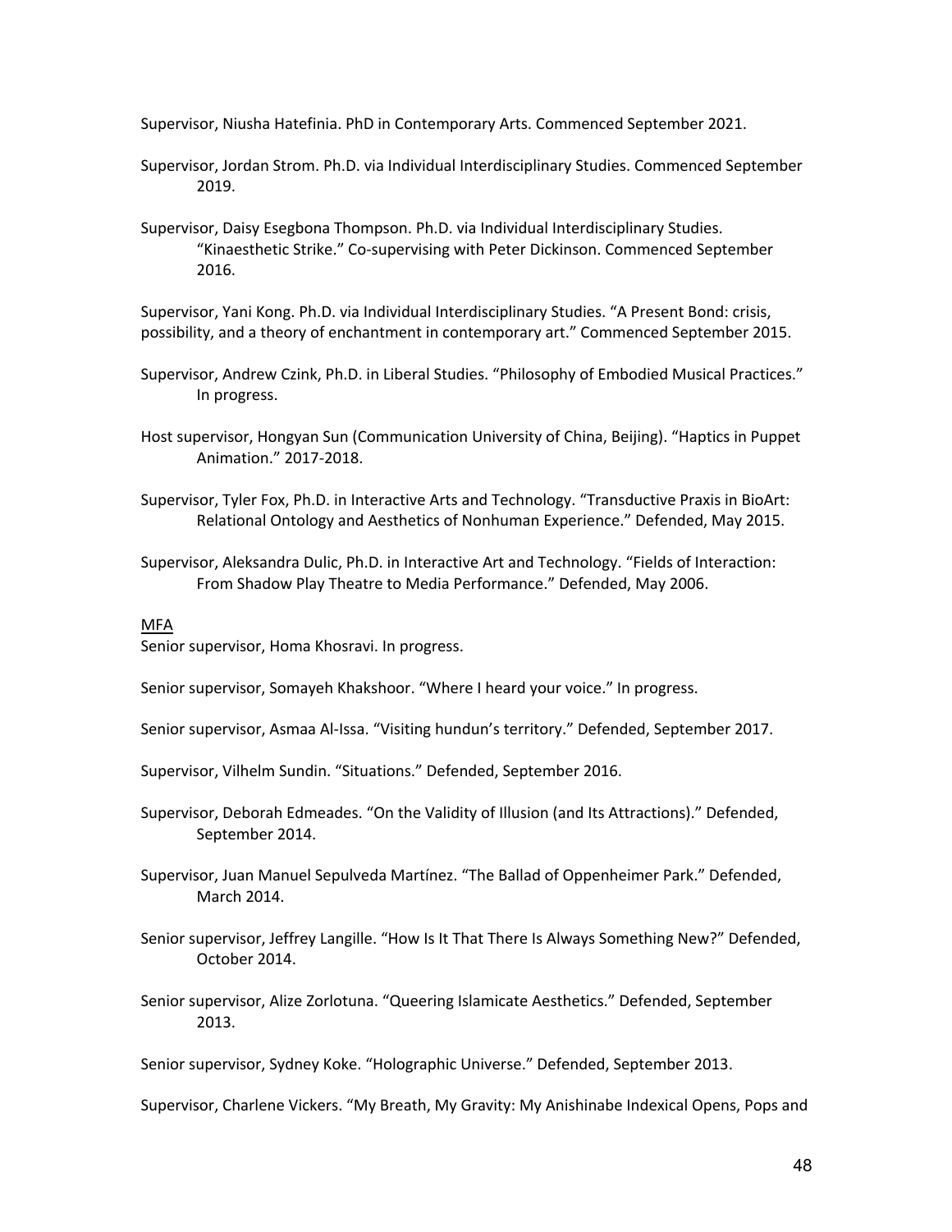Supervisor, Niusha Hatefinia. PhD in Contemporary Arts. Commenced September 2021.

Supervisor, Jordan Strom. Ph.D. via Individual Interdisciplinary Studies. Commenced September 2019.

Supervisor, Daisy Esegbona Thompson. Ph.D. via Individual Interdisciplinary Studies. "Kinaesthetic Strike." Co-supervising with Peter Dickinson. Commenced September 2016.

Supervisor, Yani Kong. Ph.D. via Individual Interdisciplinary Studies. "A Present Bond: crisis, possibility, and a theory of enchantment in contemporary art." Commenced September 2015.

Supervisor, Andrew Czink, Ph.D. in Liberal Studies. "Philosophy of Embodied Musical Practices." In progress.

Host supervisor, Hongyan Sun (Communication University of China, Beijing). "Haptics in Puppet Animation." 2017-2018.

Supervisor, Tyler Fox, Ph.D. in Interactive Arts and Technology. "Transductive Praxis in BioArt: Relational Ontology and Aesthetics of Nonhuman Experience." Defended, May 2015.

Supervisor, Aleksandra Dulic, Ph.D. in Interactive Art and Technology. "Fields of Interaction: From Shadow Play Theatre to Media Performance." Defended, May 2006.

<u>MFA</u>

Senior supervisor, Homa Khosravi. In progress.

Senior supervisor, Somayeh Khakshoor. "Where I heard your voice." In progress.

Senior supervisor, Asmaa Al-Issa. "Visiting hundun's territory." Defended, September 2017.

Supervisor, Vilhelm Sundin. "Situations." Defended, September 2016.

Supervisor, Deborah Edmeades. "On the Validity of Illusion (and Its Attractions)." Defended, September 2014.

Supervisor, Juan Manuel Sepulveda Martínez. "The Ballad of Oppenheimer Park." Defended, March 2014.

Senior supervisor, Jeffrey Langille. "How Is It That There Is Always Something New?" Defended, October 2014.

Senior supervisor, Alize Zorlotuna. "Queering Islamicate Aesthetics." Defended, September 2013.

Senior supervisor, Sydney Koke. "Holographic Universe." Defended, September 2013.

Supervisor, Charlene Vickers. "My Breath, My Gravity: My Anishinabe Indexical Opens, Pops and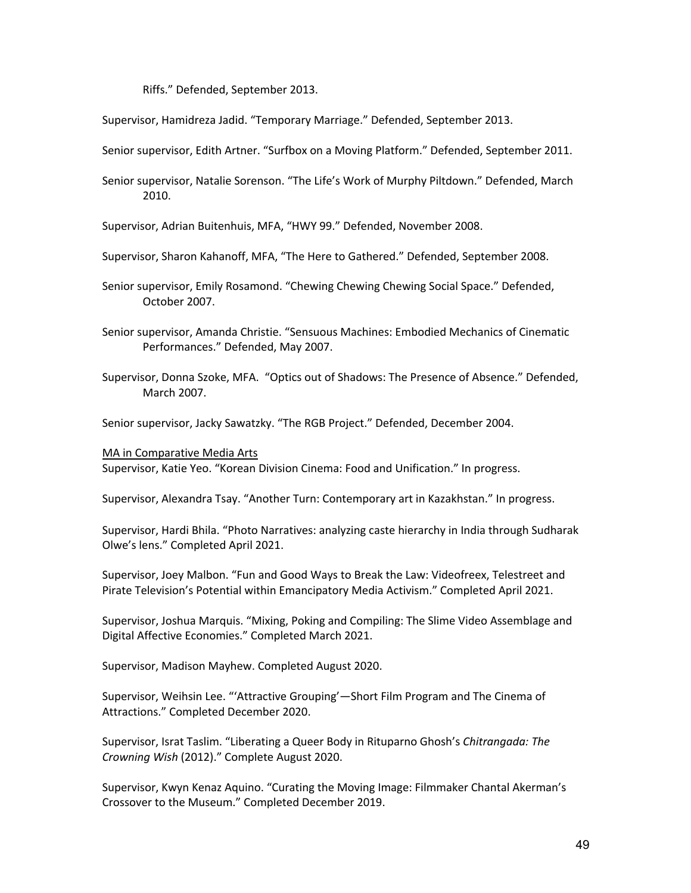Riffs." Defended, September 2013.

Supervisor, Hamidreza Jadid. "Temporary Marriage." Defended, September 2013.

Senior supervisor, Edith Artner. "Surfbox on a Moving Platform." Defended, September 2011.

Senior supervisor, Natalie Sorenson. "The Life's Work of Murphy Piltdown." Defended, March 2010.

Supervisor, Adrian Buitenhuis, MFA, "HWY 99." Defended, November 2008.

Supervisor, Sharon Kahanoff, MFA, "The Here to Gathered." Defended, September 2008.

Senior supervisor, Emily Rosamond. "Chewing Chewing Chewing Social Space." Defended, October 2007.

Senior supervisor, Amanda Christie. "Sensuous Machines: Embodied Mechanics of Cinematic Performances." Defended, May 2007.

Supervisor, Donna Szoke, MFA. "Optics out of Shadows: The Presence of Absence." Defended, March 2007.

Senior supervisor, Jacky Sawatzky. "The RGB Project." Defended, December 2004.

MA in Comparative Media Arts

Supervisor, Katie Yeo. "Korean Division Cinema: Food and Unification." In progress.

Supervisor, Alexandra Tsay. "Another Turn: Contemporary art in Kazakhstan." In progress.

Supervisor, Hardi Bhila. "Photo Narratives: analyzing caste hierarchy in India through Sudharak Olwe's lens." Completed April 2021.

Supervisor, Joey Malbon. "Fun and Good Ways to Break the Law: Videofreex, Telestreet and Pirate Television's Potential within Emancipatory Media Activism." Completed April 2021.

Supervisor, Joshua Marquis. "Mixing, Poking and Compiling: The Slime Video Assemblage and Digital Affective Economies." Completed March 2021.

Supervisor, Madison Mayhew. Completed August 2020.

Supervisor, Weihsin Lee. "'Attractive Grouping'—Short Film Program and The Cinema of Attractions." Completed December 2020.

Supervisor, Israt Taslim. "Liberating a Queer Body in Rituparno Ghosh's *Chitrangada: The Crowning Wish* (2012)." Complete August 2020.

Supervisor, Kwyn Kenaz Aquino. "Curating the Moving Image: Filmmaker Chantal Akerman's Crossover to the Museum." Completed December 2019.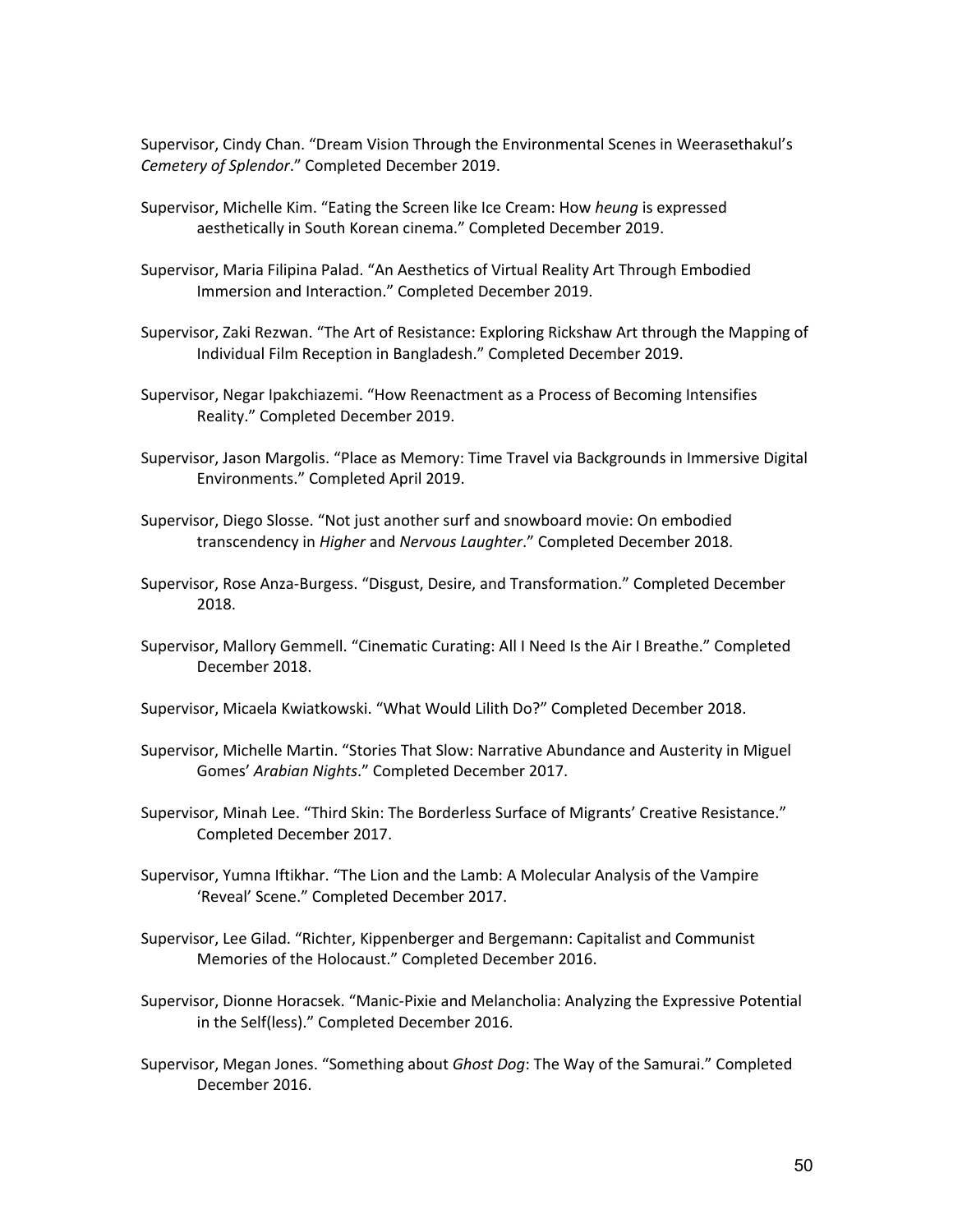Supervisor, Cindy Chan. "Dream Vision Through the Environmental Scenes in Weerasethakul's *Cemetery of Splendor*." Completed December 2019.

Supervisor, Michelle Kim. "Eating the Screen like Ice Cream: How *heung* is expressed aesthetically in South Korean cinema." Completed December 2019.

Supervisor, Maria Filipina Palad. "An Aesthetics of Virtual Reality Art Through Embodied Immersion and Interaction." Completed December 2019.

Supervisor, Zaki Rezwan. "The Art of Resistance: Exploring Rickshaw Art through the Mapping of Individual Film Reception in Bangladesh." Completed December 2019.

Supervisor, Negar Ipakchiazemi. "How Reenactment as a Process of Becoming Intensifies Reality." Completed December 2019.

Supervisor, Jason Margolis. "Place as Memory: Time Travel via Backgrounds in Immersive Digital Environments." Completed April 2019.

Supervisor, Diego Slosse. "Not just another surf and snowboard movie: On embodied transcendency in *Higher* and *Nervous Laughter*." Completed December 2018.

Supervisor, Rose Anza-Burgess. "Disgust, Desire, and Transformation." Completed December 2018.

Supervisor, Mallory Gemmell. "Cinematic Curating: All I Need Is the Air I Breathe." Completed December 2018.

Supervisor, Micaela Kwiatkowski. "What Would Lilith Do?" Completed December 2018.

Supervisor, Michelle Martin. "Stories That Slow: Narrative Abundance and Austerity in Miguel Gomes' *Arabian Nights*." Completed December 2017.

Supervisor, Minah Lee. "Third Skin: The Borderless Surface of Migrants' Creative Resistance." Completed December 2017.

Supervisor, Yumna Iftikhar. "The Lion and the Lamb: A Molecular Analysis of the Vampire 'Reveal' Scene." Completed December 2017.

Supervisor, Lee Gilad. "Richter, Kippenberger and Bergemann: Capitalist and Communist Memories of the Holocaust." Completed December 2016.

Supervisor, Dionne Horacsek. "Manic-Pixie and Melancholia: Analyzing the Expressive Potential in the Self(less)." Completed December 2016.

Supervisor, Megan Jones. "Something about *Ghost Dog*: The Way of the Samurai." Completed December 2016.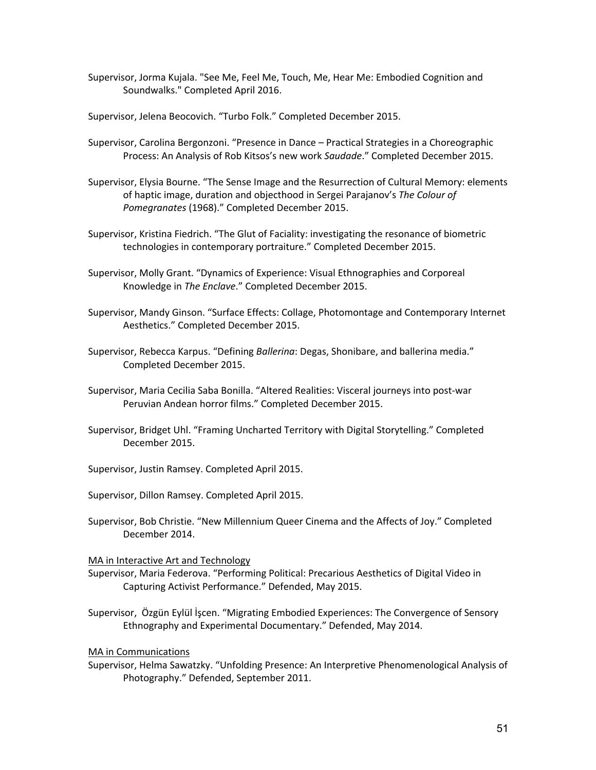Supervisor, Jorma Kujala. "See Me, Feel Me, Touch, Me, Hear Me: Embodied Cognition and Soundwalks." Completed April 2016.

Supervisor, Jelena Beocovich. "Turbo Folk." Completed December 2015.

Supervisor, Carolina Bergonzoni. "Presence in Dance – Practical Strategies in a Choreographic Process: An Analysis of Rob Kitsos's new work *Saudade*." Completed December 2015.

Supervisor, Elysia Bourne. "The Sense Image and the Resurrection of Cultural Memory: elements of haptic image, duration and objecthood in Sergei Parajanov's *The Colour of Pomegranates* (1968)." Completed December 2015.

Supervisor, Kristina Fiedrich. "The Glut of Faciality: investigating the resonance of biometric technologies in contemporary portraiture." Completed December 2015.

Supervisor, Molly Grant. "Dynamics of Experience: Visual Ethnographies and Corporeal Knowledge in *The Enclave*." Completed December 2015.

Supervisor, Mandy Ginson. "Surface Effects: Collage, Photomontage and Contemporary Internet Aesthetics." Completed December 2015.

Supervisor, Rebecca Karpus. "Defining *Ballerina*: Degas, Shonibare, and ballerina media." Completed December 2015.

Supervisor, Maria Cecilia Saba Bonilla. "Altered Realities: Visceral journeys into post-war Peruvian Andean horror films." Completed December 2015.

Supervisor, Bridget Uhl. "Framing Uncharted Territory with Digital Storytelling." Completed December 2015.

Supervisor, Justin Ramsey. Completed April 2015.

Supervisor, Dillon Ramsey. Completed April 2015.

Supervisor, Bob Christie. "New Millennium Queer Cinema and the Affects of Joy." Completed December 2014.

<u>MA in Interactive Art and Technology</u>

Supervisor, Maria Federova. "Performing Political: Precarious Aesthetics of Digital Video in Capturing Activist Performance." Defended, May 2015.

Supervisor, Özgün Eylül İşcen. "Migrating Embodied Experiences: The Convergence of Sensory Ethnography and Experimental Documentary." Defended, May 2014.

<u>MA in Communications</u>

Supervisor, Helma Sawatzky. "Unfolding Presence: An Interpretive Phenomenological Analysis of Photography." Defended, September 2011.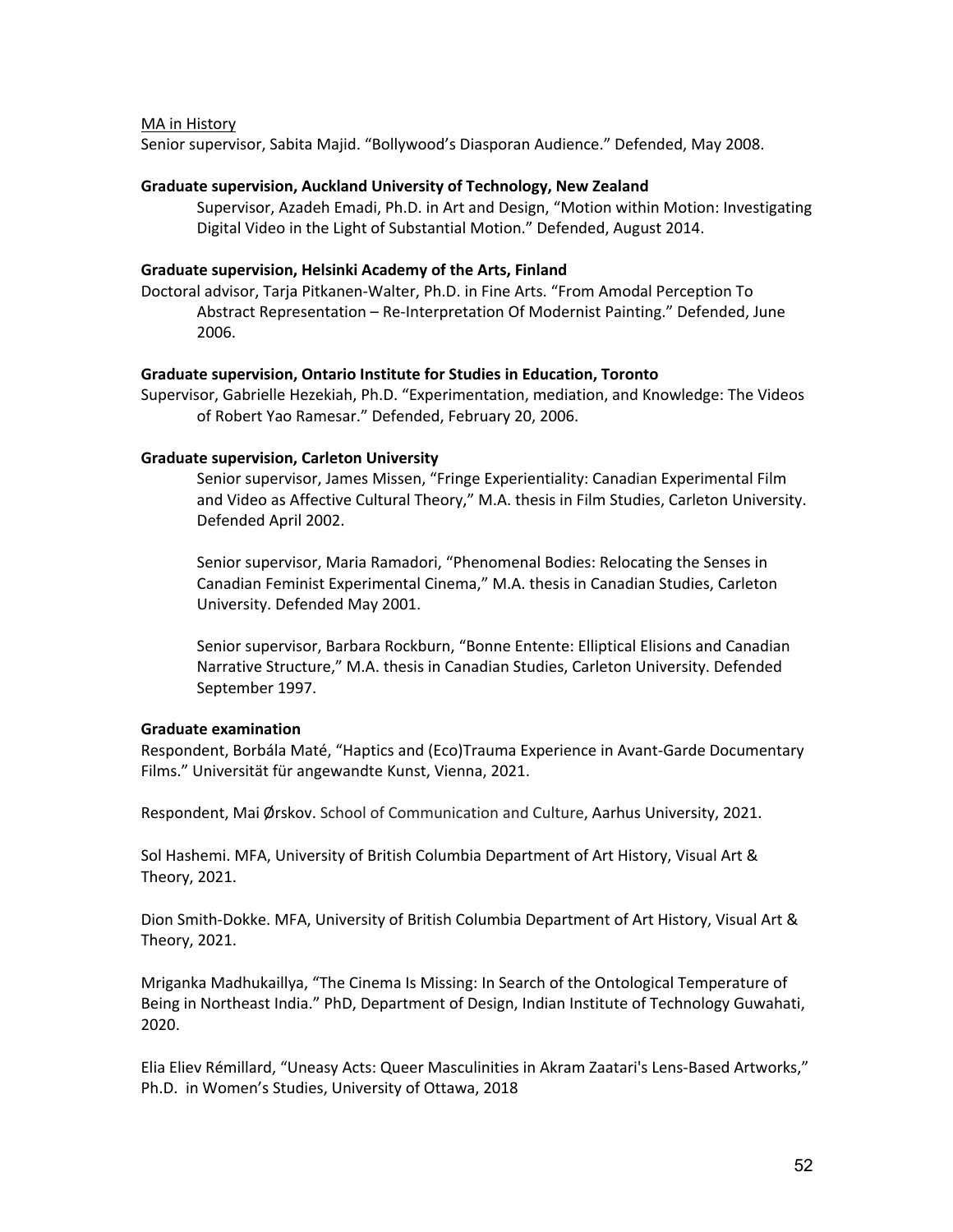MA in History

Senior supervisor, Sabita Majid. "Bollywood's Diasporan Audience." Defended, May 2008.

**Graduate supervision, Auckland University of Technology, New Zealand**

Supervisor, Azadeh Emadi, Ph.D. in Art and Design, "Motion within Motion: Investigating Digital Video in the Light of Substantial Motion." Defended, August 2014.

**Graduate supervision, Helsinki Academy of the Arts, Finland**

Doctoral advisor, Tarja Pitkanen-Walter, Ph.D. in Fine Arts. "From Amodal Perception To Abstract Representation – Re-Interpretation Of Modernist Painting." Defended, June 2006.

**Graduate supervision, Ontario Institute for Studies in Education, Toronto**

Supervisor, Gabrielle Hezekiah, Ph.D. "Experimentation, mediation, and Knowledge: The Videos of Robert Yao Ramesar." Defended, February 20, 2006.

**Graduate supervision, Carleton University**

Senior supervisor, James Missen, "Fringe Experientiality: Canadian Experimental Film and Video as Affective Cultural Theory," M.A. thesis in Film Studies, Carleton University. Defended April 2002.

Senior supervisor, Maria Ramadori, "Phenomenal Bodies: Relocating the Senses in Canadian Feminist Experimental Cinema," M.A. thesis in Canadian Studies, Carleton University. Defended May 2001.

Senior supervisor, Barbara Rockburn, "Bonne Entente: Elliptical Elisions and Canadian Narrative Structure," M.A. thesis in Canadian Studies, Carleton University. Defended September 1997.

**Graduate examination**

Respondent, Borbála Maté, "Haptics and (Eco)Trauma Experience in Avant-Garde Documentary Films." Universität für angewandte Kunst, Vienna, 2021.

Respondent, Mai Ørskov. School of Communication and Culture, Aarhus University, 2021.

Sol Hashemi. MFA, University of British Columbia Department of Art History, Visual Art & Theory, 2021.

Dion Smith-Dokke. MFA, University of British Columbia Department of Art History, Visual Art & Theory, 2021.

Mriganka Madhukaillya, "The Cinema Is Missing: In Search of the Ontological Temperature of Being in Northeast India." PhD, Department of Design, Indian Institute of Technology Guwahati, 2020.

Elia Eliev Rémillard, "Uneasy Acts: Queer Masculinities in Akram Zaatari's Lens-Based Artworks," Ph.D. in Women's Studies, University of Ottawa, 2018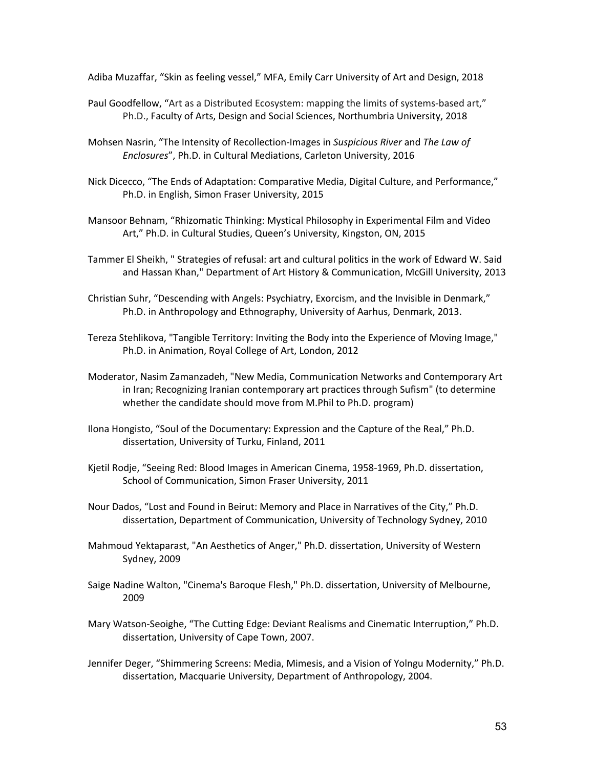Adiba Muzaffar, "Skin as feeling vessel," MFA, Emily Carr University of Art and Design, 2018

Paul Goodfellow, "Art as a Distributed Ecosystem: mapping the limits of systems-based art," Ph.D., Faculty of Arts, Design and Social Sciences, Northumbria University, 2018

Mohsen Nasrin, "The Intensity of Recollection-Images in *Suspicious River* and *The Law of Enclosures*", Ph.D. in Cultural Mediations, Carleton University, 2016

Nick Dicecco, "The Ends of Adaptation: Comparative Media, Digital Culture, and Performance," Ph.D. in English, Simon Fraser University, 2015

Mansoor Behnam, "Rhizomatic Thinking: Mystical Philosophy in Experimental Film and Video Art," Ph.D. in Cultural Studies, Queen's University, Kingston, ON, 2015

Tammer El Sheikh, " Strategies of refusal: art and cultural politics in the work of Edward W. Said and Hassan Khan," Department of Art History & Communication, McGill University, 2013

Christian Suhr, "Descending with Angels: Psychiatry, Exorcism, and the Invisible in Denmark," Ph.D. in Anthropology and Ethnography, University of Aarhus, Denmark, 2013.

Tereza Stehlikova, "Tangible Territory: Inviting the Body into the Experience of Moving Image," Ph.D. in Animation, Royal College of Art, London, 2012

Moderator, Nasim Zamanzadeh, "New Media, Communication Networks and Contemporary Art in Iran; Recognizing Iranian contemporary art practices through Sufism" (to determine whether the candidate should move from M.Phil to Ph.D. program)

Ilona Hongisto, "Soul of the Documentary: Expression and the Capture of the Real," Ph.D. dissertation, University of Turku, Finland, 2011

Kjetil Rodje, "Seeing Red: Blood Images in American Cinema, 1958-1969, Ph.D. dissertation, School of Communication, Simon Fraser University, 2011

Nour Dados, "Lost and Found in Beirut: Memory and Place in Narratives of the City," Ph.D. dissertation, Department of Communication, University of Technology Sydney, 2010

Mahmoud Yektaparast, "An Aesthetics of Anger," Ph.D. dissertation, University of Western Sydney, 2009

Saige Nadine Walton, "Cinema's Baroque Flesh," Ph.D. dissertation, University of Melbourne, 2009

Mary Watson-Seoighe, "The Cutting Edge: Deviant Realisms and Cinematic Interruption," Ph.D. dissertation, University of Cape Town, 2007.

Jennifer Deger, "Shimmering Screens: Media, Mimesis, and a Vision of Yolngu Modernity," Ph.D. dissertation, Macquarie University, Department of Anthropology, 2004.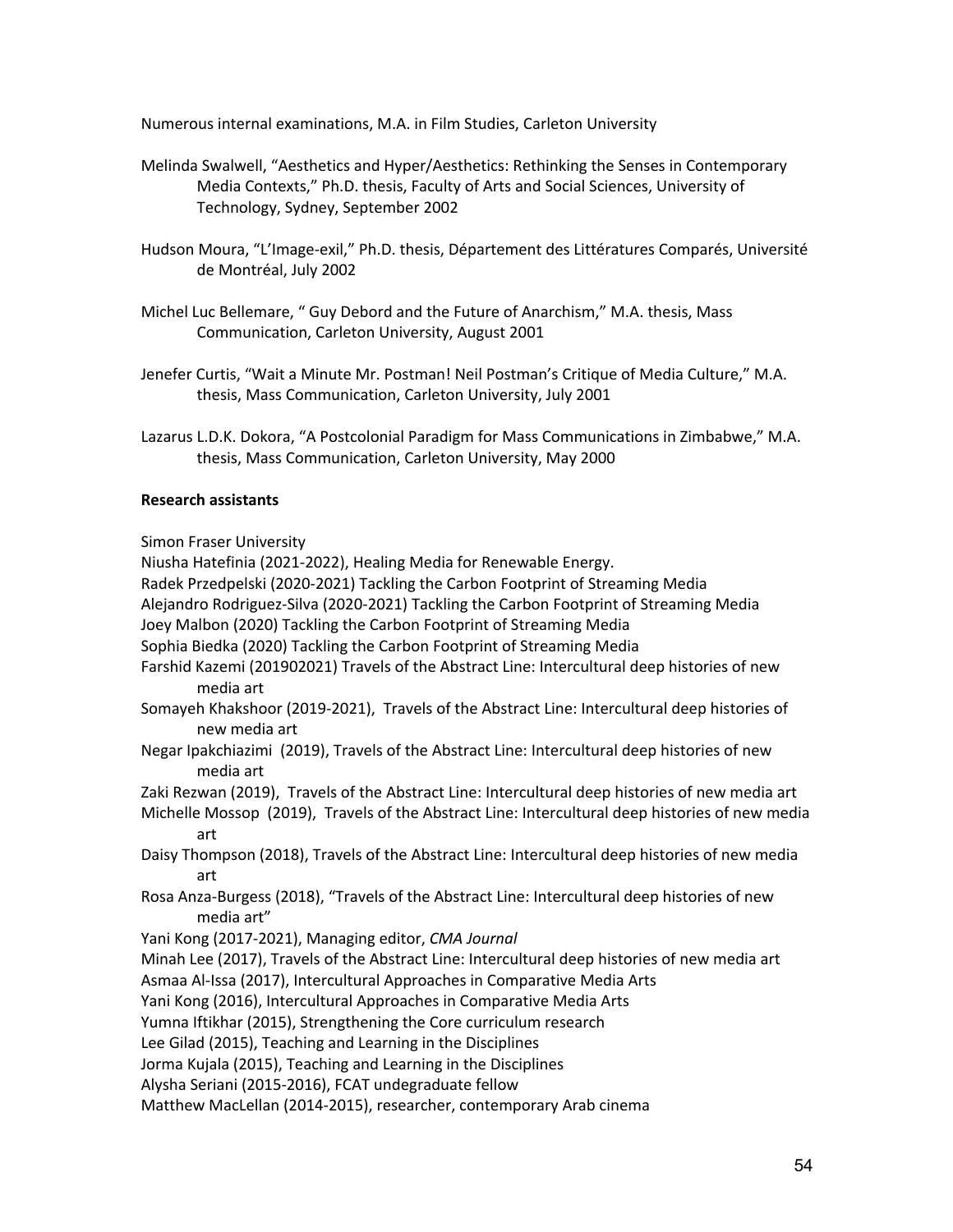Numerous internal examinations, M.A. in Film Studies, Carleton University

Melinda Swalwell, "Aesthetics and Hyper/Aesthetics: Rethinking the Senses in Contemporary Media Contexts," Ph.D. thesis, Faculty of Arts and Social Sciences, University of Technology, Sydney, September 2002

Hudson Moura, "L'Image-exil," Ph.D. thesis, Département des Littératures Comparés, Université de Montréal, July 2002

Michel Luc Bellemare, " Guy Debord and the Future of Anarchism," M.A. thesis, Mass Communication, Carleton University, August 2001

Jenefer Curtis, "Wait a Minute Mr. Postman! Neil Postman's Critique of Media Culture," M.A. thesis, Mass Communication, Carleton University, July 2001

Lazarus L.D.K. Dokora, "A Postcolonial Paradigm for Mass Communications in Zimbabwe," M.A. thesis, Mass Communication, Carleton University, May 2000

**Research assistants**

Simon Fraser University

Niusha Hatefinia (2021-2022), Healing Media for Renewable Energy.

Radek Przedpelski (2020-2021) Tackling the Carbon Footprint of Streaming Media

Alejandro Rodriguez-Silva (2020-2021) Tackling the Carbon Footprint of Streaming Media

Joey Malbon (2020) Tackling the Carbon Footprint of Streaming Media

Sophia Biedka (2020) Tackling the Carbon Footprint of Streaming Media

Farshid Kazemi (201902021) Travels of the Abstract Line: Intercultural deep histories of new media art

Somayeh Khakshoor (2019-2021), Travels of the Abstract Line: Intercultural deep histories of new media art

Negar Ipakchiazimi (2019), Travels of the Abstract Line: Intercultural deep histories of new media art

Zaki Rezwan (2019), Travels of the Abstract Line: Intercultural deep histories of new media art

Michelle Mossop (2019), Travels of the Abstract Line: Intercultural deep histories of new media art

Daisy Thompson (2018), Travels of the Abstract Line: Intercultural deep histories of new media art

Rosa Anza-Burgess (2018), "Travels of the Abstract Line: Intercultural deep histories of new media art"

Yani Kong (2017-2021), Managing editor, *CMA Journal*

Minah Lee (2017), Travels of the Abstract Line: Intercultural deep histories of new media art

Asmaa Al-Issa (2017), Intercultural Approaches in Comparative Media Arts

Yani Kong (2016), Intercultural Approaches in Comparative Media Arts

Yumna Iftikhar (2015), Strengthening the Core curriculum research

Lee Gilad (2015), Teaching and Learning in the Disciplines

Jorma Kujala (2015), Teaching and Learning in the Disciplines

Alysha Seriani (2015-2016), FCAT undegraduate fellow

Matthew MacLellan (2014-2015), researcher, contemporary Arab cinema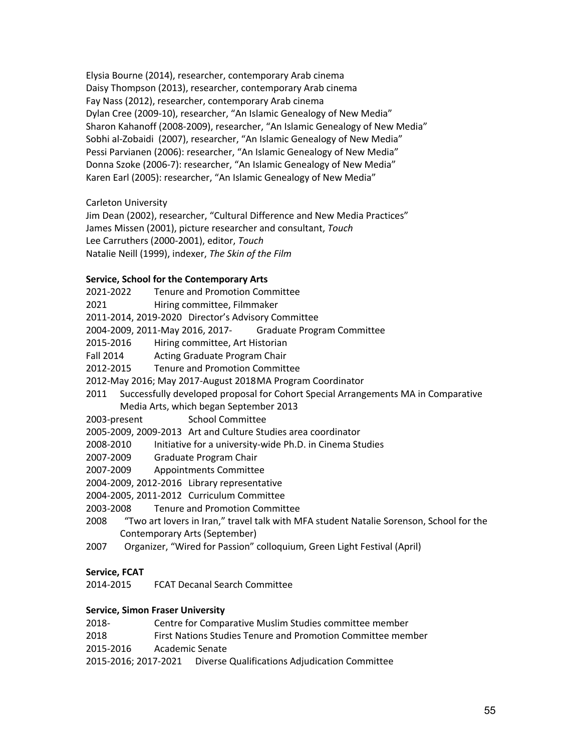Elysia Bourne (2014), researcher, contemporary Arab cinema
Daisy Thompson (2013), researcher, contemporary Arab cinema
Fay Nass (2012), researcher, contemporary Arab cinema
Dylan Cree (2009-10), researcher, "An Islamic Genealogy of New Media"
Sharon Kahanoff (2008-2009), researcher, "An Islamic Genealogy of New Media"
Sobhi al-Zobaidi (2007), researcher, "An Islamic Genealogy of New Media"
Pessi Parvianen (2006): researcher, "An Islamic Genealogy of New Media"
Donna Szoke (2006-7): researcher, "An Islamic Genealogy of New Media"
Karen Earl (2005): researcher, "An Islamic Genealogy of New Media"

Carleton University
Jim Dean (2002), researcher, "Cultural Difference and New Media Practices"
James Missen (2001), picture researcher and consultant, *Touch*
Lee Carruthers (2000-2001), editor, *Touch*
Natalie Neill (1999), indexer, *The Skin of the Film*

**Service, School for the Contemporary Arts**

2021-2022 Tenure and Promotion Committee
2021 Hiring committee, Filmmaker
2011-2014, 2019-2020 Director's Advisory Committee
2004-2009, 2011-May 2016, 2017- Graduate Program Committee
2015-2016 Hiring committee, Art Historian
Fall 2014 Acting Graduate Program Chair
2012-2015 Tenure and Promotion Committee
2012-May 2016; May 2017-August 2018 MA Program Coordinator
2011 Successfully developed proposal for Cohort Special Arrangements MA in Comparative Media Arts, which began September 2013
2003-present School Committee
2005-2009, 2009-2013 Art and Culture Studies area coordinator
2008-2010 Initiative for a university-wide Ph.D. in Cinema Studies
2007-2009 Graduate Program Chair
2007-2009 Appointments Committee
2004-2009, 2012-2016 Library representative
2004-2005, 2011-2012 Curriculum Committee
2003-2008 Tenure and Promotion Committee
2008 "Two art lovers in Iran," travel talk with MFA student Natalie Sorenson, School for the Contemporary Arts (September)
2007 Organizer, "Wired for Passion" colloquium, Green Light Festival (April)

**Service, FCAT**

2014-2015 FCAT Decanal Search Committee

**Service, Simon Fraser University**

2018- Centre for Comparative Muslim Studies committee member
2018 First Nations Studies Tenure and Promotion Committee member
2015-2016 Academic Senate
2015-2016; 2017-2021 Diverse Qualifications Adjudication Committee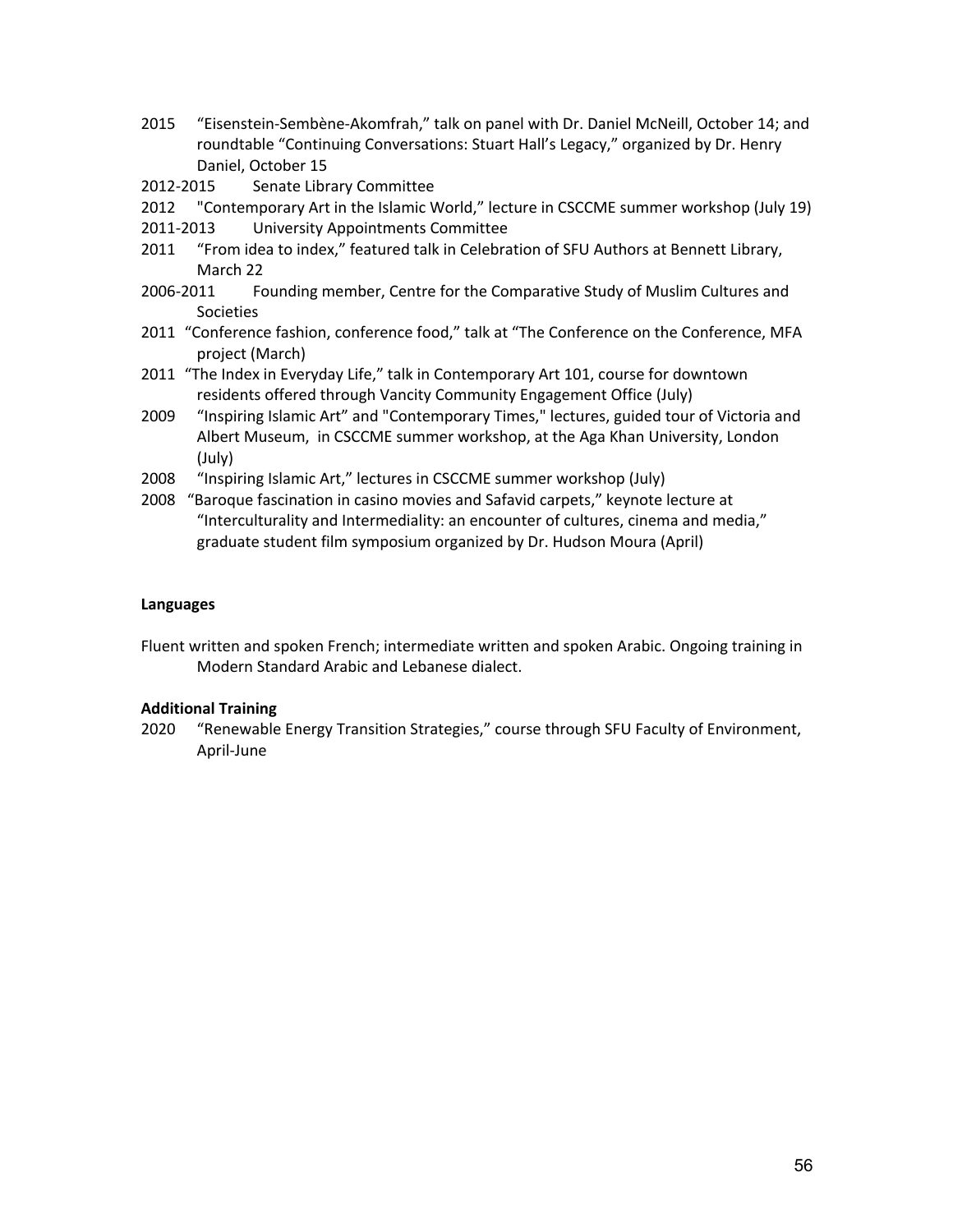2015 "Eisenstein-Sembène-Akomfrah," talk on panel with Dr. Daniel McNeill, October 14; and roundtable "Continuing Conversations: Stuart Hall's Legacy," organized by Dr. Henry Daniel, October 15

2012-2015 Senate Library Committee

2012 "Contemporary Art in the Islamic World," lecture in CSCCME summer workshop (July 19)

2011-2013 University Appointments Committee

2011 "From idea to index," featured talk in Celebration of SFU Authors at Bennett Library, March 22

2006-2011 Founding member, Centre for the Comparative Study of Muslim Cultures and Societies

2011 "Conference fashion, conference food," talk at "The Conference on the Conference, MFA project (March)

2011 "The Index in Everyday Life," talk in Contemporary Art 101, course for downtown residents offered through Vancity Community Engagement Office (July)

2009 "Inspiring Islamic Art" and "Contemporary Times," lectures, guided tour of Victoria and Albert Museum, in CSCCME summer workshop, at the Aga Khan University, London (July)

2008 "Inspiring Islamic Art," lectures in CSCCME summer workshop (July)

2008 "Baroque fascination in casino movies and Safavid carpets," keynote lecture at "Interculturality and Intermediality: an encounter of cultures, cinema and media," graduate student film symposium organized by Dr. Hudson Moura (April)

**Languages**

Fluent written and spoken French; intermediate written and spoken Arabic. Ongoing training in Modern Standard Arabic and Lebanese dialect.

**Additional Training**

2020 "Renewable Energy Transition Strategies," course through SFU Faculty of Environment, April-June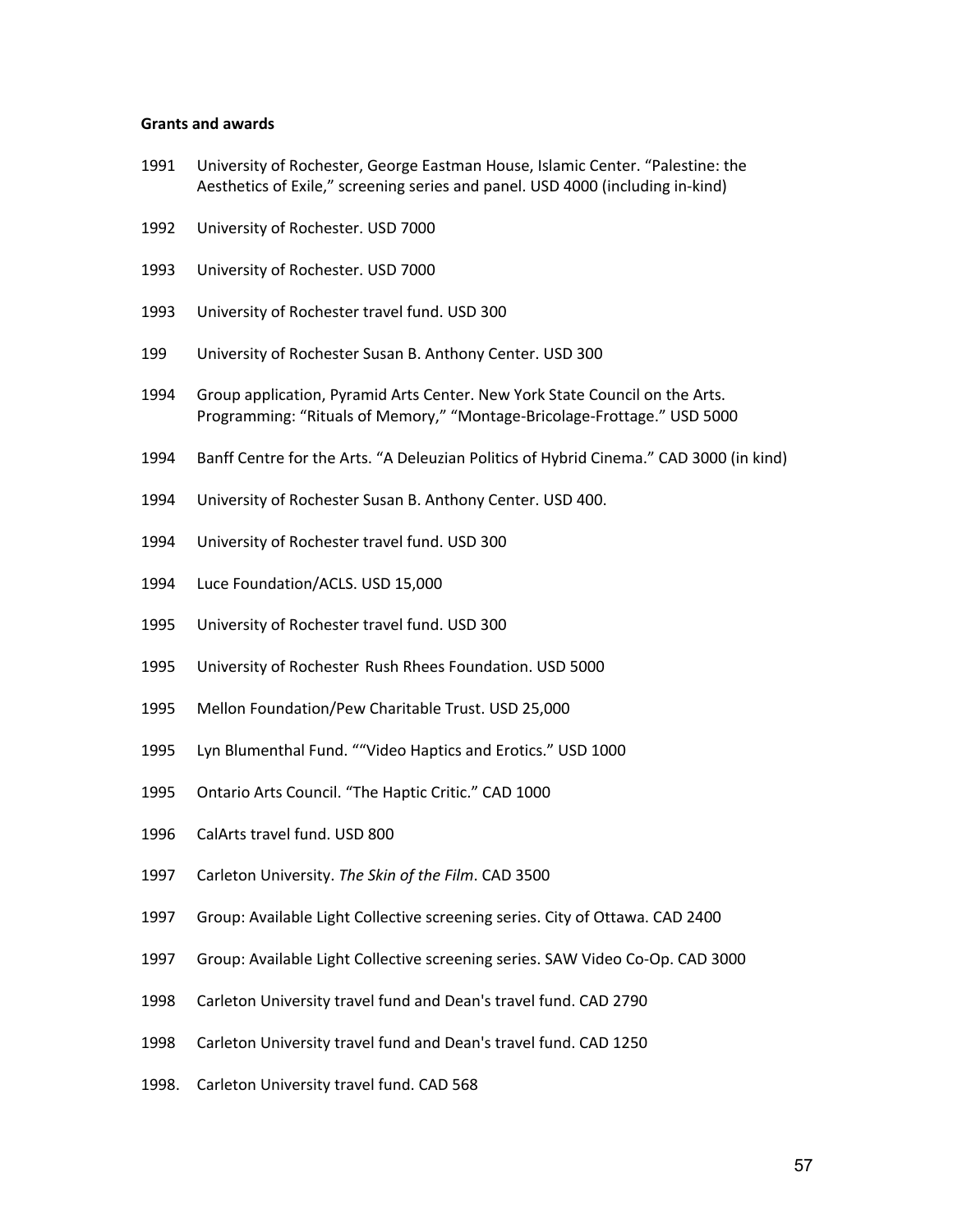**Grants and awards**

1991 University of Rochester, George Eastman House, Islamic Center. "Palestine: the Aesthetics of Exile," screening series and panel. USD 4000 (including in-kind)

1992 University of Rochester. USD 7000

1993 University of Rochester. USD 7000

1993 University of Rochester travel fund. USD 300

199 University of Rochester Susan B. Anthony Center. USD 300

1994 Group application, Pyramid Arts Center. New York State Council on the Arts. Programming: "Rituals of Memory," "Montage-Bricolage-Frottage." USD 5000

1994 Banff Centre for the Arts. "A Deleuzian Politics of Hybrid Cinema." CAD 3000 (in kind)

1994 University of Rochester Susan B. Anthony Center. USD 400.

1994 University of Rochester travel fund. USD 300

1994 Luce Foundation/ACLS. USD 15,000

1995 University of Rochester travel fund. USD 300

1995 University of Rochester Rush Rhees Foundation. USD 5000

1995 Mellon Foundation/Pew Charitable Trust. USD 25,000

1995 Lyn Blumenthal Fund. ""Video Haptics and Erotics." USD 1000

1995 Ontario Arts Council. "The Haptic Critic." CAD 1000

1996 CalArts travel fund. USD 800

1997 Carleton University. *The Skin of the Film*. CAD 3500

1997 Group: Available Light Collective screening series. City of Ottawa. CAD 2400

1997 Group: Available Light Collective screening series. SAW Video Co-Op. CAD 3000

1998 Carleton University travel fund and Dean's travel fund. CAD 2790

1998 Carleton University travel fund and Dean's travel fund. CAD 1250

1998. Carleton University travel fund. CAD 568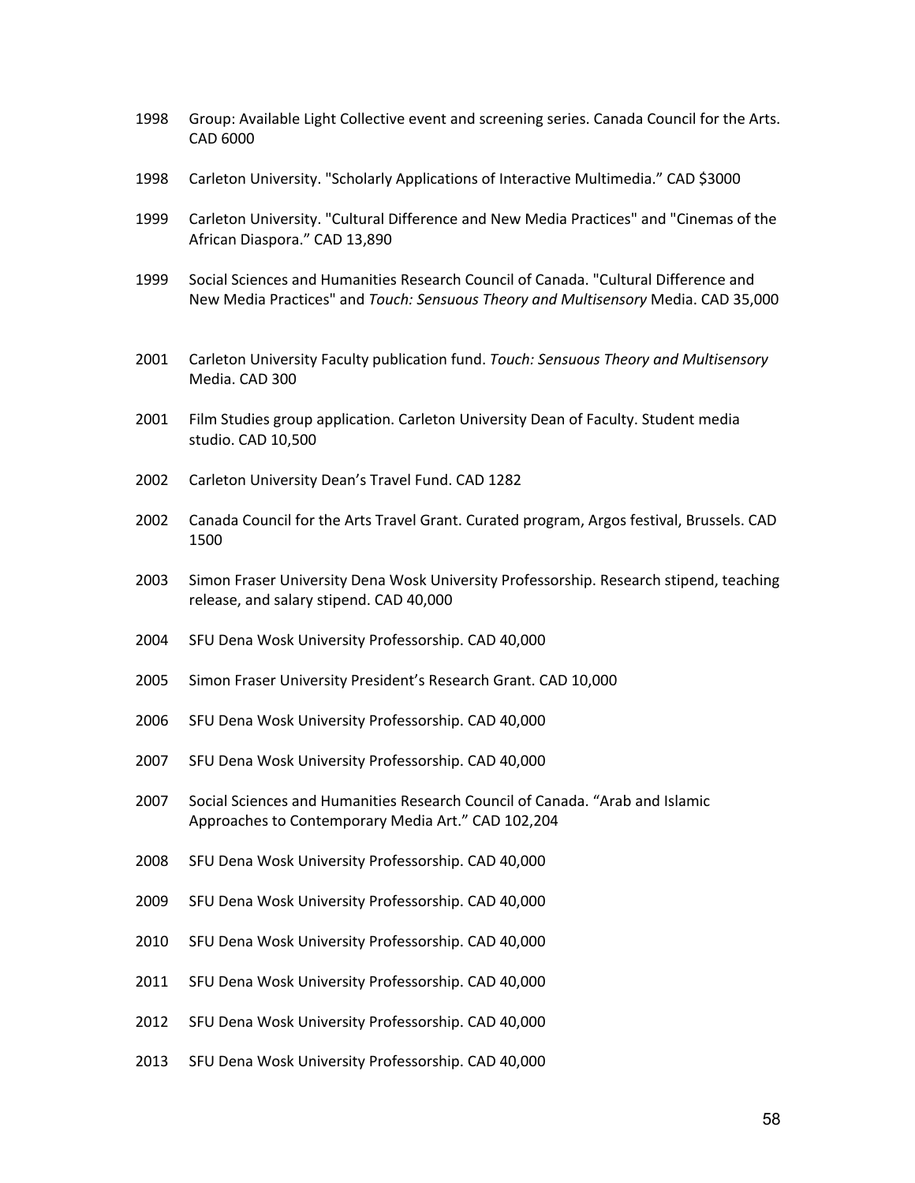1998 Group: Available Light Collective event and screening series. Canada Council for the Arts. CAD 6000

1998 Carleton University. "Scholarly Applications of Interactive Multimedia." CAD $3000

1999 Carleton University. "Cultural Difference and New Media Practices" and "Cinemas of the African Diaspora." CAD 13,890

1999 Social Sciences and Humanities Research Council of Canada. "Cultural Difference and New Media Practices" and *Touch: Sensuous Theory and Multisensory* Media. CAD 35,000

2001 Carleton University Faculty publication fund. *Touch: Sensuous Theory and Multisensory* Media. CAD 300

2001 Film Studies group application. Carleton University Dean of Faculty. Student media studio. CAD 10,500

2002 Carleton University Dean's Travel Fund. CAD 1282

2002 Canada Council for the Arts Travel Grant. Curated program, Argos festival, Brussels. CAD 1500

2003 Simon Fraser University Dena Wosk University Professorship. Research stipend, teaching release, and salary stipend. CAD 40,000

2004 SFU Dena Wosk University Professorship. CAD 40,000

2005 Simon Fraser University President's Research Grant. CAD 10,000

2006 SFU Dena Wosk University Professorship. CAD 40,000

2007 SFU Dena Wosk University Professorship. CAD 40,000

2007 Social Sciences and Humanities Research Council of Canada. "Arab and Islamic Approaches to Contemporary Media Art." CAD 102,204

2008 SFU Dena Wosk University Professorship. CAD 40,000

2009 SFU Dena Wosk University Professorship. CAD 40,000

2010 SFU Dena Wosk University Professorship. CAD 40,000

2011 SFU Dena Wosk University Professorship. CAD 40,000

2012 SFU Dena Wosk University Professorship. CAD 40,000

2013 SFU Dena Wosk University Professorship. CAD 40,000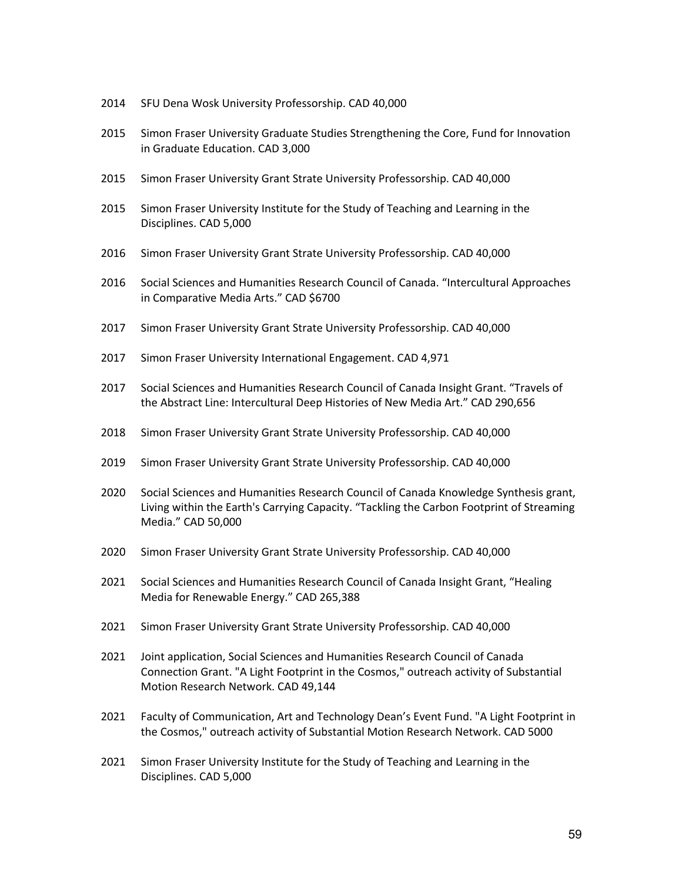2014 SFU Dena Wosk University Professorship. CAD 40,000

2015 Simon Fraser University Graduate Studies Strengthening the Core, Fund for Innovation in Graduate Education. CAD 3,000

2015 Simon Fraser University Grant Strate University Professorship. CAD 40,000

2015 Simon Fraser University Institute for the Study of Teaching and Learning in the Disciplines. CAD 5,000

2016 Simon Fraser University Grant Strate University Professorship. CAD 40,000

2016 Social Sciences and Humanities Research Council of Canada. "Intercultural Approaches in Comparative Media Arts." CAD $6700

2017 Simon Fraser University Grant Strate University Professorship. CAD 40,000

2017 Simon Fraser University International Engagement. CAD 4,971

2017 Social Sciences and Humanities Research Council of Canada Insight Grant. "Travels of the Abstract Line: Intercultural Deep Histories of New Media Art." CAD 290,656

2018 Simon Fraser University Grant Strate University Professorship. CAD 40,000

2019 Simon Fraser University Grant Strate University Professorship. CAD 40,000

2020 Social Sciences and Humanities Research Council of Canada Knowledge Synthesis grant, Living within the Earth's Carrying Capacity. "Tackling the Carbon Footprint of Streaming Media." CAD 50,000

2020 Simon Fraser University Grant Strate University Professorship. CAD 40,000

2021 Social Sciences and Humanities Research Council of Canada Insight Grant, "Healing Media for Renewable Energy." CAD 265,388

2021 Simon Fraser University Grant Strate University Professorship. CAD 40,000

2021 Joint application, Social Sciences and Humanities Research Council of Canada Connection Grant. "A Light Footprint in the Cosmos," outreach activity of Substantial Motion Research Network. CAD 49,144

2021 Faculty of Communication, Art and Technology Dean's Event Fund. "A Light Footprint in the Cosmos," outreach activity of Substantial Motion Research Network. CAD 5000

2021 Simon Fraser University Institute for the Study of Teaching and Learning in the Disciplines. CAD 5,000